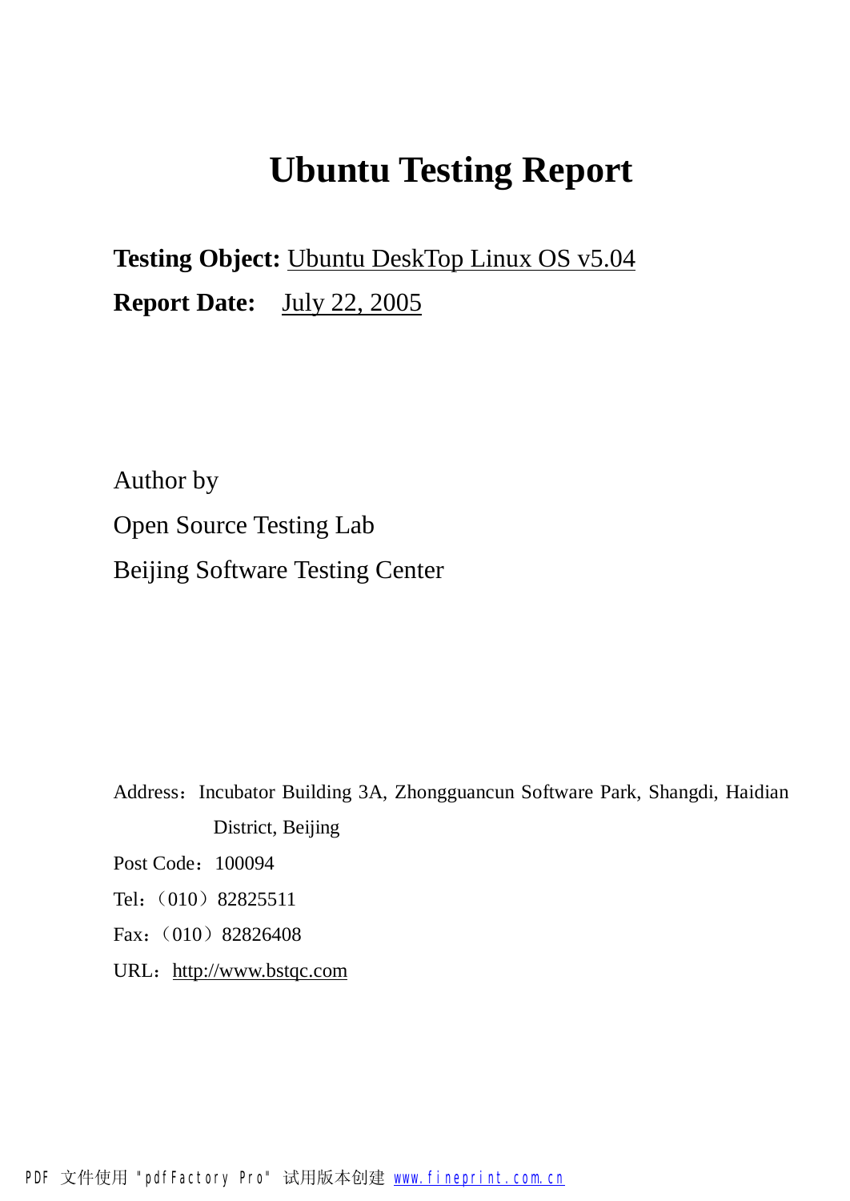# Ubuntu Testing Report

**Testing Object:** Ubuntu DeskTop Linux OS v5.04

**Report Date:** July 22, 2005

Author by

Open Source Testing Lab

Beijing Software Testing Center

Address：Incubator Building 3A, Zhongguancun Software Park, Shangdi, Haidian District, Beijing

Post Code：100094

Tel：（010）82825511

Fax：（010）82826408

URL：http://www.bstqc.com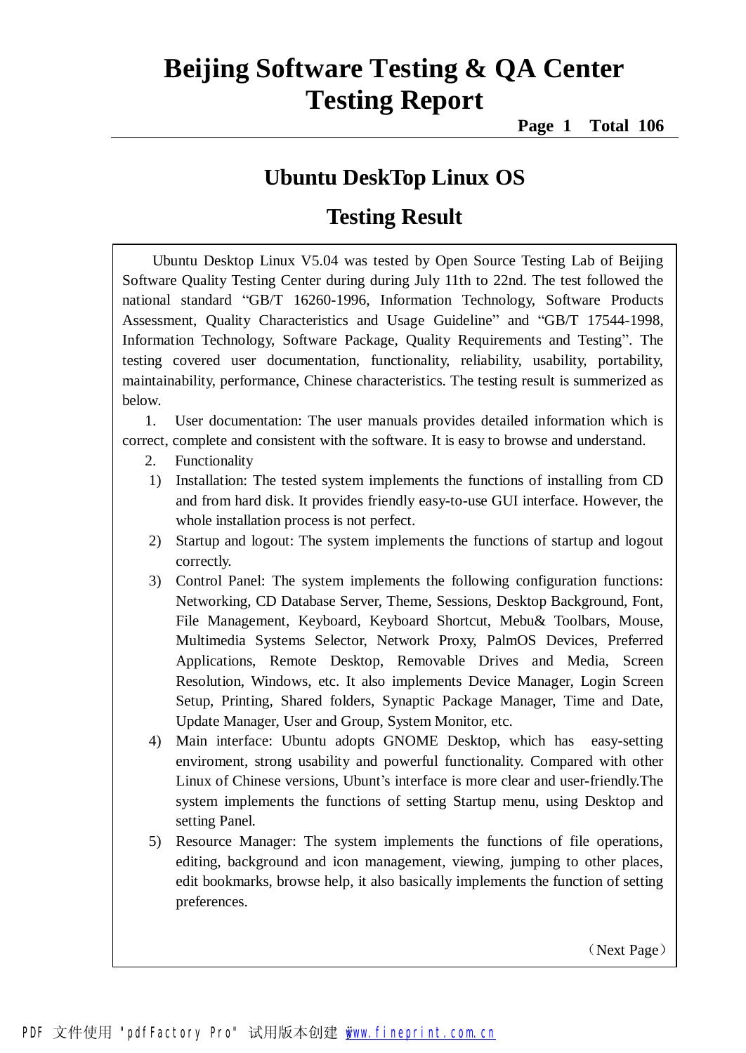# Beijing Software Testing & QA Center
# Testing Report

## Ubuntu DeskTop Linux OS

## Testing Result

Ubuntu Desktop Linux V5.04 was tested by Open Source Testing Lab of Beijing Software Quality Testing Center during during July 11th to 22nd. The test followed the national standard "GB/T 16260-1996, Information Technology, Software Products Assessment, Quality Characteristics and Usage Guideline" and "GB/T 17544-1998, Information Technology, Software Package, Quality Requirements and Testing". The testing covered user documentation, functionality, reliability, usability, portability, maintainability, performance, Chinese characteristics. The testing result is summerized as below.

1. User documentation: The user manuals provides detailed information which is correct, complete and consistent with the software. It is easy to browse and understand.

2. Functionality

   1) Installation: The tested system implements the functions of installing from CD and from hard disk. It provides friendly easy-to-use GUI interface. However, the whole installation process is not perfect.

   2) Startup and logout: The system implements the functions of startup and logout correctly.

   3) Control Panel: The system implements the following configuration functions: Networking, CD Database Server, Theme, Sessions, Desktop Background, Font, File Management, Keyboard, Keyboard Shortcut, Mebu& Toolbars, Mouse, Multimedia Systems Selector, Network Proxy, PalmOS Devices, Preferred Applications, Remote Desktop, Removable Drives and Media, Screen Resolution, Windows, etc. It also implements Device Manager, Login Screen Setup, Printing, Shared folders, Synaptic Package Manager, Time and Date, Update Manager, User and Group, System Monitor, etc.

   4) Main interface: Ubuntu adopts GNOME Desktop, which has easy-setting enviroment, strong usability and powerful functionality. Compared with other Linux of Chinese versions, Ubunt's interface is more clear and user-friendly.The system implements the functions of setting Startup menu, using Desktop and setting Panel.

   5) Resource Manager: The system implements the functions of file operations, editing, background and icon management, viewing, jumping to other places, edit bookmarks, browse help, it also basically implements the function of setting preferences.

（Next Page）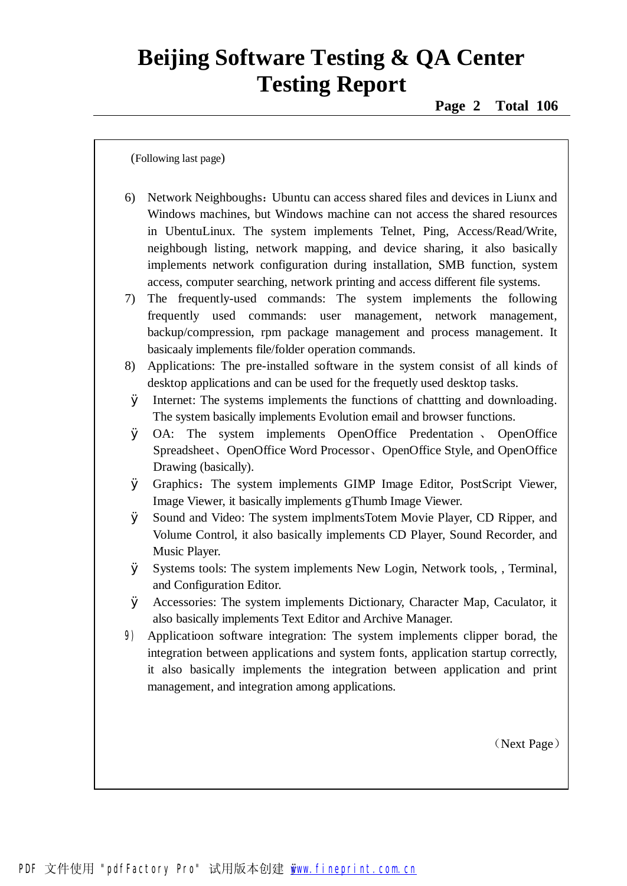(Following last page)

6) Network Neighboughs：Ubuntu can access shared files and devices in Liunx and Windows machines, but Windows machine can not access the shared resources in UbentuLinux. The system implements Telnet, Ping, Access/Read/Write, neighbough listing, network mapping, and device sharing, it also basically implements network configuration during installation, SMB function, system access, computer searching, network printing and access different file systems.
7) The frequently-used commands: The system implements the following frequently used commands: user management, network management, backup/compression, rpm package management and process management. It basicaaly implements file/folder operation commands.
8) Applications: The pre-installed software in the system consist of all kinds of desktop applications and can be used for the frequetly used desktop tasks.
   - Internet: The systems implements the functions of chattting and downloading. The system basically implements Evolution email and browser functions.
   - OA: The system implements OpenOffice Predentation 、 OpenOffice Spreadsheet、OpenOffice Word Processor、OpenOffice Style, and OpenOffice Drawing (basically).
   - Graphics：The system implements GIMP Image Editor, PostScript Viewer, Image Viewer, it basically implements gThumb Image Viewer.
   - Sound and Video: The system implmentsTotem Movie Player, CD Ripper, and Volume Control, it also basically implements CD Player, Sound Recorder, and Music Player.
   - Systems tools: The system implements New Login, Network tools, , Terminal, and Configuration Editor.
   - Accessories: The system implements Dictionary, Character Map, Caculator, it also basically implements Text Editor and Archive Manager.
9) Applicatioon software integration: The system implements clipper borad, the integration between applications and system fonts, application startup correctly, it also basically implements the integration between application and print management, and integration among applications.

（Next Page）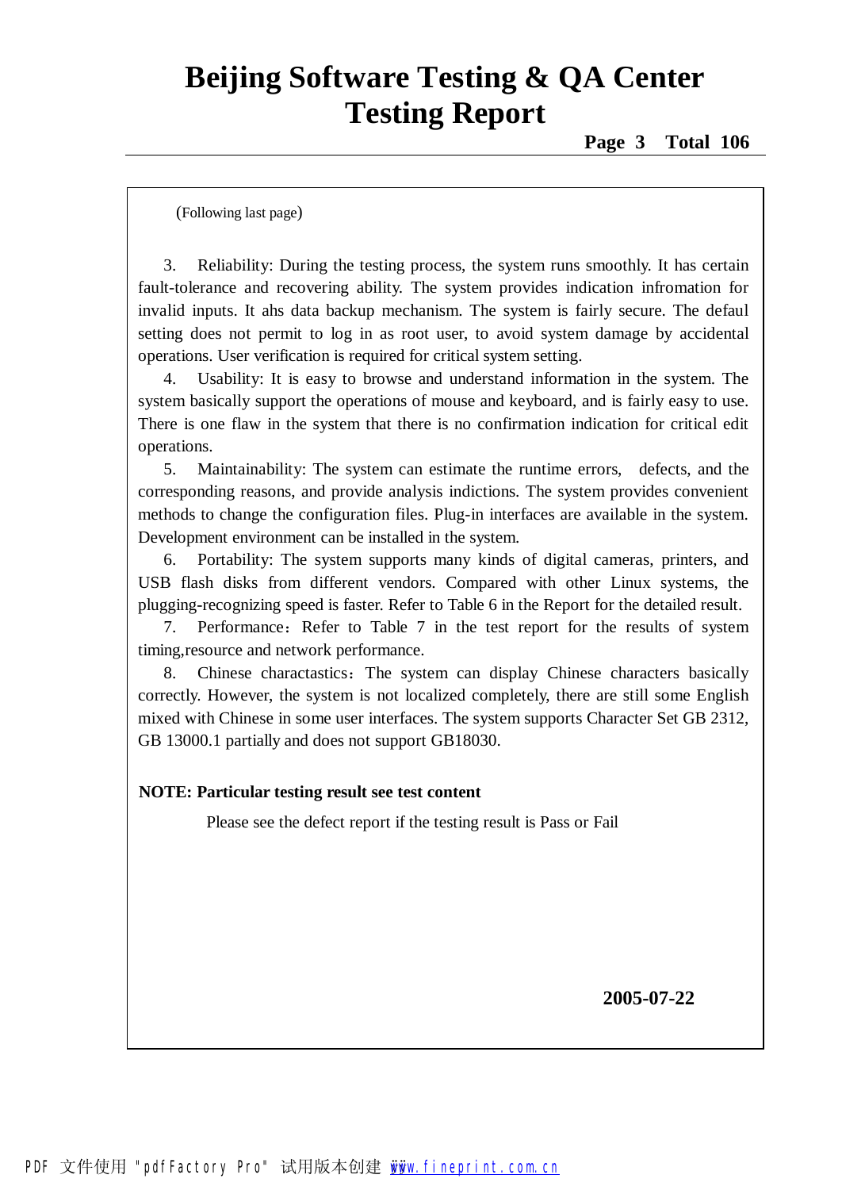(Following last page)

3. Reliability: During the testing process, the system runs smoothly. It has certain fault-tolerance and recovering ability. The system provides indication infromation for invalid inputs. It ahs data backup mechanism. The system is fairly secure. The defaul setting does not permit to log in as root user, to avoid system damage by accidental operations. User verification is required for critical system setting.

4. Usability: It is easy to browse and understand information in the system. The system basically support the operations of mouse and keyboard, and is fairly easy to use. There is one flaw in the system that there is no confirmation indication for critical edit operations.

5. Maintainability: The system can estimate the runtime errors, defects, and the corresponding reasons, and provide analysis indictions. The system provides convenient methods to change the configuration files. Plug-in interfaces are available in the system. Development environment can be installed in the system.

6. Portability: The system supports many kinds of digital cameras, printers, and USB flash disks from different vendors. Compared with other Linux systems, the plugging-recognizing speed is faster. Refer to Table 6 in the Report for the detailed result.

7. Performance：Refer to Table 7 in the test report for the results of system timing,resource and network performance.

8. Chinese charactastics：The system can display Chinese characters basically correctly. However, the system is not localized completely, there are still some English mixed with Chinese in some user interfaces. The system supports Character Set GB 2312, GB 13000.1 partially and does not support GB18030.

**NOTE: Particular testing result see test content**

Please see the defect report if the testing result is Pass or Fail

**2005-07-22**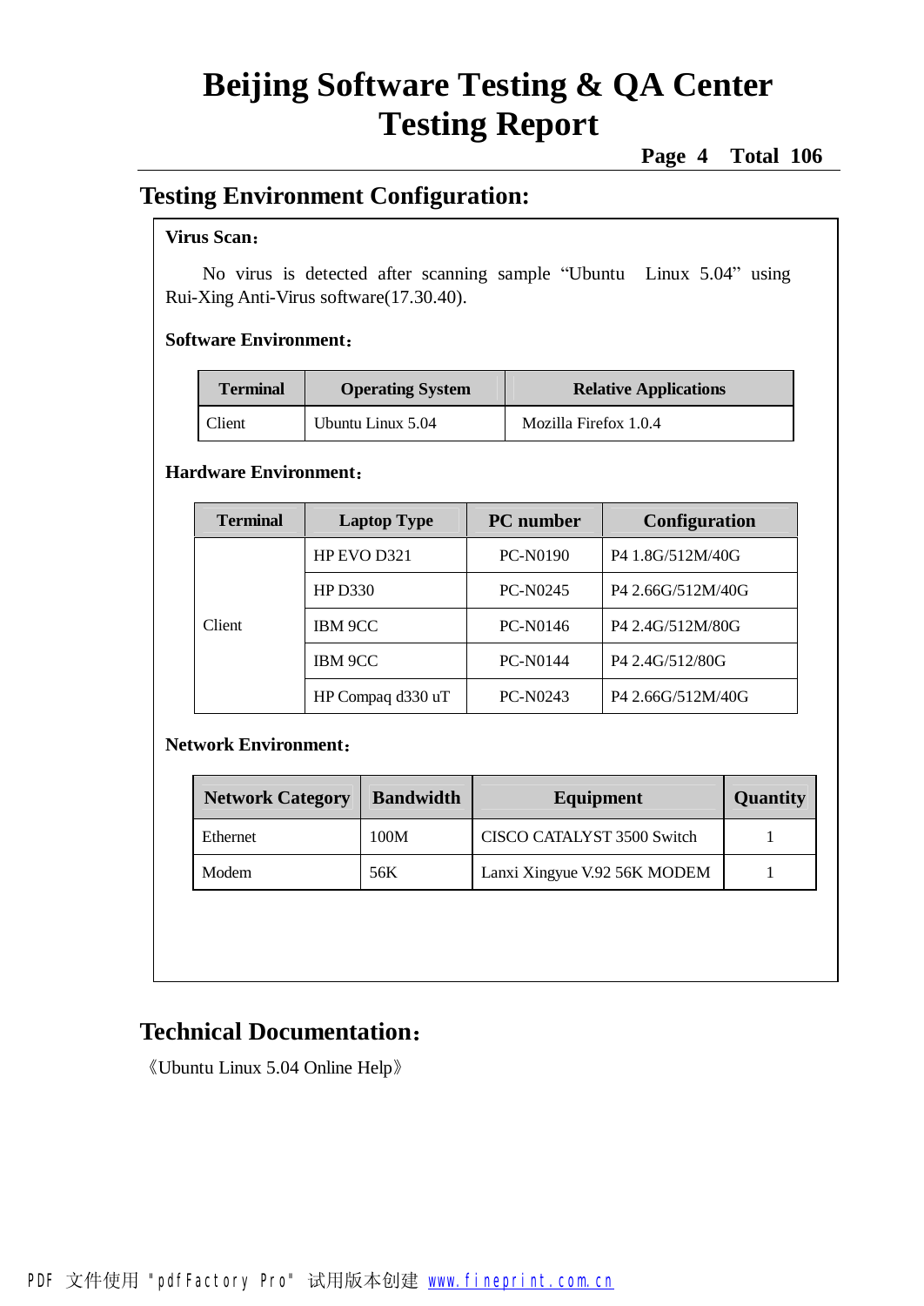## Testing Environment Configuration:

**Virus Scan：**

No virus is detected after scanning sample “Ubuntu Linux 5.04” using Rui-Xing Anti-Virus software(17.30.40).

**Software Environment：**

| Terminal | Operating System | Relative Applications |
|---|---|---|
| Client | Ubuntu Linux 5.04 | Mozilla Firefox 1.0.4 |

**Hardware Environment：**

| Terminal | Laptop Type | PC number | Configuration |
|---|---|---|---|
| Client | HP EVO D321 | PC-N0190 | P4 1.8G/512M/40G |
| | HP D330 | PC-N0245 | P4 2.66G/512M/40G |
| | IBM 9CC | PC-N0146 | P4 2.4G/512M/80G |
| | IBM 9CC | PC-N0144 | P4 2.4G/512/80G |
| | HP Compaq d330 uT | PC-N0243 | P4 2.66G/512M/40G |

**Network Environment：**

| Network Category | Bandwidth | Equipment | Quantity |
|---|---|---|---|
| Ethernet | 100M | CISCO CATALYST 3500 Switch | 1 |
| Modem | 56K | Lanxi Xingyue V.92 56K MODEM | 1 |

## Technical Documentation：

《Ubuntu Linux 5.04 Online Help》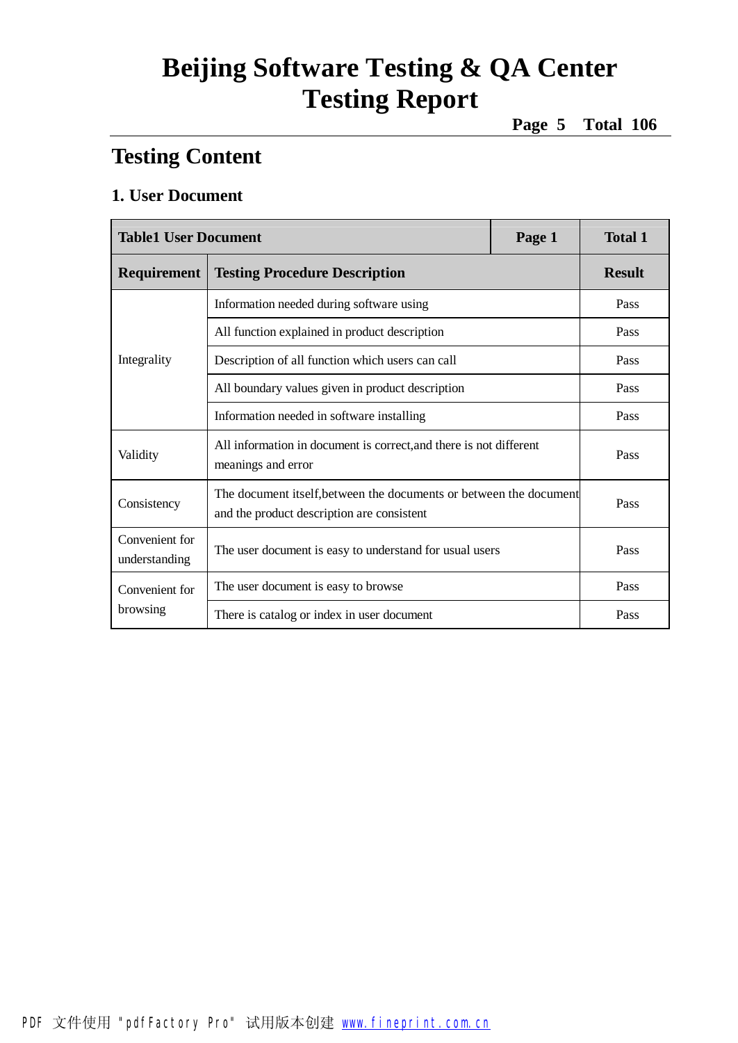## Testing Content

### 1. User Document

| Table1 User Document | | Page 1 | Total 1 |
|---|---|---|---|
| **Requirement** | **Testing Procedure Description** | | **Result** |
| Integrality | Information needed during software using | | Pass |
| | All function explained in product description | | Pass |
| | Description of all function which users can call | | Pass |
| | All boundary values given in product description | | Pass |
| | Information needed in software installing | | Pass |
| Validity | All information in document is correct,and there is not different meanings and error | | Pass |
| Consistency | The document itself,between the documents or between the document and the product description are consistent | | Pass |
| Convenient for understanding | The user document is easy to understand for usual users | | Pass |
| Convenient for browsing | The user document is easy to browse | | Pass |
| | There is catalog or index in user document | | Pass |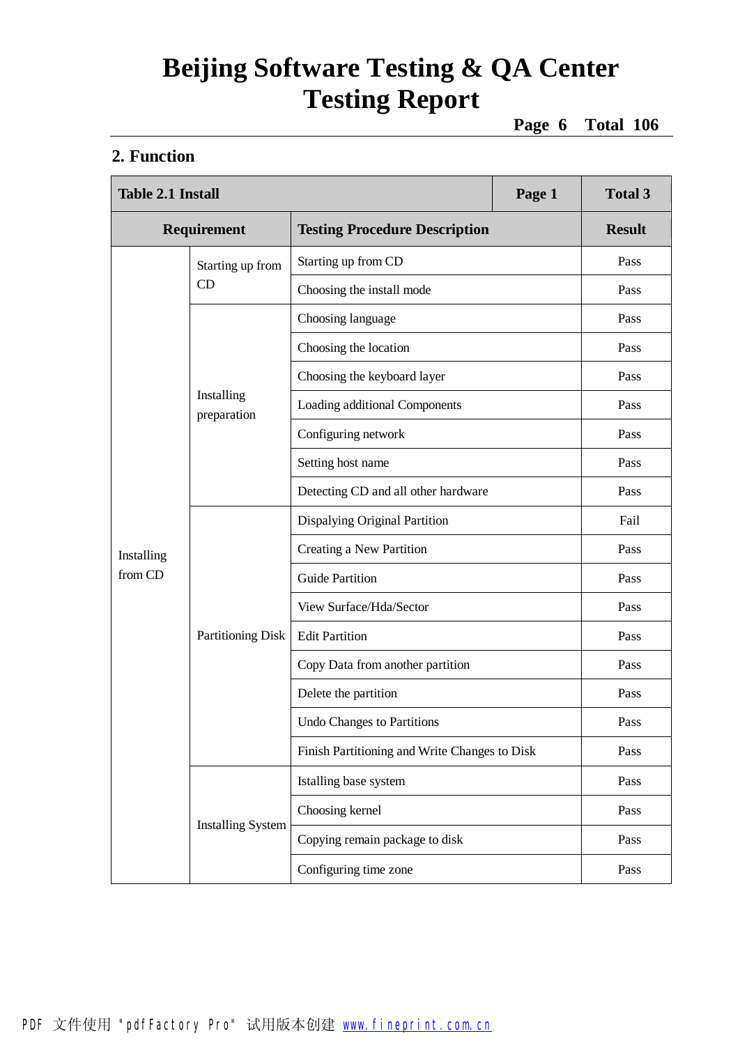## 2. Function

| Table 2.1 Install | | | Page 1 | Total 3 |
|---|---|---|---|---|
| **Requirement** | | **Testing Procedure Description** | | **Result** |
| Installing from CD | Starting up from CD | Starting up from CD | | Pass |
| | | Choosing the install mode | | Pass |
| | Installing preparation | Choosing language | | Pass |
| | | Choosing the location | | Pass |
| | | Choosing the keyboard layer | | Pass |
| | | Loading additional Components | | Pass |
| | | Configuring network | | Pass |
| | | Setting host name | | Pass |
| | | Detecting CD and all other hardware | | Pass |
| | Partitioning Disk | Dispalying Original Partition | | Fail |
| | | Creating a New Partition | | Pass |
| | | Guide Partition | | Pass |
| | | View Surface/Hda/Sector | | Pass |
| | | Edit Partition | | Pass |
| | | Copy Data from another partition | | Pass |
| | | Delete the partition | | Pass |
| | | Undo Changes to Partitions | | Pass |
| | | Finish Partitioning and Write Changes to Disk | | Pass |
| | Installing System | Istalling base system | | Pass |
| | | Choosing kernel | | Pass |
| | | Copying remain package to disk | | Pass |
| | | Configuring time zone | | Pass |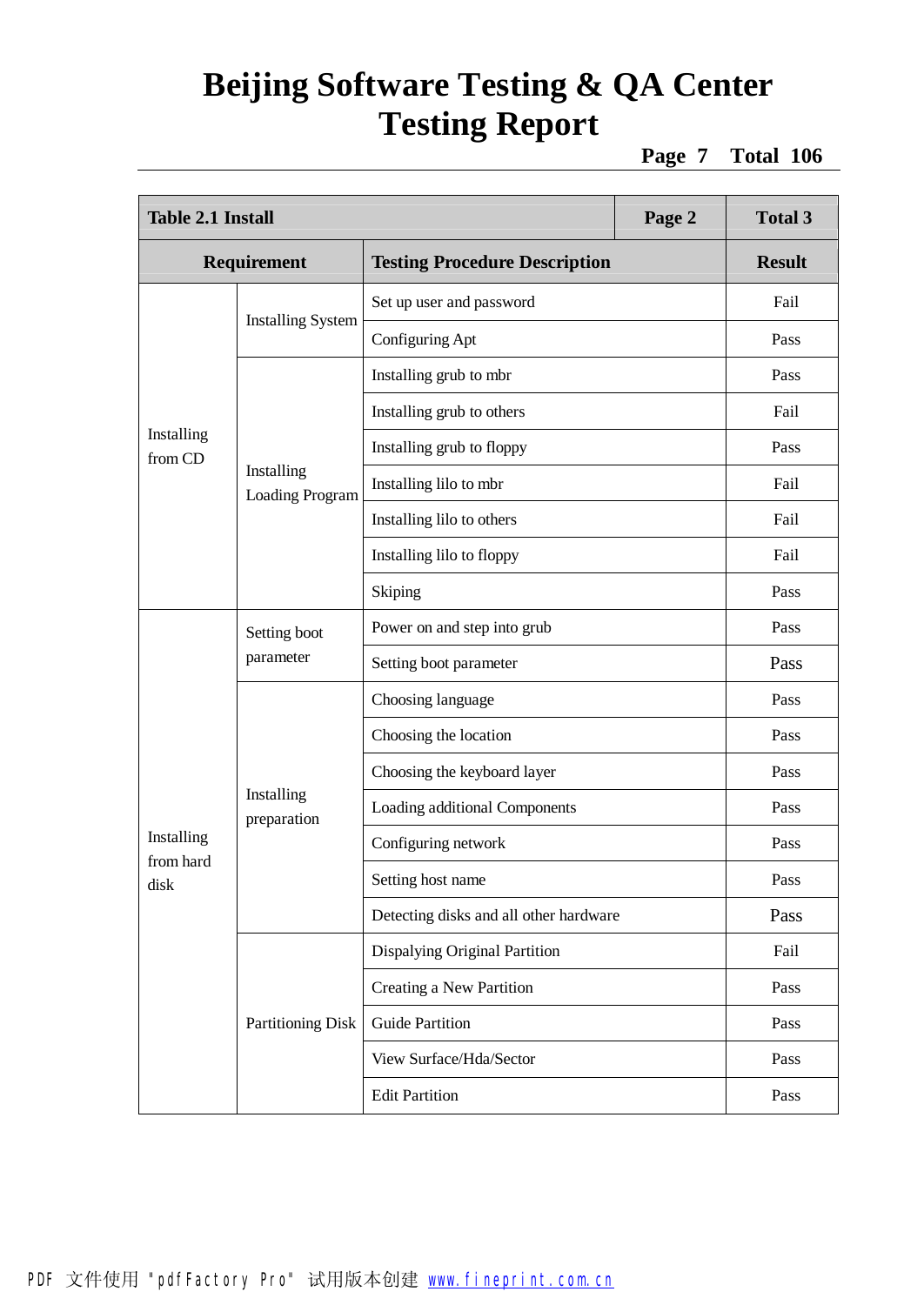| Table 2.1 Install | | | Page 2 | Total 3 |
|---|---|---|---|---|
| **Requirement** | | **Testing Procedure Description** | | **Result** |
| Installing from CD | Installing System | Set up user and password | | Fail |
| | | Configuring Apt | | Pass |
| | Installing Loading Program | Installing grub to mbr | | Pass |
| | | Installing grub to others | | Fail |
| | | Installing grub to floppy | | Pass |
| | | Installing lilo to mbr | | Fail |
| | | Installing lilo to others | | Fail |
| | | Installing lilo to floppy | | Fail |
| | | Skiping | | Pass |
| Installing from hard disk | Setting boot parameter | Power on and step into grub | | Pass |
| | | Setting boot parameter | | Pass |
| | Installing preparation | Choosing language | | Pass |
| | | Choosing the location | | Pass |
| | | Choosing the keyboard layer | | Pass |
| | | Loading additional Components | | Pass |
| | | Configuring network | | Pass |
| | | Setting host name | | Pass |
| | | Detecting disks and all other hardware | | Pass |
| | Partitioning Disk | Dispalying Original Partition | | Fail |
| | | Creating a New Partition | | Pass |
| | | Guide Partition | | Pass |
| | | View Surface/Hda/Sector | | Pass |
| | | Edit Partition | | Pass |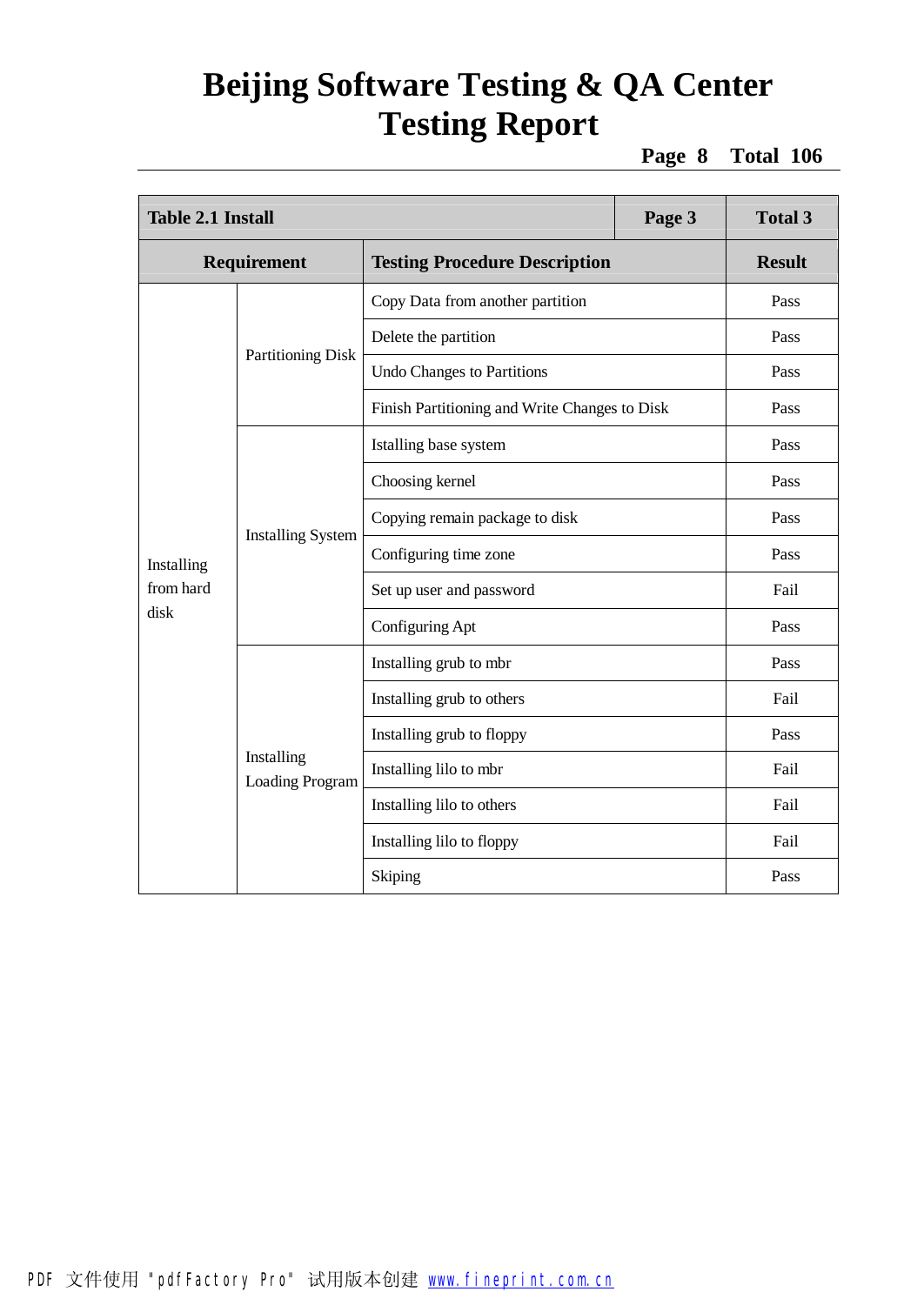| Table 2.1 Install | | | Page 3 | Total 3 |
|---|---|---|---|---|
| **Requirement** | | **Testing Procedure Description** | | **Result** |
| Installing from hard disk | Partitioning Disk | Copy Data from another partition | | Pass |
| | | Delete the partition | | Pass |
| | | Undo Changes to Partitions | | Pass |
| | | Finish Partitioning and Write Changes to Disk | | Pass |
| | Installing System | Istalling base system | | Pass |
| | | Choosing kernel | | Pass |
| | | Copying remain package to disk | | Pass |
| | | Configuring time zone | | Pass |
| | | Set up user and password | | Fail |
| | | Configuring Apt | | Pass |
| | Installing Loading Program | Installing grub to mbr | | Pass |
| | | Installing grub to others | | Fail |
| | | Installing grub to floppy | | Pass |
| | | Installing lilo to mbr | | Fail |
| | | Installing lilo to others | | Fail |
| | | Installing lilo to floppy | | Fail |
| | | Skiping | | Pass |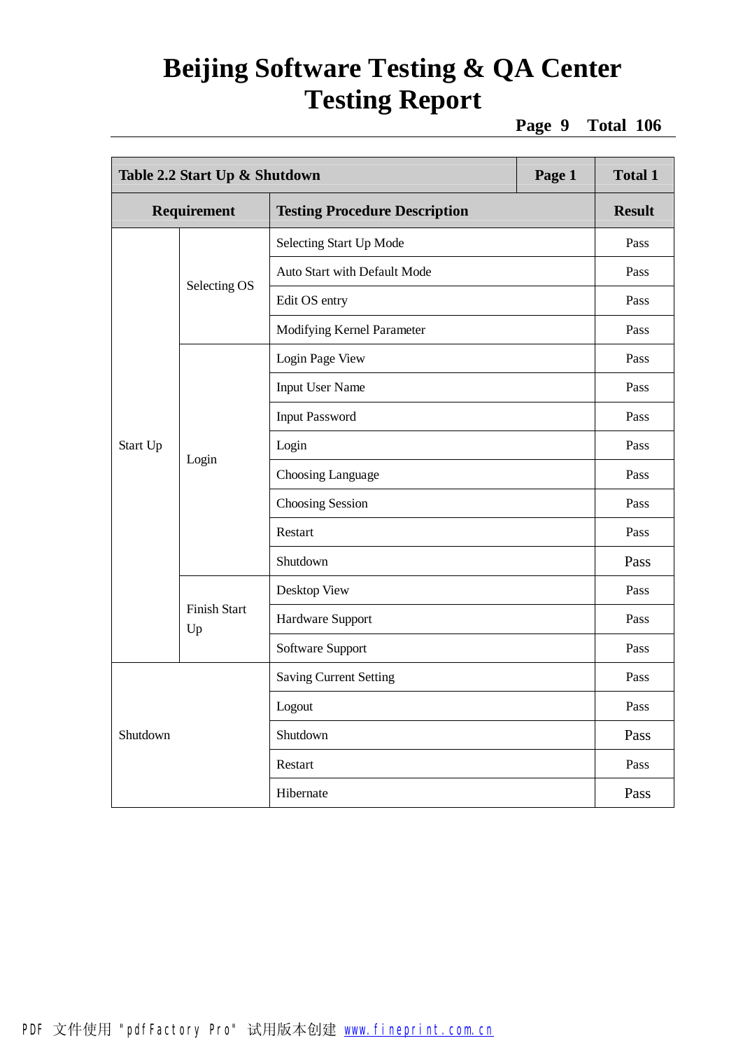| Table 2.2 Start Up & Shutdown | | | Page 1 | Total 1 |
|---|---|---|---|---|
| **Requirement** | | **Testing Procedure Description** | | **Result** |
| Start Up | Selecting OS | Selecting Start Up Mode | | Pass |
| | | Auto Start with Default Mode | | Pass |
| | | Edit OS entry | | Pass |
| | | Modifying Kernel Parameter | | Pass |
| | Login | Login Page View | | Pass |
| | | Input User Name | | Pass |
| | | Input Password | | Pass |
| | | Login | | Pass |
| | | Choosing Language | | Pass |
| | | Choosing Session | | Pass |
| | | Restart | | Pass |
| | | Shutdown | | Pass |
| | Finish Start Up | Desktop View | | Pass |
| | | Hardware Support | | Pass |
| | | Software Support | | Pass |
| Shutdown | | Saving Current Setting | | Pass |
| | | Logout | | Pass |
| | | Shutdown | | Pass |
| | | Restart | | Pass |
| | | Hibernate | | Pass |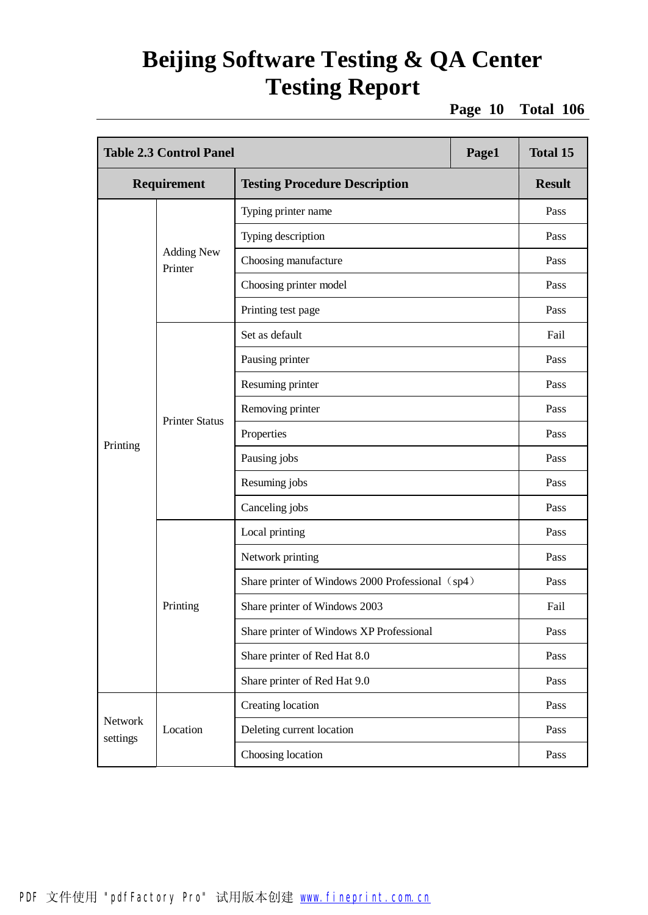# Beijing Software Testing & QA Center Testing Report

| Table 2.3 Control Panel | | | Page1 | Total 15 |
|---|---|---|---|---|
| **Requirement** | | **Testing Procedure Description** | | **Result** |
| Printing | Adding New Printer | Typing printer name | | Pass |
| | | Typing description | | Pass |
| | | Choosing manufacture | | Pass |
| | | Choosing printer model | | Pass |
| | | Printing test page | | Pass |
| | Printer Status | Set as default | | Fail |
| | | Pausing printer | | Pass |
| | | Resuming printer | | Pass |
| | | Removing printer | | Pass |
| | | Properties | | Pass |
| | | Pausing jobs | | Pass |
| | | Resuming jobs | | Pass |
| | | Canceling jobs | | Pass |
| | Printing | Local printing | | Pass |
| | | Network printing | | Pass |
| | | Share printer of Windows 2000 Professional（sp4） | | Pass |
| | | Share printer of Windows 2003 | | Fail |
| | | Share printer of Windows XP Professional | | Pass |
| | | Share printer of Red Hat 8.0 | | Pass |
| | | Share printer of Red Hat 9.0 | | Pass |
| Network settings | Location | Creating location | | Pass |
| | | Deleting current location | | Pass |
| | | Choosing location | | Pass |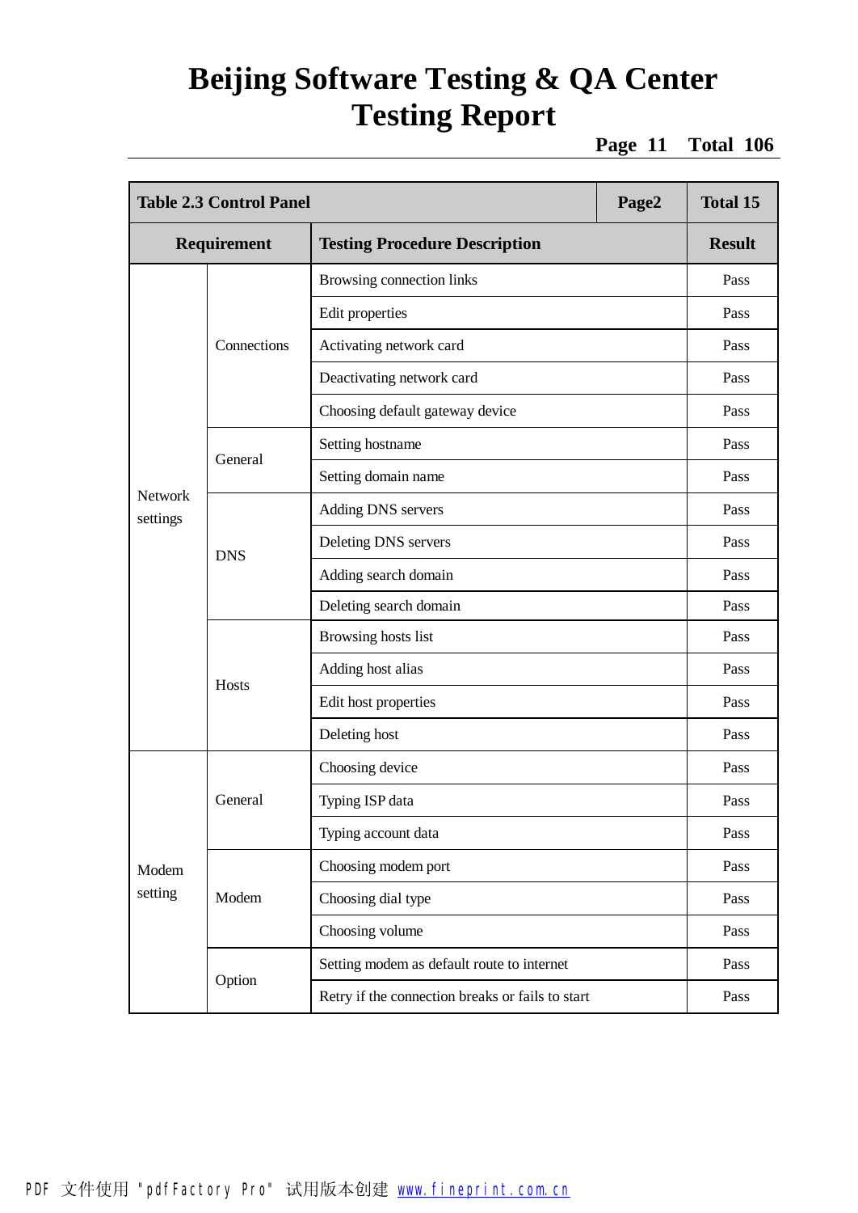| Table 2.3 Control Panel | | | Page2 | Total 15 |
|---|---|---|---|---|
| Requirement | | Testing Procedure Description | | Result |
| Network settings | Connections | Browsing connection links | | Pass |
| | | Edit properties | | Pass |
| | | Activating network card | | Pass |
| | | Deactivating network card | | Pass |
| | | Choosing default gateway device | | Pass |
| | General | Setting hostname | | Pass |
| | | Setting domain name | | Pass |
| | DNS | Adding DNS servers | | Pass |
| | | Deleting DNS servers | | Pass |
| | | Adding search domain | | Pass |
| | | Deleting search domain | | Pass |
| | Hosts | Browsing hosts list | | Pass |
| | | Adding host alias | | Pass |
| | | Edit host properties | | Pass |
| | | Deleting host | | Pass |
| Modem setting | General | Choosing device | | Pass |
| | | Typing ISP data | | Pass |
| | | Typing account data | | Pass |
| | Modem | Choosing modem port | | Pass |
| | | Choosing dial type | | Pass |
| | | Choosing volume | | Pass |
| | Option | Setting modem as default route to internet | | Pass |
| | | Retry if the connection breaks or fails to start | | Pass |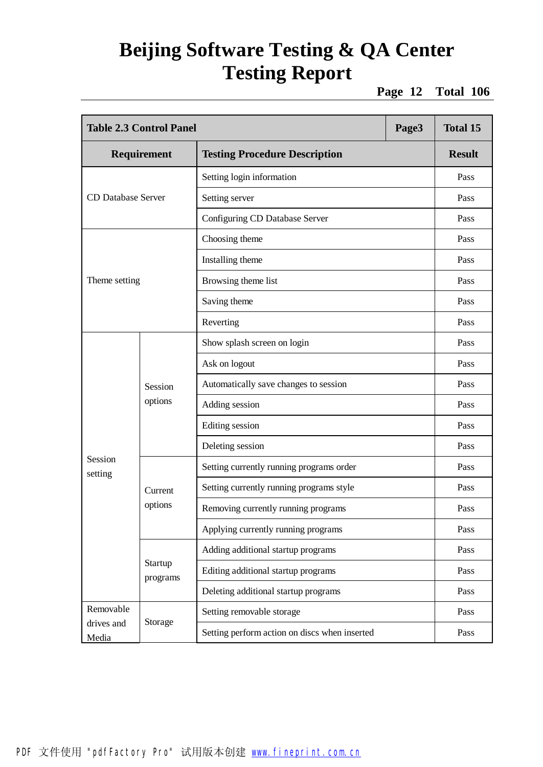| Table 2.3 Control Panel | | | Page3 | Total 15 |
|---|---|---|---|---|
| Requirement | | Testing Procedure Description | | Result |
| CD Database Server | | Setting login information | | Pass |
| | | Setting server | | Pass |
| | | Configuring CD Database Server | | Pass |
| Theme setting | | Choosing theme | | Pass |
| | | Installing theme | | Pass |
| | | Browsing theme list | | Pass |
| | | Saving theme | | Pass |
| | | Reverting | | Pass |
| Session setting | Session options | Show splash screen on login | | Pass |
| | | Ask on logout | | Pass |
| | | Automatically save changes to session | | Pass |
| | | Adding session | | Pass |
| | | Editing session | | Pass |
| | | Deleting session | | Pass |
| | Current options | Setting currently running programs order | | Pass |
| | | Setting currently running programs style | | Pass |
| | | Removing currently running programs | | Pass |
| | | Applying currently running programs | | Pass |
| | Startup programs | Adding additional startup programs | | Pass |
| | | Editing additional startup programs | | Pass |
| | | Deleting additional startup programs | | Pass |
| Removable drives and Media | Storage | Setting removable storage | | Pass |
| | | Setting perform action on discs when inserted | | Pass |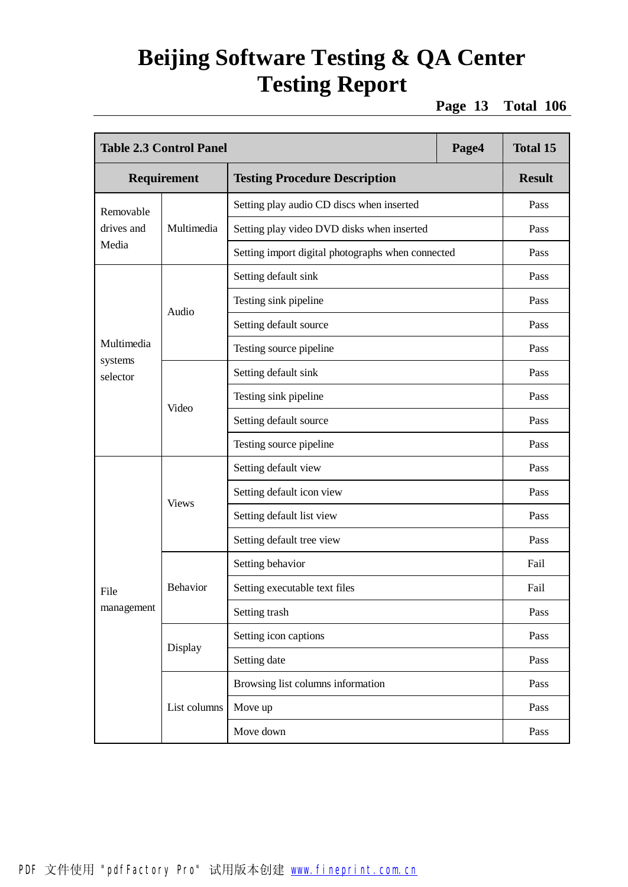| Table 2.3 Control Panel | | | Page4 | Total 15 |
|---|---|---|---|---|
| **Requirement** | | **Testing Procedure Description** | | **Result** |
| Removable drives and Media | Multimedia | Setting play audio CD discs when inserted | | Pass |
| | | Setting play video DVD disks when inserted | | Pass |
| | | Setting import digital photographs when connected | | Pass |
| Multimedia systems selector | Audio | Setting default sink | | Pass |
| | | Testing sink pipeline | | Pass |
| | | Setting default source | | Pass |
| | | Testing source pipeline | | Pass |
| | Video | Setting default sink | | Pass |
| | | Testing sink pipeline | | Pass |
| | | Setting default source | | Pass |
| | | Testing source pipeline | | Pass |
| File management | Views | Setting default view | | Pass |
| | | Setting default icon view | | Pass |
| | | Setting default list view | | Pass |
| | | Setting default tree view | | Pass |
| | Behavior | Setting behavior | | Fail |
| | | Setting executable text files | | Fail |
| | | Setting trash | | Pass |
| | Display | Setting icon captions | | Pass |
| | | Setting date | | Pass |
| | List columns | Browsing list columns information | | Pass |
| | | Move up | | Pass |
| | | Move down | | Pass |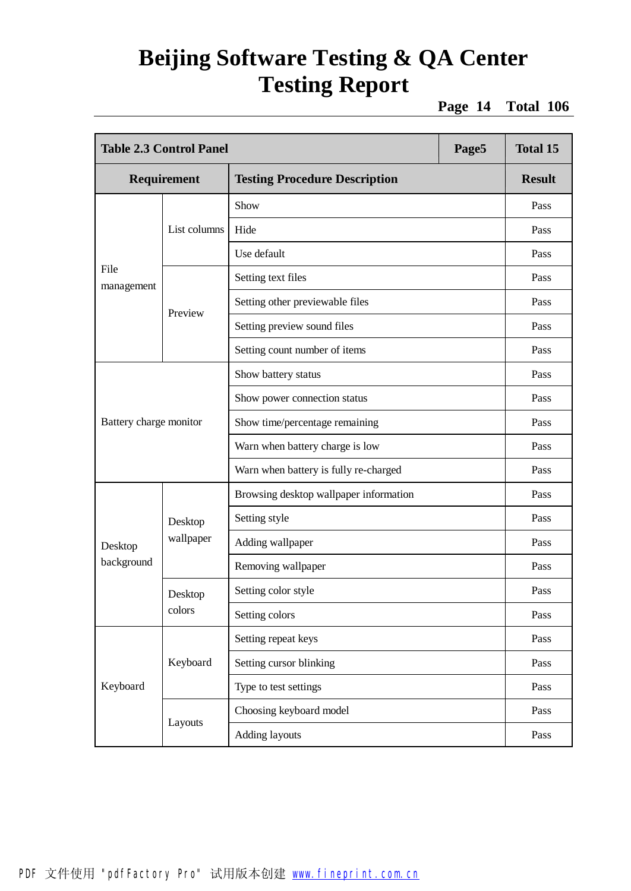| Table 2.3 Control Panel | | | Page5 | Total 15 |
|---|---|---|---|---|
| **Requirement** | | **Testing Procedure Description** | | **Result** |
| File management | List columns | Show | | Pass |
| | | Hide | | Pass |
| | | Use default | | Pass |
| | Preview | Setting text files | | Pass |
| | | Setting other previewable files | | Pass |
| | | Setting preview sound files | | Pass |
| | | Setting count number of items | | Pass |
| Battery charge monitor | | Show battery status | | Pass |
| | | Show power connection status | | Pass |
| | | Show time/percentage remaining | | Pass |
| | | Warn when battery charge is low | | Pass |
| | | Warn when battery is fully re-charged | | Pass |
| Desktop background | Desktop wallpaper | Browsing desktop wallpaper information | | Pass |
| | | Setting style | | Pass |
| | | Adding wallpaper | | Pass |
| | | Removing wallpaper | | Pass |
| | Desktop colors | Setting color style | | Pass |
| | | Setting colors | | Pass |
| Keyboard | Keyboard | Setting repeat keys | | Pass |
| | | Setting cursor blinking | | Pass |
| | | Type to test settings | | Pass |
| | Layouts | Choosing keyboard model | | Pass |
| | | Adding layouts | | Pass |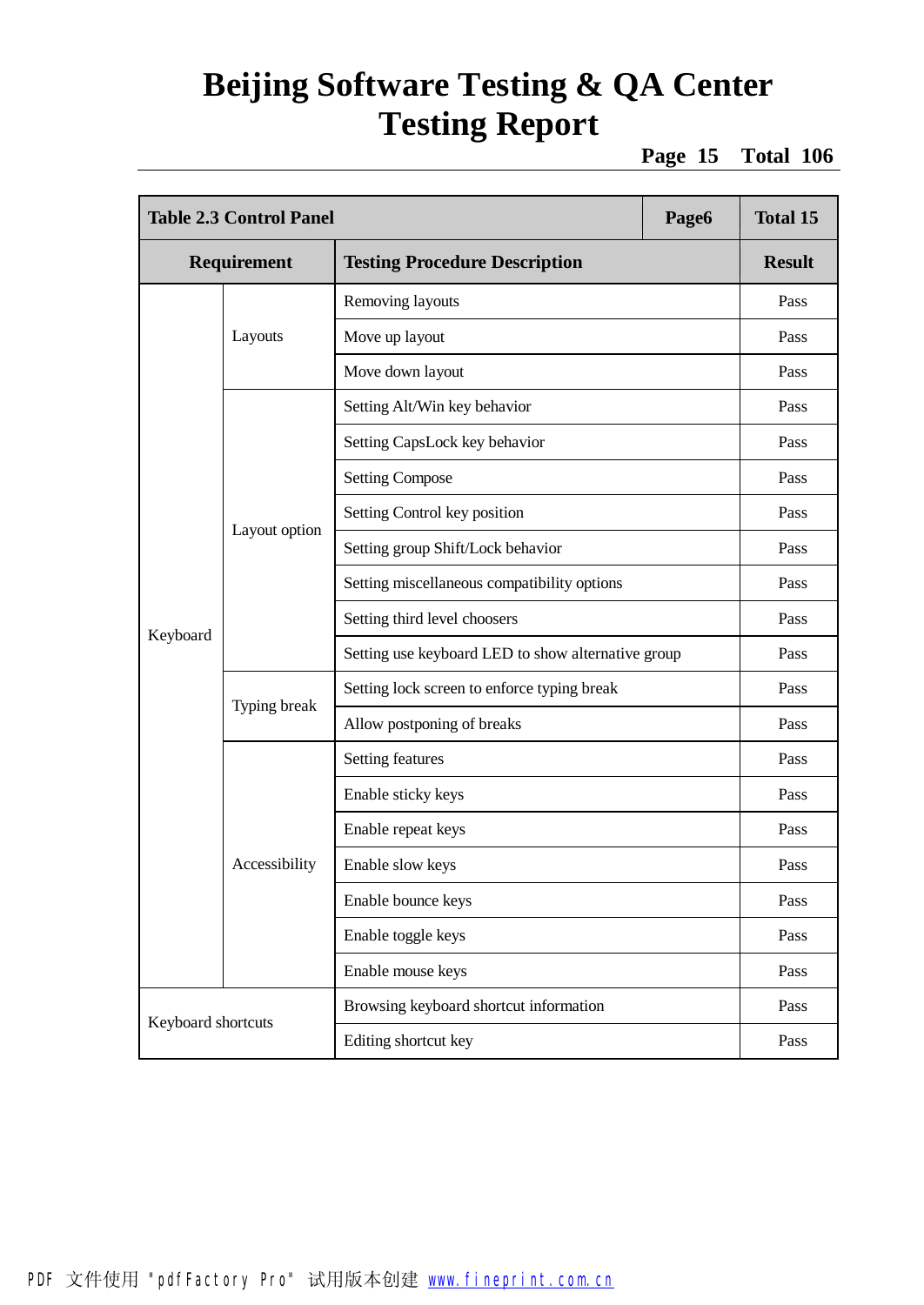| Table 2.3 Control Panel | | Page6 | Total 15 |
|---|---|---|---|
| **Requirement** | | **Testing Procedure Description** | **Result** |
| Keyboard | Layouts | Removing layouts | Pass |
| | | Move up layout | Pass |
| | | Move down layout | Pass |
| | Layout option | Setting Alt/Win key behavior | Pass |
| | | Setting CapsLock key behavior | Pass |
| | | Setting Compose | Pass |
| | | Setting Control key position | Pass |
| | | Setting group Shift/Lock behavior | Pass |
| | | Setting miscellaneous compatibility options | Pass |
| | | Setting third level choosers | Pass |
| | | Setting use keyboard LED to show alternative group | Pass |
| | Typing break | Setting lock screen to enforce typing break | Pass |
| | | Allow postponing of breaks | Pass |
| | Accessibility | Setting features | Pass |
| | | Enable sticky keys | Pass |
| | | Enable repeat keys | Pass |
| | | Enable slow keys | Pass |
| | | Enable bounce keys | Pass |
| | | Enable toggle keys | Pass |
| | | Enable mouse keys | Pass |
| Keyboard shortcuts | | Browsing keyboard shortcut information | Pass |
| | | Editing shortcut key | Pass |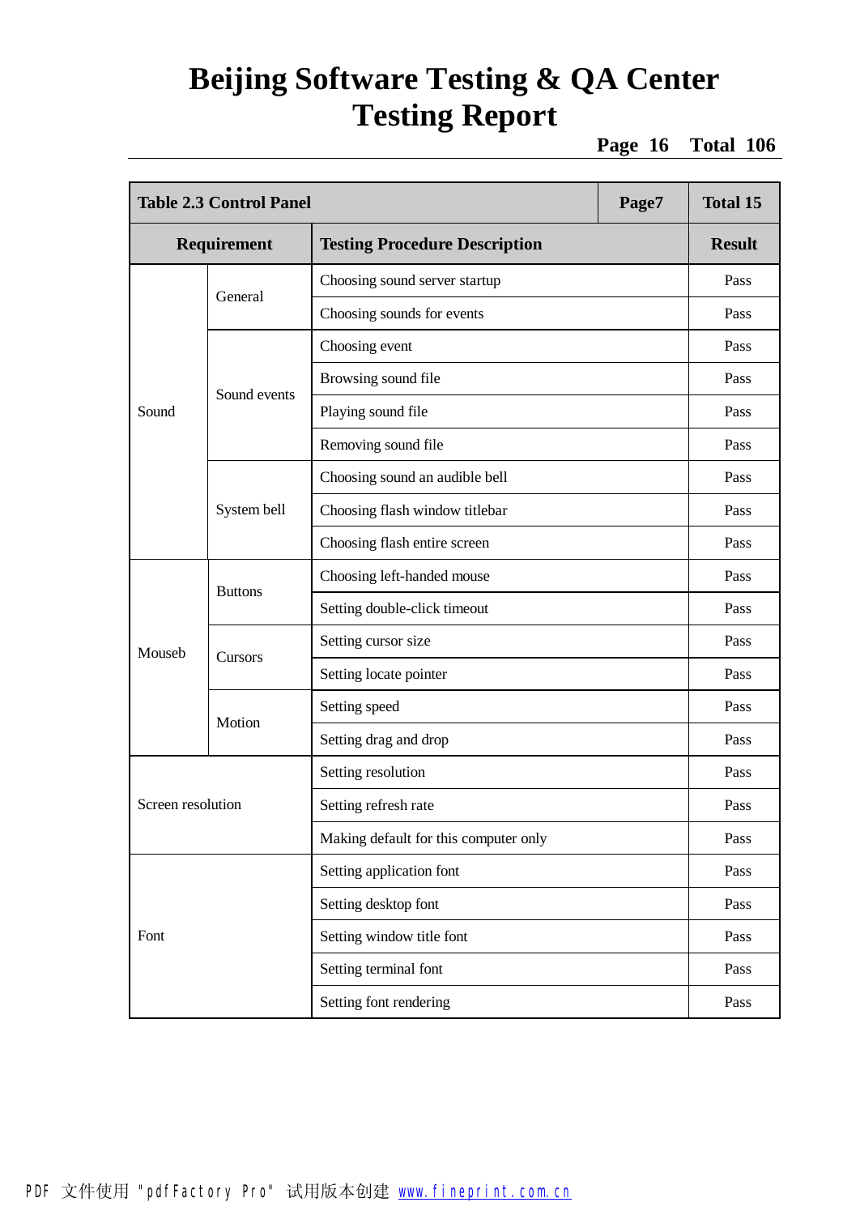| Table 2.3 Control Panel | | | Page7 | Total 15 |
|---|---|---|---|---|
| **Requirement** | | **Testing Procedure Description** | | **Result** |
| Sound | General | Choosing sound server startup | | Pass |
| | | Choosing sounds for events | | Pass |
| | Sound events | Choosing event | | Pass |
| | | Browsing sound file | | Pass |
| | | Playing sound file | | Pass |
| | | Removing sound file | | Pass |
| | System bell | Choosing sound an audible bell | | Pass |
| | | Choosing flash window titlebar | | Pass |
| | | Choosing flash entire screen | | Pass |
| Mouseb | Buttons | Choosing left-handed mouse | | Pass |
| | | Setting double-click timeout | | Pass |
| | Cursors | Setting cursor size | | Pass |
| | | Setting locate pointer | | Pass |
| | Motion | Setting speed | | Pass |
| | | Setting drag and drop | | Pass |
| Screen resolution | | Setting resolution | | Pass |
| | | Setting refresh rate | | Pass |
| | | Making default for this computer only | | Pass |
| Font | | Setting application font | | Pass |
| | | Setting desktop font | | Pass |
| | | Setting window title font | | Pass |
| | | Setting terminal font | | Pass |
| | | Setting font rendering | | Pass |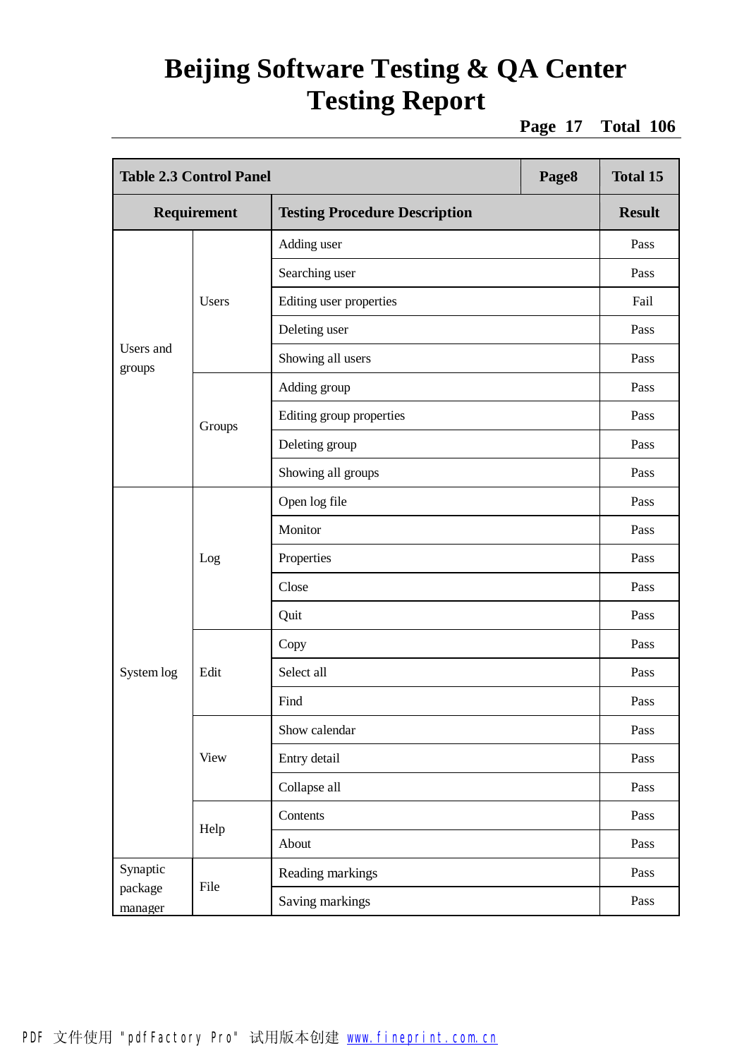| Table 2.3 Control Panel | | | Page8 | Total 15 |
|---|---|---|---|---|
| **Requirement** | | **Testing Procedure Description** | | **Result** |
| Users and groups | Users | Adding user | | Pass |
| | | Searching user | | Pass |
| | | Editing user properties | | Fail |
| | | Deleting user | | Pass |
| | | Showing all users | | Pass |
| | Groups | Adding group | | Pass |
| | | Editing group properties | | Pass |
| | | Deleting group | | Pass |
| | | Showing all groups | | Pass |
| System log | Log | Open log file | | Pass |
| | | Monitor | | Pass |
| | | Properties | | Pass |
| | | Close | | Pass |
| | | Quit | | Pass |
| | Edit | Copy | | Pass |
| | | Select all | | Pass |
| | | Find | | Pass |
| | View | Show calendar | | Pass |
| | | Entry detail | | Pass |
| | | Collapse all | | Pass |
| | Help | Contents | | Pass |
| | | About | | Pass |
| Synaptic package manager | File | Reading markings | | Pass |
| | | Saving markings | | Pass |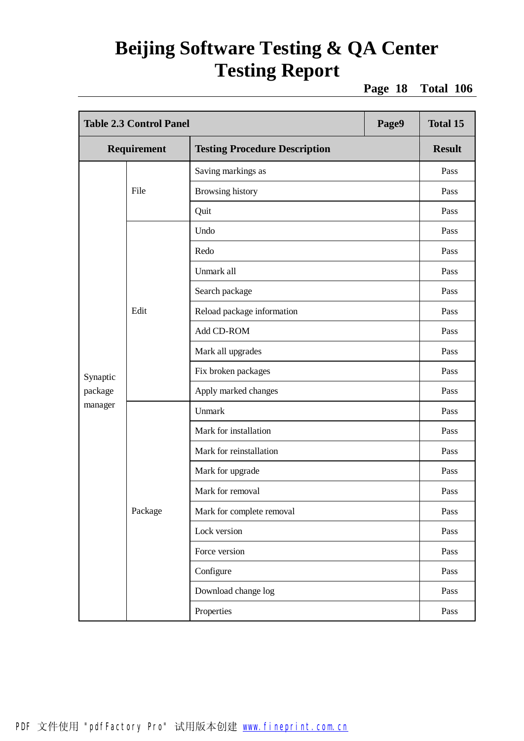| Table 2.3 Control Panel | | | Page9 | Total 15 |
|---|---|---|---|---|
| Requirement | | Testing Procedure Description | | Result |
| Synaptic package manager | File | Saving markings as | | Pass |
| | | Browsing history | | Pass |
| | | Quit | | Pass |
| | Edit | Undo | | Pass |
| | | Redo | | Pass |
| | | Unmark all | | Pass |
| | | Search package | | Pass |
| | | Reload package information | | Pass |
| | | Add CD-ROM | | Pass |
| | | Mark all upgrades | | Pass |
| | | Fix broken packages | | Pass |
| | | Apply marked changes | | Pass |
| | Package | Unmark | | Pass |
| | | Mark for installation | | Pass |
| | | Mark for reinstallation | | Pass |
| | | Mark for upgrade | | Pass |
| | | Mark for removal | | Pass |
| | | Mark for complete removal | | Pass |
| | | Lock version | | Pass |
| | | Force version | | Pass |
| | | Configure | | Pass |
| | | Download change log | | Pass |
| | | Properties | | Pass |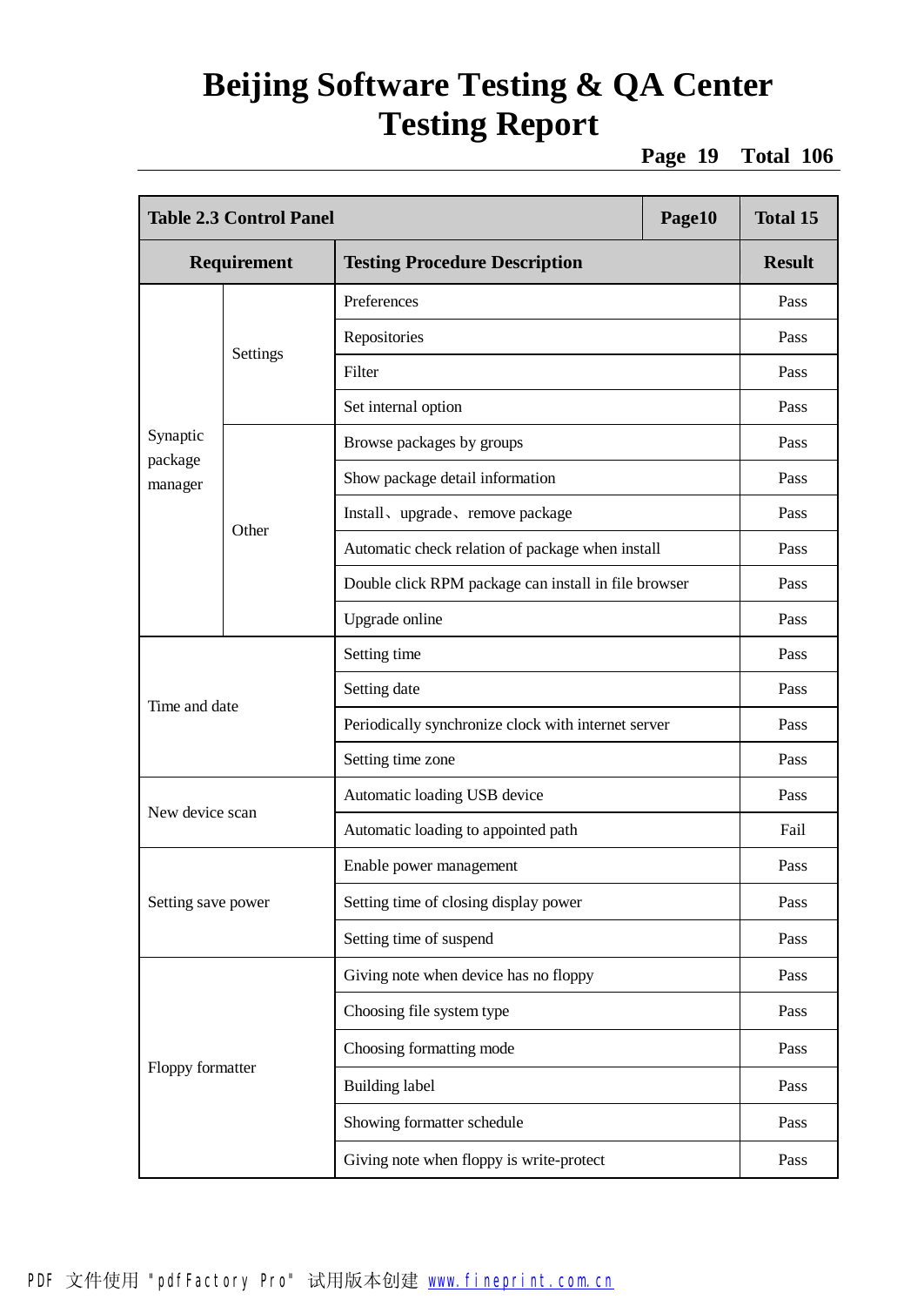| Table 2.3 Control Panel | | Page10 | Total 15 |
|---|---|---|---|
| **Requirement** | | **Testing Procedure Description** | **Result** |
| Synaptic package manager | Settings | Preferences | Pass |
| | | Repositories | Pass |
| | | Filter | Pass |
| | | Set internal option | Pass |
| | Other | Browse packages by groups | Pass |
| | | Show package detail information | Pass |
| | | Install、upgrade、remove package | Pass |
| | | Automatic check relation of package when install | Pass |
| | | Double click RPM package can install in file browser | Pass |
| | | Upgrade online | Pass |
| Time and date | | Setting time | Pass |
| | | Setting date | Pass |
| | | Periodically synchronize clock with internet server | Pass |
| | | Setting time zone | Pass |
| New device scan | | Automatic loading USB device | Pass |
| | | Automatic loading to appointed path | Fail |
| Setting save power | | Enable power management | Pass |
| | | Setting time of closing display power | Pass |
| | | Setting time of suspend | Pass |
| Floppy formatter | | Giving note when device has no floppy | Pass |
| | | Choosing file system type | Pass |
| | | Choosing formatting mode | Pass |
| | | Building label | Pass |
| | | Showing formatter schedule | Pass |
| | | Giving note when floppy is write-protect | Pass |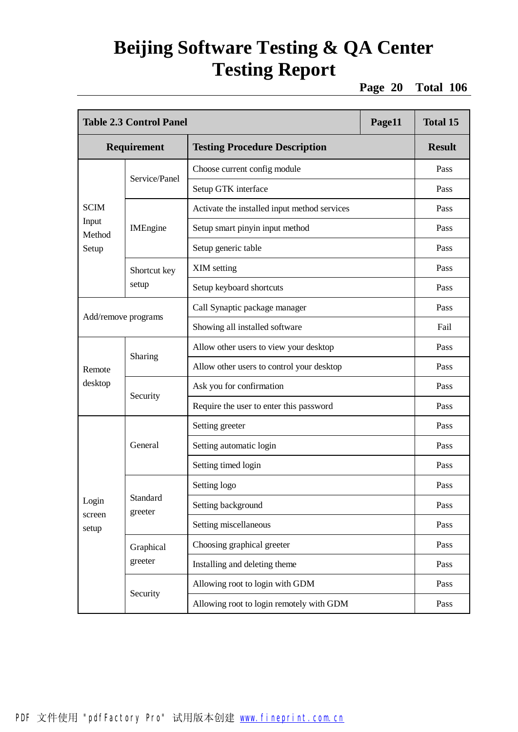| Table 2.3 Control Panel | | Page11 | Total 15 |
|---|---|---|---|
| **Requirement** | | **Testing Procedure Description** | **Result** |
| SCIM Input Method Setup | Service/Panel | Choose current config module | Pass |
| | | Setup GTK interface | Pass |
| | IMEngine | Activate the installed input method services | Pass |
| | | Setup smart pinyin input method | Pass |
| | | Setup generic table | Pass |
| | Shortcut key setup | XIM setting | Pass |
| | | Setup keyboard shortcuts | Pass |
| Add/remove programs | | Call Synaptic package manager | Pass |
| | | Showing all installed software | Fail |
| Remote desktop | Sharing | Allow other users to view your desktop | Pass |
| | | Allow other users to control your desktop | Pass |
| | Security | Ask you for confirmation | Pass |
| | | Require the user to enter this password | Pass |
| Login screen setup | General | Setting greeter | Pass |
| | | Setting automatic login | Pass |
| | | Setting timed login | Pass |
| | Standard greeter | Setting logo | Pass |
| | | Setting background | Pass |
| | | Setting miscellaneous | Pass |
| | Graphical greeter | Choosing graphical greeter | Pass |
| | | Installing and deleting theme | Pass |
| | Security | Allowing root to login with GDM | Pass |
| | | Allowing root to login remotely with GDM | Pass |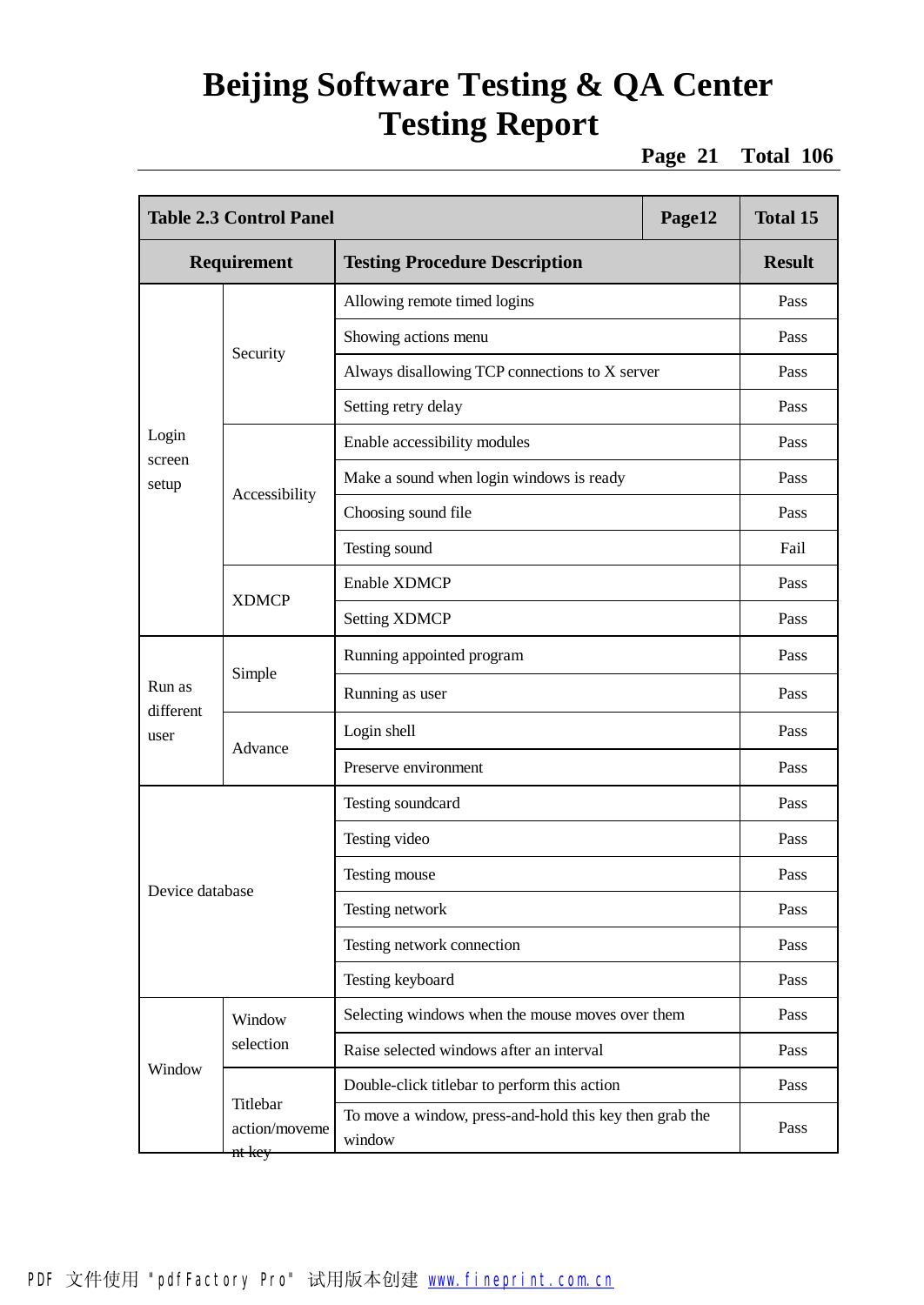# Beijing Software Testing & QA Center Testing Report

| Table 2.3 Control Panel | | | Page12 | Total 15 |
|---|---|---|---|---|
| **Requirement** | | **Testing Procedure Description** | | **Result** |
| Login screen setup | Security | Allowing remote timed logins | | Pass |
| | | Showing actions menu | | Pass |
| | | Always disallowing TCP connections to X server | | Pass |
| | | Setting retry delay | | Pass |
| | Accessibility | Enable accessibility modules | | Pass |
| | | Make a sound when login windows is ready | | Pass |
| | | Choosing sound file | | Pass |
| | | Testing sound | | Fail |
| | XDMCP | Enable XDMCP | | Pass |
| | | Setting XDMCP | | Pass |
| Run as different user | Simple | Running appointed program | | Pass |
| | | Running as user | | Pass |
| | Advance | Login shell | | Pass |
| | | Preserve environment | | Pass |
| Device database | | Testing soundcard | | Pass |
| | | Testing video | | Pass |
| | | Testing mouse | | Pass |
| | | Testing network | | Pass |
| | | Testing network connection | | Pass |
| | | Testing keyboard | | Pass |
| Window | Window selection | Selecting windows when the mouse moves over them | | Pass |
| | | Raise selected windows after an interval | | Pass |
| | Titlebar action/movement key | Double-click titlebar to perform this action | | Pass |
| | | To move a window, press-and-hold this key then grab the window | | Pass |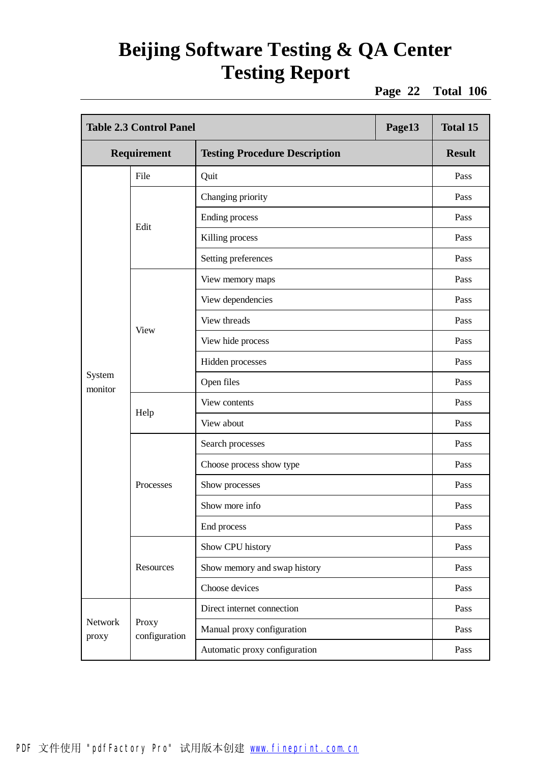| Table 2.3 Control Panel | | | Page13 | Total 15 |
|---|---|---|---|---|
| **Requirement** | | **Testing Procedure Description** | | **Result** |
| System monitor | File | Quit | | Pass |
| | Edit | Changing priority | | Pass |
| | | Ending process | | Pass |
| | | Killing process | | Pass |
| | | Setting preferences | | Pass |
| | View | View memory maps | | Pass |
| | | View dependencies | | Pass |
| | | View threads | | Pass |
| | | View hide process | | Pass |
| | | Hidden processes | | Pass |
| | | Open files | | Pass |
| | Help | View contents | | Pass |
| | | View about | | Pass |
| | Processes | Search processes | | Pass |
| | | Choose process show type | | Pass |
| | | Show processes | | Pass |
| | | Show more info | | Pass |
| | | End process | | Pass |
| | Resources | Show CPU history | | Pass |
| | | Show memory and swap history | | Pass |
| | | Choose devices | | Pass |
| Network proxy | Proxy configuration | Direct internet connection | | Pass |
| | | Manual proxy configuration | | Pass |
| | | Automatic proxy configuration | | Pass |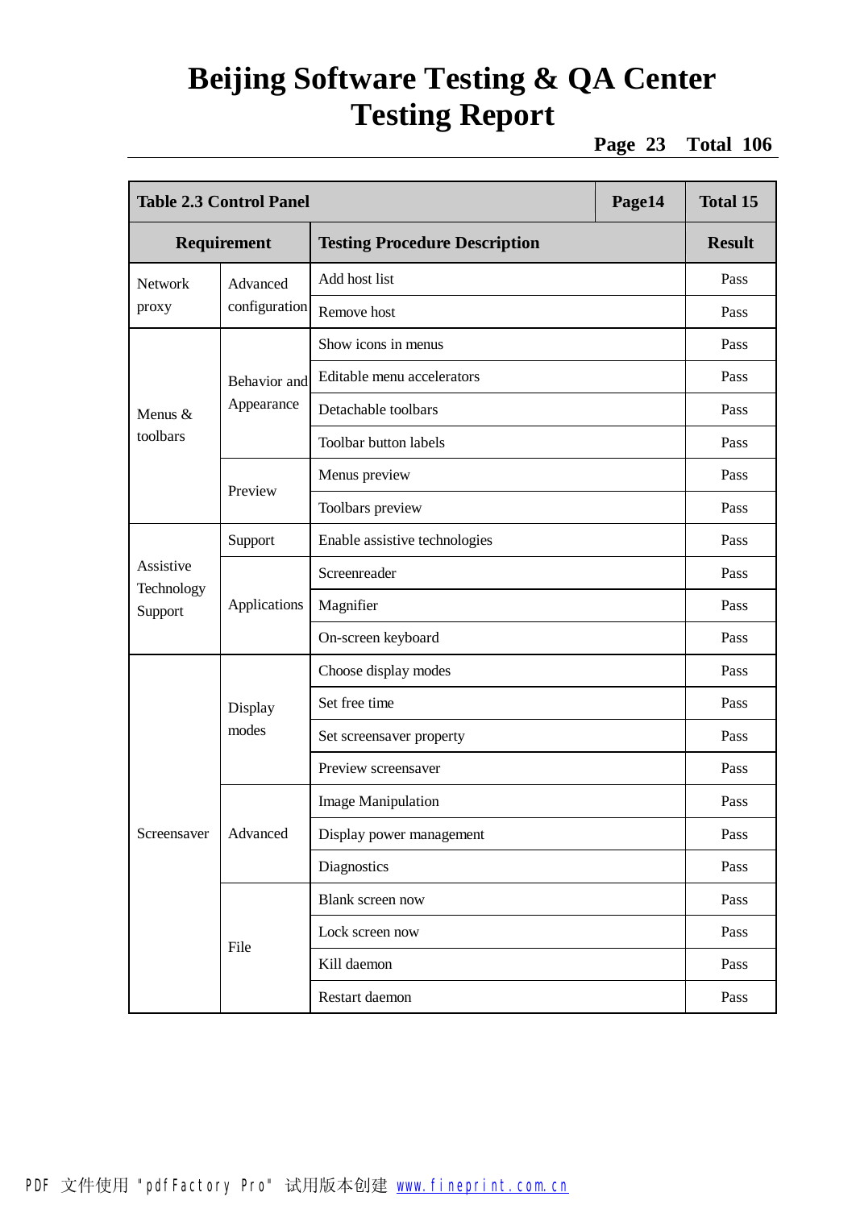| Table 2.3 Control Panel | | | Page14 | Total 15 |
|---|---|---|---|---|
| **Requirement** | | **Testing Procedure Description** | | **Result** |
| Network proxy | Advanced configuration | Add host list | | Pass |
| | | Remove host | | Pass |
| Menus & toolbars | Behavior and Appearance | Show icons in menus | | Pass |
| | | Editable menu accelerators | | Pass |
| | | Detachable toolbars | | Pass |
| | | Toolbar button labels | | Pass |
| | Preview | Menus preview | | Pass |
| | | Toolbars preview | | Pass |
| Assistive Technology Support | Support | Enable assistive technologies | | Pass |
| | Applications | Screenreader | | Pass |
| | | Magnifier | | Pass |
| | | On-screen keyboard | | Pass |
| Screensaver | Display modes | Choose display modes | | Pass |
| | | Set free time | | Pass |
| | | Set screensaver property | | Pass |
| | | Preview screensaver | | Pass |
| | Advanced | Image Manipulation | | Pass |
| | | Display power management | | Pass |
| | | Diagnostics | | Pass |
| | File | Blank screen now | | Pass |
| | | Lock screen now | | Pass |
| | | Kill daemon | | Pass |
| | | Restart daemon | | Pass |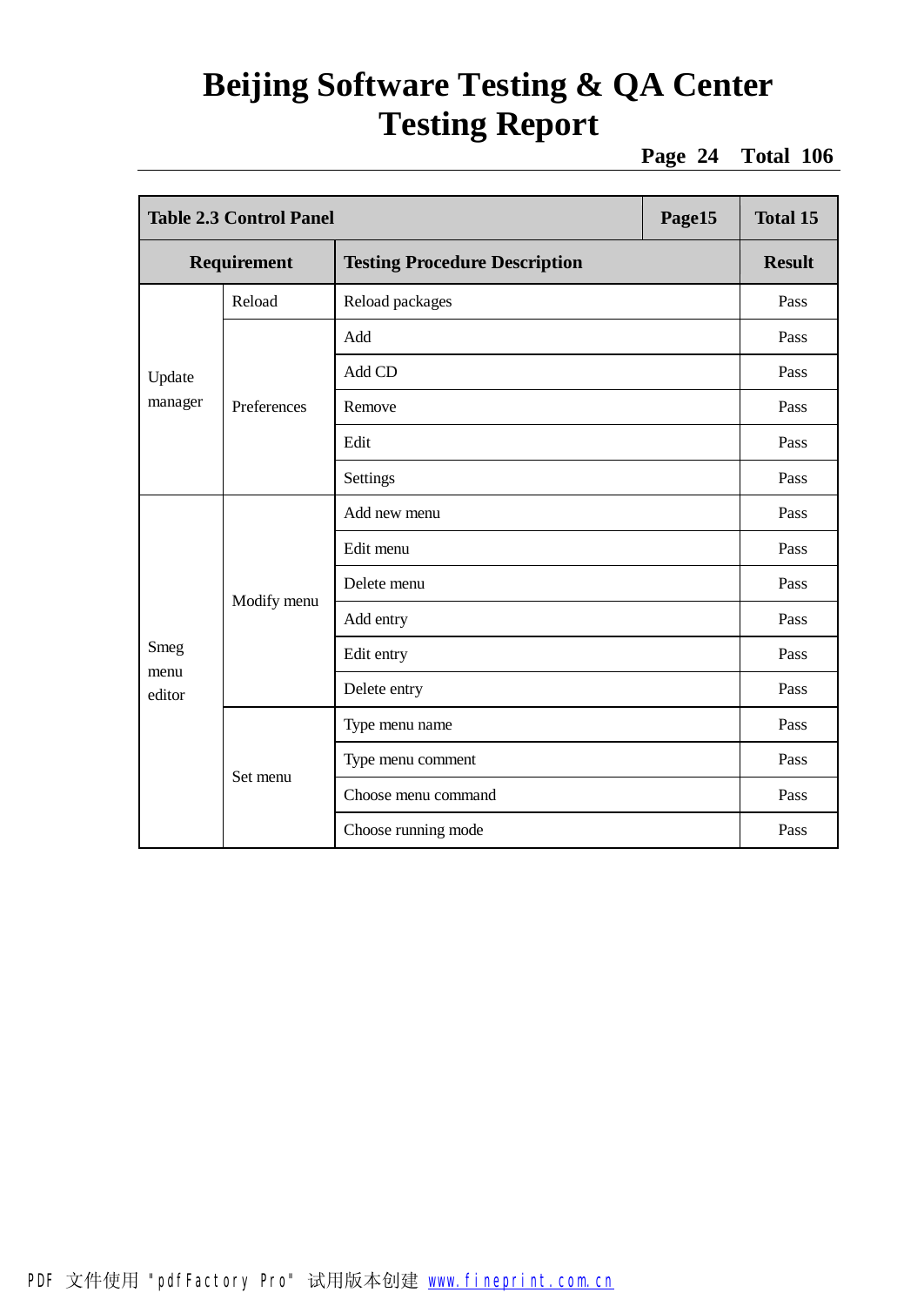| Table 2.3 Control Panel | | | Page15 | Total 15 |
|---|---|---|---|---|
| Requirement | | Testing Procedure Description | | Result |
| Update manager | Reload | Reload packages | | Pass |
| | Preferences | Add | | Pass |
| | | Add CD | | Pass |
| | | Remove | | Pass |
| | | Edit | | Pass |
| | | Settings | | Pass |
| Smeg menu editor | Modify menu | Add new menu | | Pass |
| | | Edit menu | | Pass |
| | | Delete menu | | Pass |
| | | Add entry | | Pass |
| | | Edit entry | | Pass |
| | | Delete entry | | Pass |
| | Set menu | Type menu name | | Pass |
| | | Type menu comment | | Pass |
| | | Choose menu command | | Pass |
| | | Choose running mode | | Pass |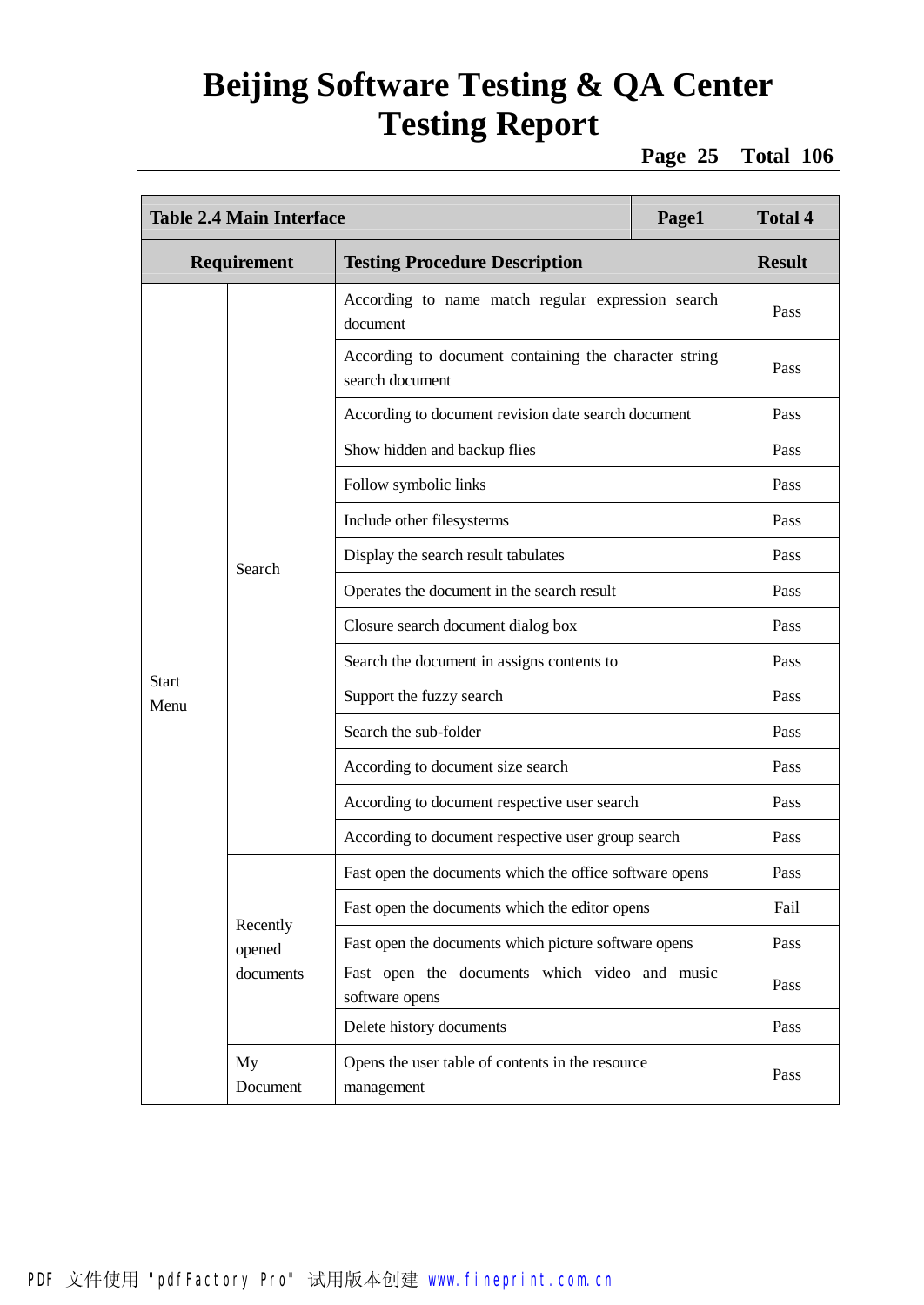| Table 2.4 Main Interface | | Page1 | Total 4 |
|---|---|---|---|
| **Requirement** | | **Testing Procedure Description** | **Result** |
| Start Menu | Search | According to name match regular expression search document | Pass |
| | | According to document containing the character string search document | Pass |
| | | According to document revision date search document | Pass |
| | | Show hidden and backup flies | Pass |
| | | Follow symbolic links | Pass |
| | | Include other filesysterms | Pass |
| | | Display the search result tabulates | Pass |
| | | Operates the document in the search result | Pass |
| | | Closure search document dialog box | Pass |
| | | Search the document in assigns contents to | Pass |
| | | Support the fuzzy search | Pass |
| | | Search the sub-folder | Pass |
| | | According to document size search | Pass |
| | | According to document respective user search | Pass |
| | | According to document respective user group search | Pass |
| | Recently opened documents | Fast open the documents which the office software opens | Pass |
| | | Fast open the documents which the editor opens | Fail |
| | | Fast open the documents which picture software opens | Pass |
| | | Fast open the documents which video and music software opens | Pass |
| | | Delete history documents | Pass |
| | My Document | Opens the user table of contents in the resource management | Pass |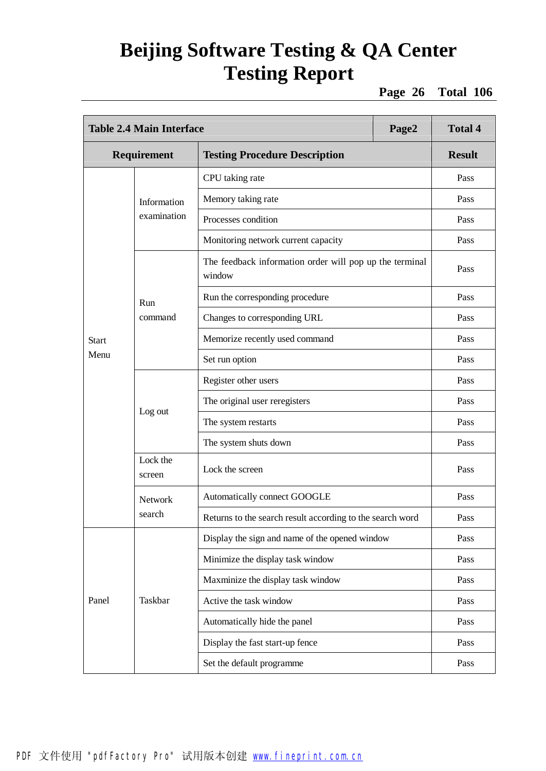| Table 2.4 Main Interface | | | Page2 | Total 4 |
|---|---|---|---|---|
| **Requirement** | | **Testing Procedure Description** | | **Result** |
| Start Menu | Information examination | CPU taking rate | | Pass |
| | | Memory taking rate | | Pass |
| | | Processes condition | | Pass |
| | | Monitoring network current capacity | | Pass |
| | Run command | The feedback information order will pop up the terminal window | | Pass |
| | | Run the corresponding procedure | | Pass |
| | | Changes to corresponding URL | | Pass |
| | | Memorize recently used command | | Pass |
| | | Set run option | | Pass |
| | Log out | Register other users | | Pass |
| | | The original user reregisters | | Pass |
| | | The system restarts | | Pass |
| | | The system shuts down | | Pass |
| | Lock the screen | Lock the screen | | Pass |
| | Network search | Automatically connect GOOGLE | | Pass |
| | | Returns to the search result according to the search word | | Pass |
| Panel | Taskbar | Display the sign and name of the opened window | | Pass |
| | | Minimize the display task window | | Pass |
| | | Maxminize the display task window | | Pass |
| | | Active the task window | | Pass |
| | | Automatically hide the panel | | Pass |
| | | Display the fast start-up fence | | Pass |
| | | Set the default programme | | Pass |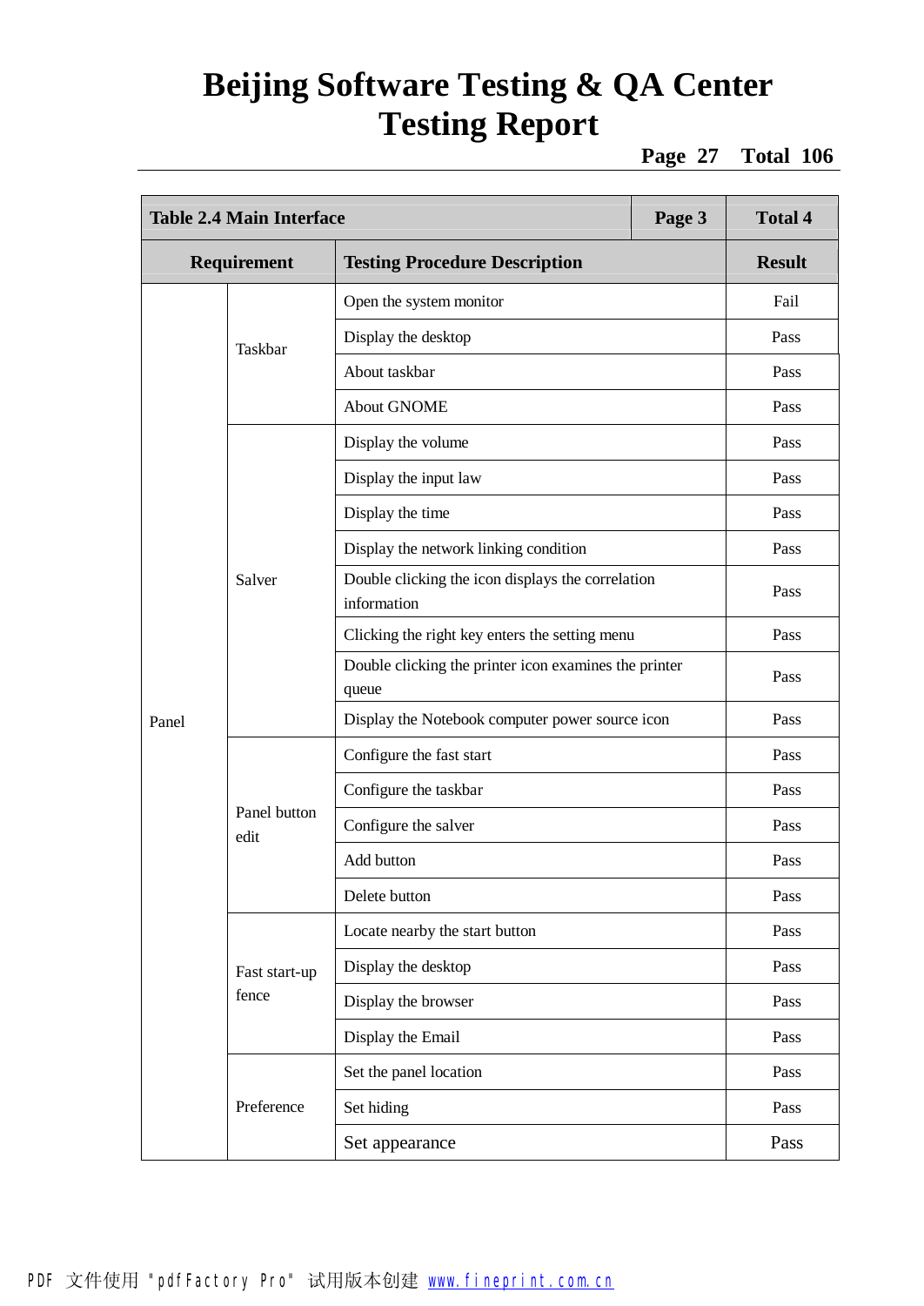| Table 2.4 Main Interface | | Page 3 | Total 4 |
|---|---|---|---|
| **Requirement** | | **Testing Procedure Description** | **Result** |
| Panel | Taskbar | Open the system monitor | Fail |
| | | Display the desktop | Pass |
| | | About taskbar | Pass |
| | | About GNOME | Pass |
| | Salver | Display the volume | Pass |
| | | Display the input law | Pass |
| | | Display the time | Pass |
| | | Display the network linking condition | Pass |
| | | Double clicking the icon displays the correlation information | Pass |
| | | Clicking the right key enters the setting menu | Pass |
| | | Double clicking the printer icon examines the printer queue | Pass |
| | | Display the Notebook computer power source icon | Pass |
| | Panel button edit | Configure the fast start | Pass |
| | | Configure the taskbar | Pass |
| | | Configure the salver | Pass |
| | | Add button | Pass |
| | | Delete button | Pass |
| | Fast start-up fence | Locate nearby the start button | Pass |
| | | Display the desktop | Pass |
| | | Display the browser | Pass |
| | | Display the Email | Pass |
| | Preference | Set the panel location | Pass |
| | | Set hiding | Pass |
| | | Set appearance | Pass |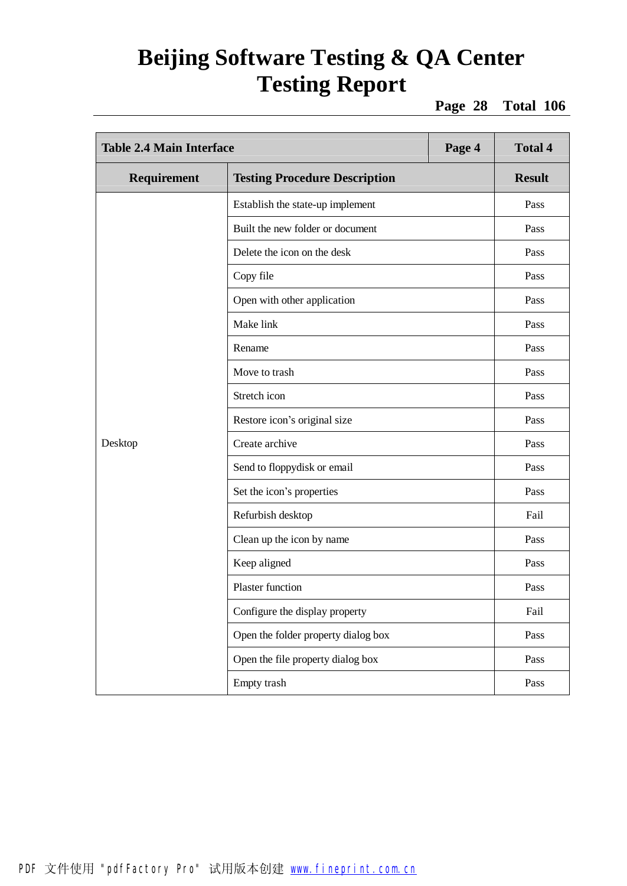| Table 2.4 Main Interface | | Page 4 | Total 4 |
|---|---|---|---|
| **Requirement** | **Testing Procedure Description** | | **Result** |
| Desktop | Establish the state-up implement | | Pass |
| | Built the new folder or document | | Pass |
| | Delete the icon on the desk | | Pass |
| | Copy file | | Pass |
| | Open with other application | | Pass |
| | Make link | | Pass |
| | Rename | | Pass |
| | Move to trash | | Pass |
| | Stretch icon | | Pass |
| | Restore icon's original size | | Pass |
| | Create archive | | Pass |
| | Send to floppydisk or email | | Pass |
| | Set the icon's properties | | Pass |
| | Refurbish desktop | | Fail |
| | Clean up the icon by name | | Pass |
| | Keep aligned | | Pass |
| | Plaster function | | Pass |
| | Configure the display property | | Fail |
| | Open the folder property dialog box | | Pass |
| | Open the file property dialog box | | Pass |
| | Empty trash | | Pass |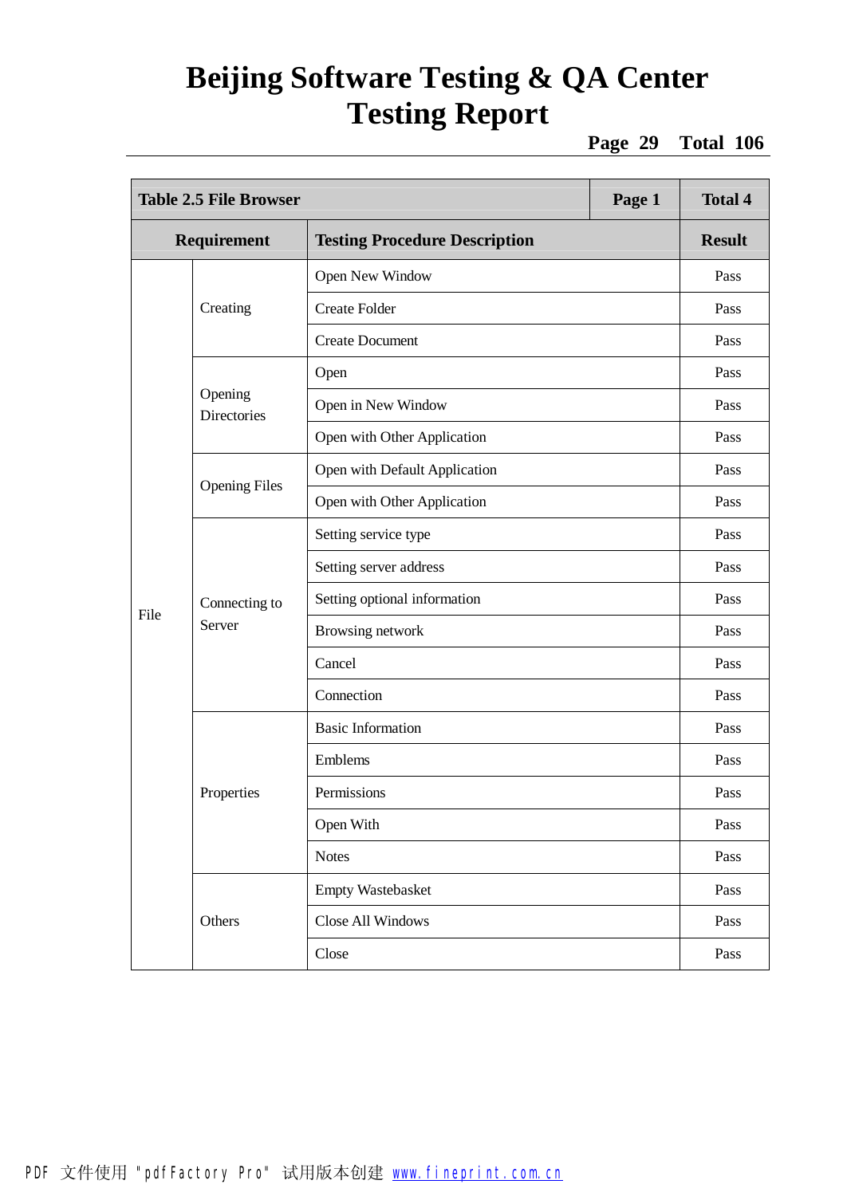| Table 2.5 File Browser | | | Page 1 | Total 4 |
|---|---|---|---|---|
| **Requirement** | | **Testing Procedure Description** | | **Result** |
| File | Creating | Open New Window | | Pass |
| | | Create Folder | | Pass |
| | | Create Document | | Pass |
| | Opening Directories | Open | | Pass |
| | | Open in New Window | | Pass |
| | | Open with Other Application | | Pass |
| | Opening Files | Open with Default Application | | Pass |
| | | Open with Other Application | | Pass |
| | Connecting to Server | Setting service type | | Pass |
| | | Setting server address | | Pass |
| | | Setting optional information | | Pass |
| | | Browsing network | | Pass |
| | | Cancel | | Pass |
| | | Connection | | Pass |
| | Properties | Basic Information | | Pass |
| | | Emblems | | Pass |
| | | Permissions | | Pass |
| | | Open With | | Pass |
| | | Notes | | Pass |
| | Others | Empty Wastebasket | | Pass |
| | | Close All Windows | | Pass |
| | | Close | | Pass |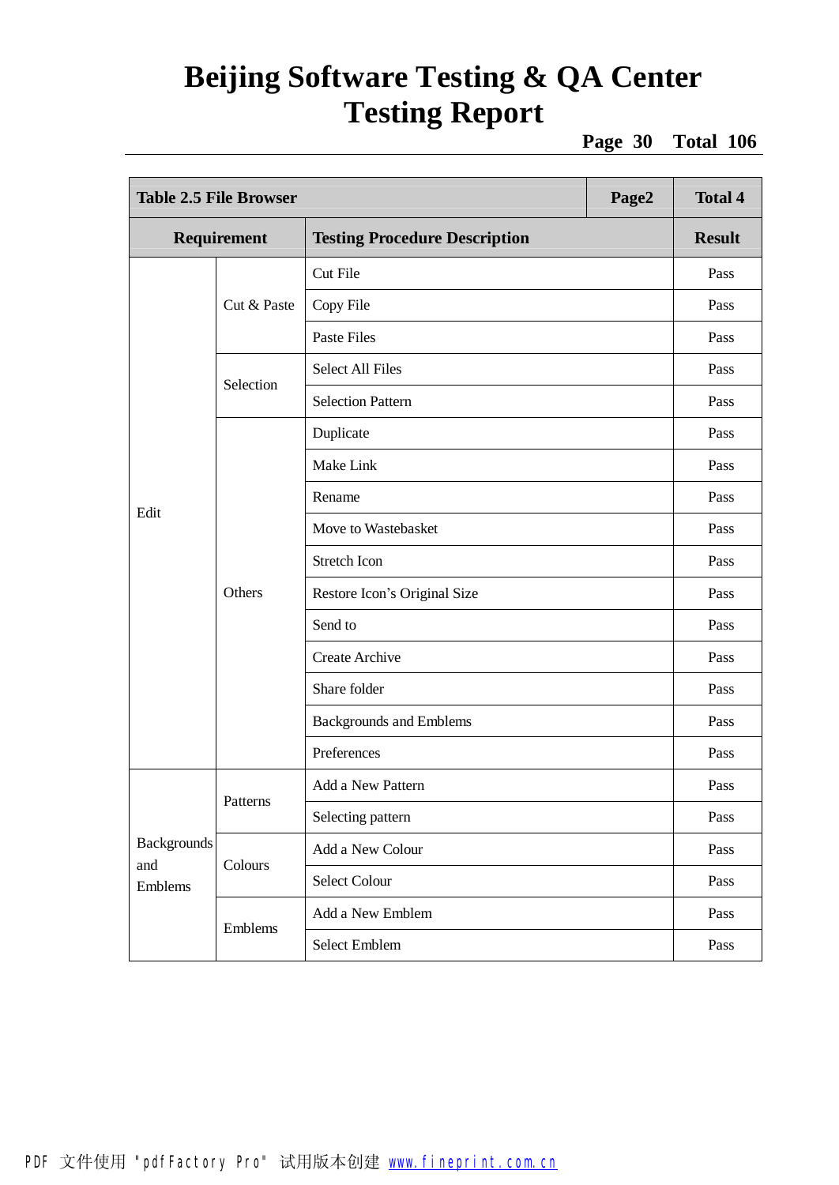| Table 2.5 File Browser | | | Page2 | Total 4 |
|---|---|---|---|---|
| **Requirement** | | **Testing Procedure Description** | | **Result** |
| Edit | Cut & Paste | Cut File | | Pass |
| | | Copy File | | Pass |
| | | Paste Files | | Pass |
| | Selection | Select All Files | | Pass |
| | | Selection Pattern | | Pass |
| | Others | Duplicate | | Pass |
| | | Make Link | | Pass |
| | | Rename | | Pass |
| | | Move to Wastebasket | | Pass |
| | | Stretch Icon | | Pass |
| | | Restore Icon's Original Size | | Pass |
| | | Send to | | Pass |
| | | Create Archive | | Pass |
| | | Share folder | | Pass |
| | | Backgrounds and Emblems | | Pass |
| | | Preferences | | Pass |
| Backgrounds and Emblems | Patterns | Add a New Pattern | | Pass |
| | | Selecting pattern | | Pass |
| | Colours | Add a New Colour | | Pass |
| | | Select Colour | | Pass |
| | Emblems | Add a New Emblem | | Pass |
| | | Select Emblem | | Pass |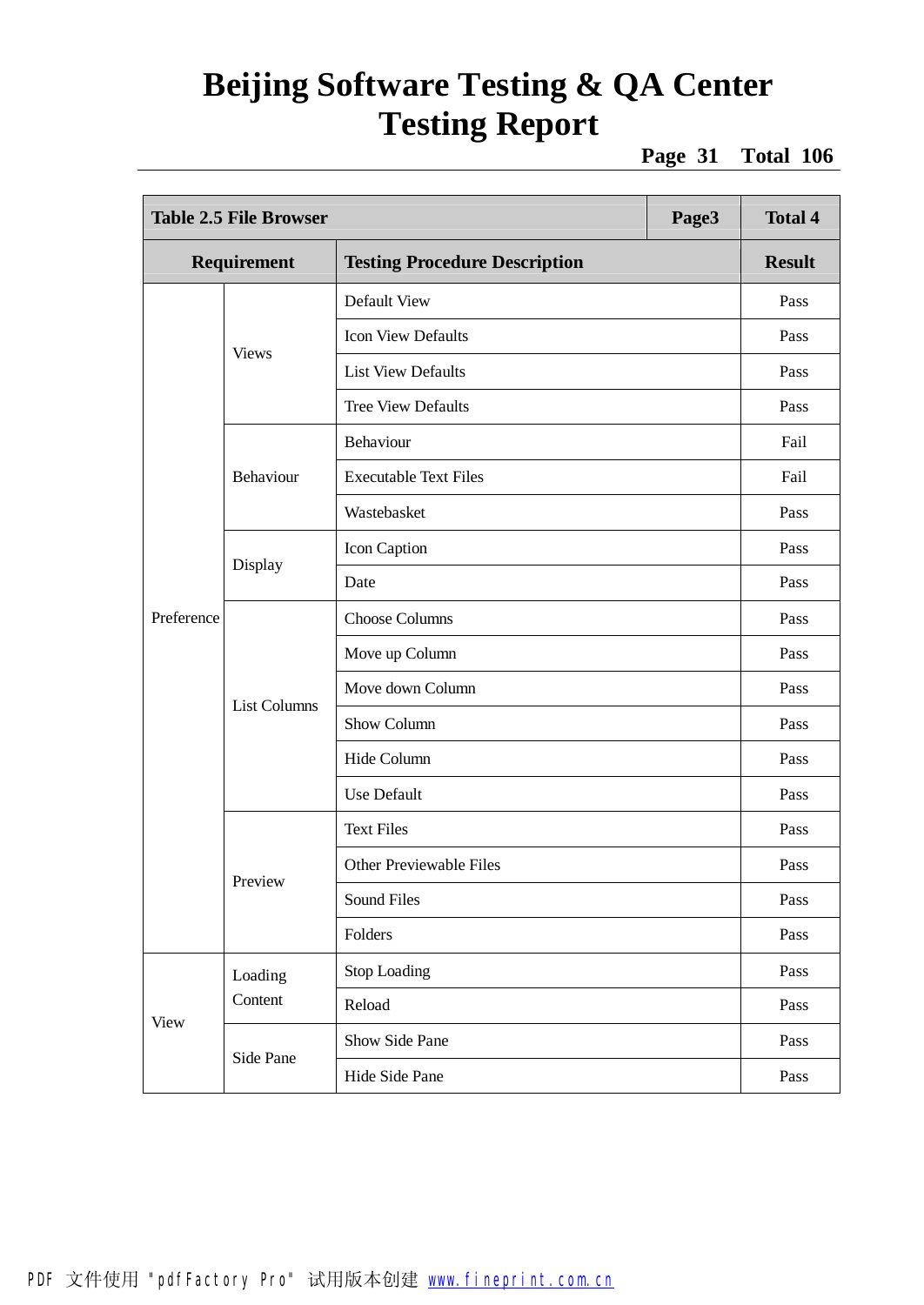# Beijing Software Testing & QA Center Testing Report

| Table 2.5 File Browser | | | Page3 | Total 4 |
|---|---|---|---|---|
| **Requirement** | | **Testing Procedure Description** | | **Result** |
| Preference | Views | Default View | | Pass |
| | | Icon View Defaults | | Pass |
| | | List View Defaults | | Pass |
| | | Tree View Defaults | | Pass |
| | Behaviour | Behaviour | | Fail |
| | | Executable Text Files | | Fail |
| | | Wastebasket | | Pass |
| | Display | Icon Caption | | Pass |
| | | Date | | Pass |
| | List Columns | Choose Columns | | Pass |
| | | Move up Column | | Pass |
| | | Move down Column | | Pass |
| | | Show Column | | Pass |
| | | Hide Column | | Pass |
| | | Use Default | | Pass |
| | Preview | Text Files | | Pass |
| | | Other Previewable Files | | Pass |
| | | Sound Files | | Pass |
| | | Folders | | Pass |
| View | Loading Content | Stop Loading | | Pass |
| | | Reload | | Pass |
| | Side Pane | Show Side Pane | | Pass |
| | | Hide Side Pane | | Pass |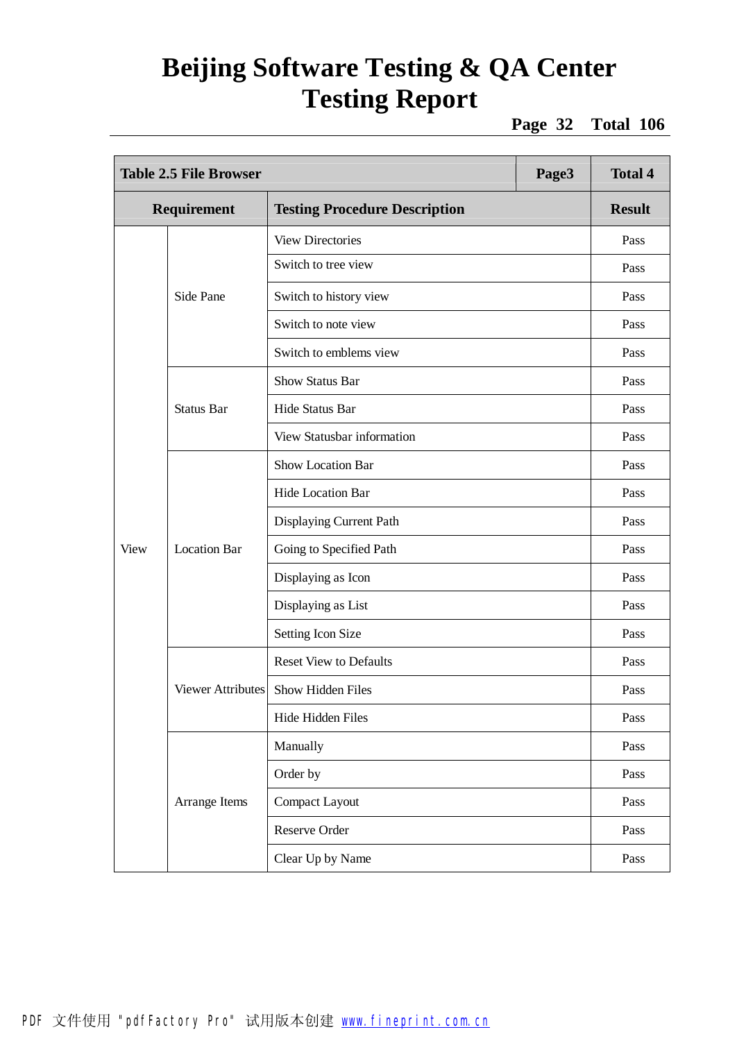| Table 2.5 File Browser | | | Page3 | Total 4 |
|---|---|---|---|---|
| Requirement | | Testing Procedure Description | | Result |
| View | Side Pane | View Directories | | Pass |
| | | Switch to tree view | | Pass |
| | | Switch to history view | | Pass |
| | | Switch to note view | | Pass |
| | | Switch to emblems view | | Pass |
| | Status Bar | Show Status Bar | | Pass |
| | | Hide Status Bar | | Pass |
| | | View Statusbar information | | Pass |
| | Location Bar | Show Location Bar | | Pass |
| | | Hide Location Bar | | Pass |
| | | Displaying Current Path | | Pass |
| | | Going to Specified Path | | Pass |
| | | Displaying as Icon | | Pass |
| | | Displaying as List | | Pass |
| | | Setting Icon Size | | Pass |
| | Viewer Attributes | Reset View to Defaults | | Pass |
| | | Show Hidden Files | | Pass |
| | | Hide Hidden Files | | Pass |
| | Arrange Items | Manually | | Pass |
| | | Order by | | Pass |
| | | Compact Layout | | Pass |
| | | Reserve Order | | Pass |
| | | Clear Up by Name | | Pass |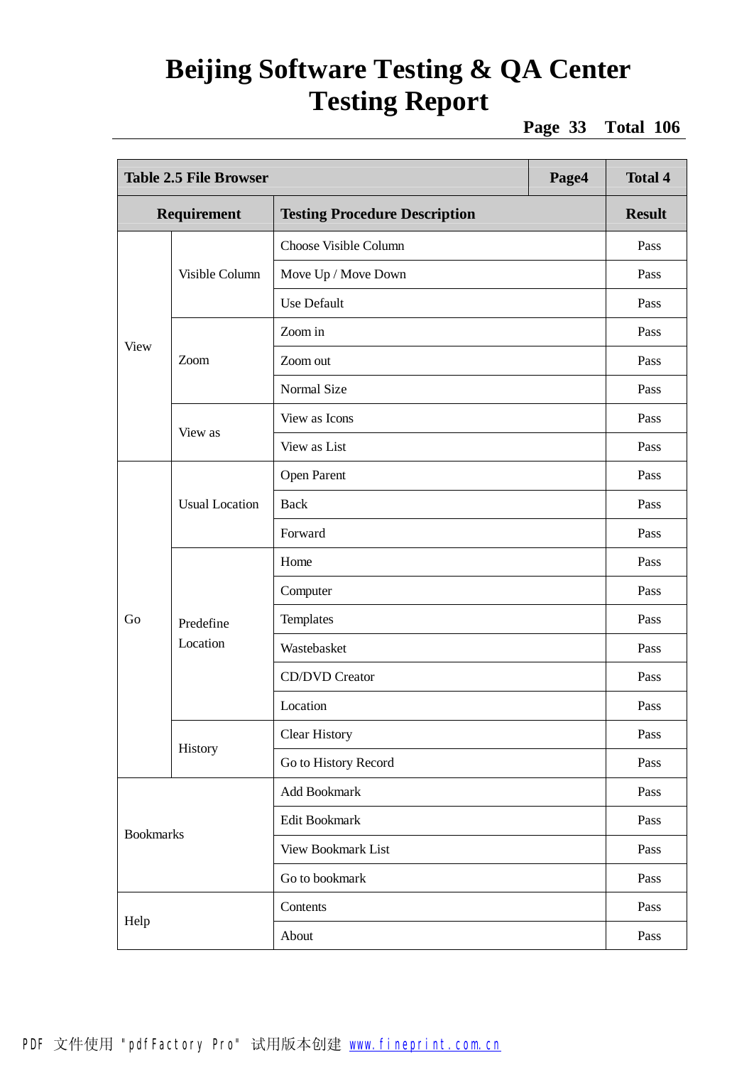| Table 2.5 File Browser | | | Page4 | Total 4 |
|---|---|---|---|---|
| **Requirement** | | **Testing Procedure Description** | | **Result** |
| View | Visible Column | Choose Visible Column | | Pass |
| | | Move Up / Move Down | | Pass |
| | | Use Default | | Pass |
| | Zoom | Zoom in | | Pass |
| | | Zoom out | | Pass |
| | | Normal Size | | Pass |
| | View as | View as Icons | | Pass |
| | | View as List | | Pass |
| Go | Usual Location | Open Parent | | Pass |
| | | Back | | Pass |
| | | Forward | | Pass |
| | Predefine Location | Home | | Pass |
| | | Computer | | Pass |
| | | Templates | | Pass |
| | | Wastebasket | | Pass |
| | | CD/DVD Creator | | Pass |
| | | Location | | Pass |
| | History | Clear History | | Pass |
| | | Go to History Record | | Pass |
| Bookmarks | | Add Bookmark | | Pass |
| | | Edit Bookmark | | Pass |
| | | View Bookmark List | | Pass |
| | | Go to bookmark | | Pass |
| Help | | Contents | | Pass |
| | | About | | Pass |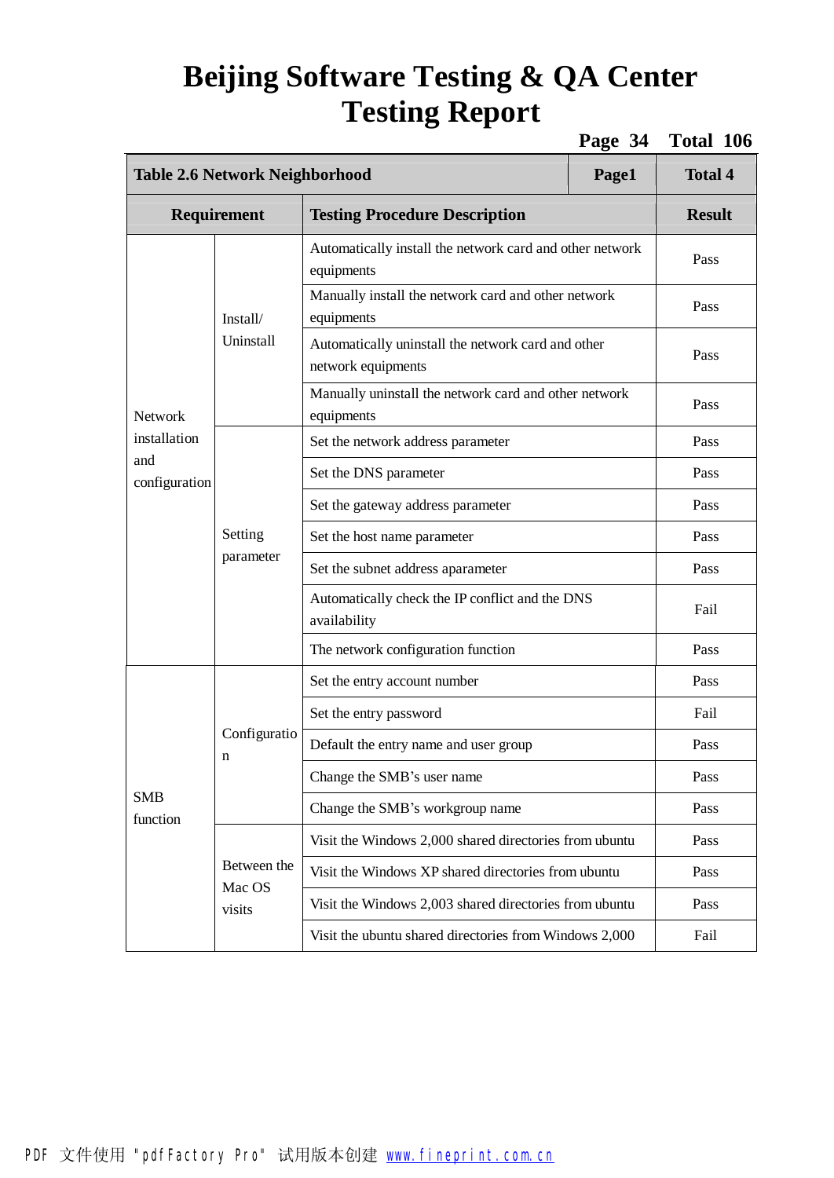| Table 2.6 Network Neighborhood | | | Page1 | Total 4 |
|---|---|---|---|---|
| **Requirement** | | **Testing Procedure Description** | | **Result** |
| Network installation and configuration | Install/ Uninstall | Automatically install the network card and other network equipments | | Pass |
| | | Manually install the network card and other network equipments | | Pass |
| | | Automatically uninstall the network card and other network equipments | | Pass |
| | | Manually uninstall the network card and other network equipments | | Pass |
| | Setting parameter | Set the network address parameter | | Pass |
| | | Set the DNS parameter | | Pass |
| | | Set the gateway address parameter | | Pass |
| | | Set the host name parameter | | Pass |
| | | Set the subnet address aparameter | | Pass |
| | | Automatically check the IP conflict and the DNS availability | | Fail |
| | | The network configuration function | | Pass |
| SMB function | Configuration | Set the entry account number | | Pass |
| | | Set the entry password | | Fail |
| | | Default the entry name and user group | | Pass |
| | | Change the SMB's user name | | Pass |
| | | Change the SMB's workgroup name | | Pass |
| | Between the Mac OS visits | Visit the Windows 2,000 shared directories from ubuntu | | Pass |
| | | Visit the Windows XP shared directories from ubuntu | | Pass |
| | | Visit the Windows 2,003 shared directories from ubuntu | | Pass |
| | | Visit the ubuntu shared directories from Windows 2,000 | | Fail |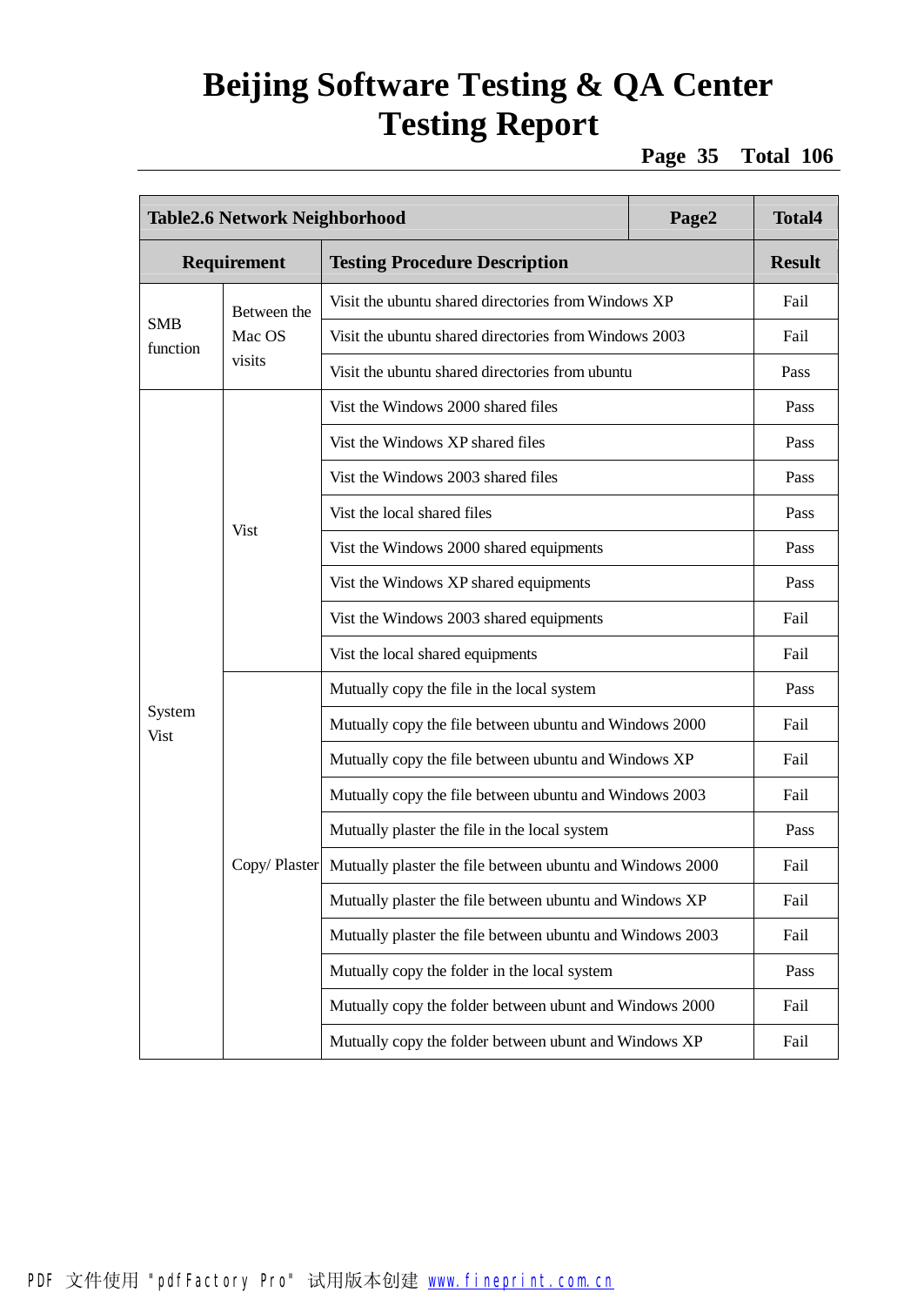| Table2.6 Network Neighborhood | | | Page2 | Total4 |
|---|---|---|---|---|
| **Requirement** | | **Testing Procedure Description** | | **Result** |
| SMB function | Between the Mac OS visits | Visit the ubuntu shared directories from Windows XP | | Fail |
| | | Visit the ubuntu shared directories from Windows 2003 | | Fail |
| | | Visit the ubuntu shared directories from ubuntu | | Pass |
| System Vist | Vist | Vist the Windows 2000 shared files | | Pass |
| | | Vist the Windows XP shared files | | Pass |
| | | Vist the Windows 2003 shared files | | Pass |
| | | Vist the local shared files | | Pass |
| | | Vist the Windows 2000 shared equipments | | Pass |
| | | Vist the Windows XP shared equipments | | Pass |
| | | Vist the Windows 2003 shared equipments | | Fail |
| | | Vist the local shared equipments | | Fail |
| | Copy/ Plaster | Mutually copy the file in the local system | | Pass |
| | | Mutually copy the file between ubuntu and Windows 2000 | | Fail |
| | | Mutually copy the file between ubuntu and Windows XP | | Fail |
| | | Mutually copy the file between ubuntu and Windows 2003 | | Fail |
| | | Mutually plaster the file in the local system | | Pass |
| | | Mutually plaster the file between ubuntu and Windows 2000 | | Fail |
| | | Mutually plaster the file between ubuntu and Windows XP | | Fail |
| | | Mutually plaster the file between ubuntu and Windows 2003 | | Fail |
| | | Mutually copy the folder in the local system | | Pass |
| | | Mutually copy the folder between ubunt and Windows 2000 | | Fail |
| | | Mutually copy the folder between ubunt and Windows XP | | Fail |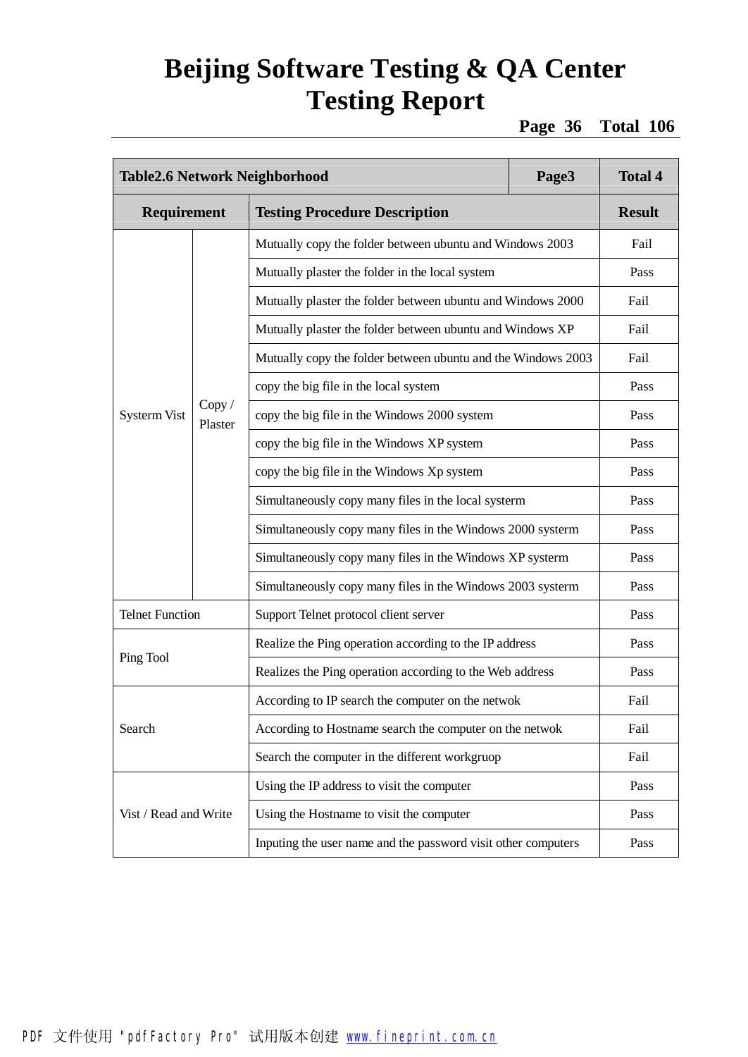| Table2.6 Network Neighborhood | | | Page3 | Total 4 |
|---|---|---|---|---|
| **Requirement** | | **Testing Procedure Description** | | **Result** |
| Systerm Vist | Copy / Plaster | Mutually copy the folder between ubuntu and Windows 2003 | | Fail |
| | | Mutually plaster the folder in the local system | | Pass |
| | | Mutually plaster the folder between ubuntu and Windows 2000 | | Fail |
| | | Mutually plaster the folder between ubuntu and Windows XP | | Fail |
| | | Mutually copy the folder between ubuntu and the Windows 2003 | | Fail |
| | | copy the big file in the local system | | Pass |
| | | copy the big file in the Windows 2000 system | | Pass |
| | | copy the big file in the Windows XP system | | Pass |
| | | copy the big file in the Windows Xp system | | Pass |
| | | Simultaneously copy many files in the local systerm | | Pass |
| | | Simultaneously copy many files in the Windows 2000 systerm | | Pass |
| | | Simultaneously copy many files in the Windows XP systerm | | Pass |
| | | Simultaneously copy many files in the Windows 2003 systerm | | Pass |
| Telnet Function | | Support Telnet protocol client server | | Pass |
| Ping Tool | | Realize the Ping operation according to the IP address | | Pass |
| | | Realizes the Ping operation according to the Web address | | Pass |
| Search | | According to IP search the computer on the netwok | | Fail |
| | | According to Hostname search the computer on the netwok | | Fail |
| | | Search the computer in the different workgruop | | Fail |
| Vist / Read and Write | | Using the IP address to visit the computer | | Pass |
| | | Using the Hostname to visit the computer | | Pass |
| | | Inputing the user name and the password visit other computers | | Pass |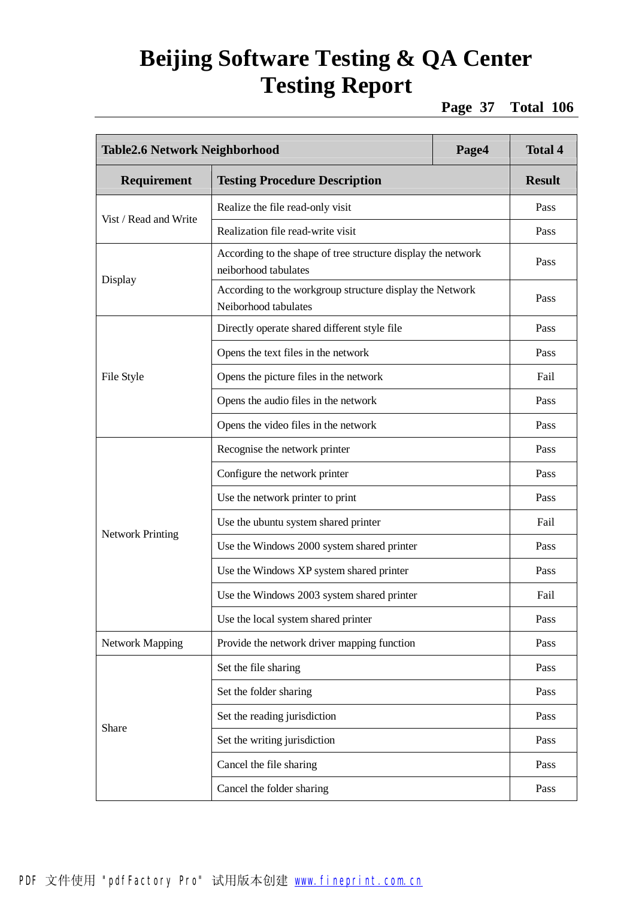| Table2.6 Network Neighborhood | | Page4 | Total 4 |
|---|---|---|---|
| **Requirement** | **Testing Procedure Description** | | **Result** |
| Vist / Read and Write | Realize the file read-only visit | | Pass |
| | Realization file read-write visit | | Pass |
| Display | According to the shape of tree structure display the network neiborhood tabulates | | Pass |
| | According to the workgroup structure display the Network Neiborhood tabulates | | Pass |
| File Style | Directly operate shared different style file | | Pass |
| | Opens the text files in the network | | Pass |
| | Opens the picture files in the network | | Fail |
| | Opens the audio files in the network | | Pass |
| | Opens the video files in the network | | Pass |
| Network Printing | Recognise the network printer | | Pass |
| | Configure the network printer | | Pass |
| | Use the network printer to print | | Pass |
| | Use the ubuntu system shared printer | | Fail |
| | Use the Windows 2000 system shared printer | | Pass |
| | Use the Windows XP system shared printer | | Pass |
| | Use the Windows 2003 system shared printer | | Fail |
| | Use the local system shared printer | | Pass |
| Network Mapping | Provide the network driver mapping function | | Pass |
| Share | Set the file sharing | | Pass |
| | Set the folder sharing | | Pass |
| | Set the reading jurisdiction | | Pass |
| | Set the writing jurisdiction | | Pass |
| | Cancel the file sharing | | Pass |
| | Cancel the folder sharing | | Pass |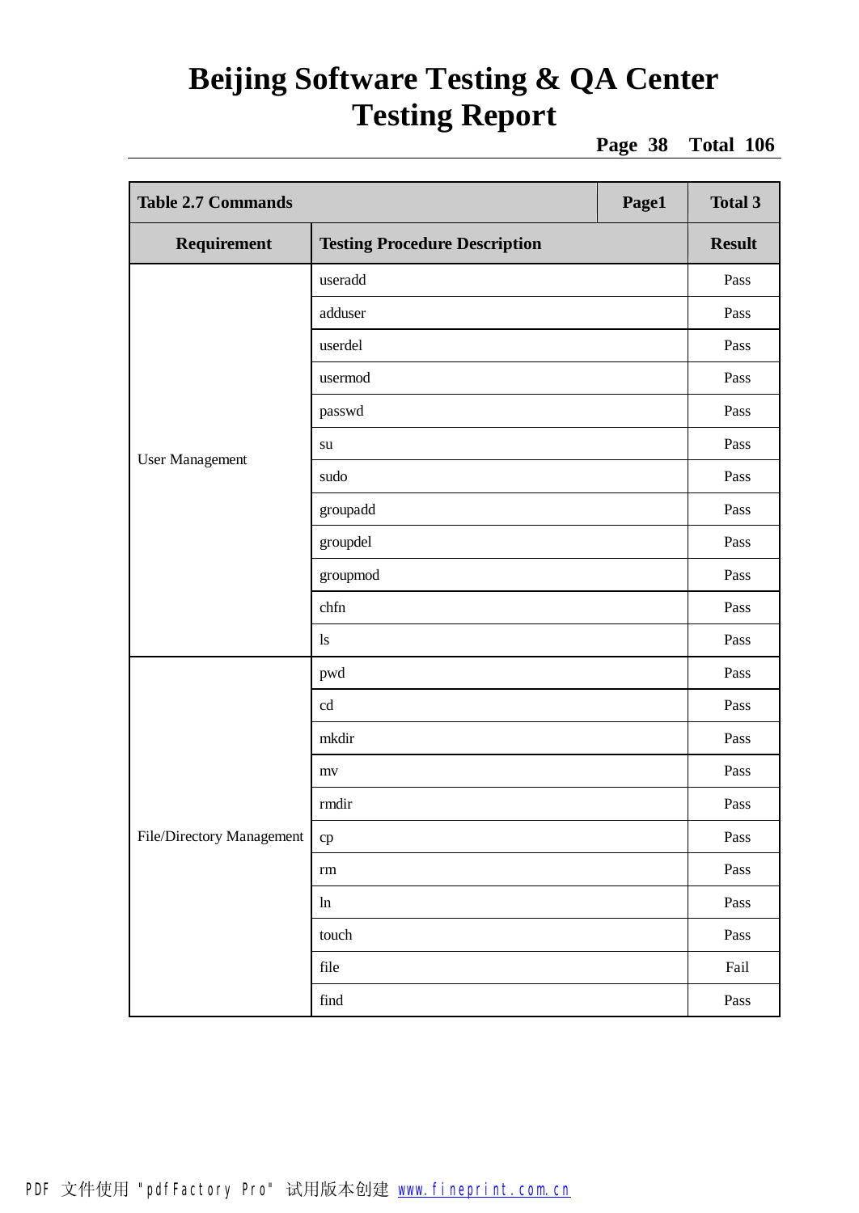| Table 2.7 Commands | | Page1 | Total 3 |
|---|---|---|---|
| **Requirement** | **Testing Procedure Description** | | **Result** |
| User Management | useradd | | Pass |
| | adduser | | Pass |
| | userdel | | Pass |
| | usermod | | Pass |
| | passwd | | Pass |
| | su | | Pass |
| | sudo | | Pass |
| | groupadd | | Pass |
| | groupdel | | Pass |
| | groupmod | | Pass |
| | chfn | | Pass |
| | ls | | Pass |
| File/Directory Management | pwd | | Pass |
| | cd | | Pass |
| | mkdir | | Pass |
| | mv | | Pass |
| | rmdir | | Pass |
| | cp | | Pass |
| | rm | | Pass |
| | ln | | Pass |
| | touch | | Pass |
| | file | | Fail |
| | find | | Pass |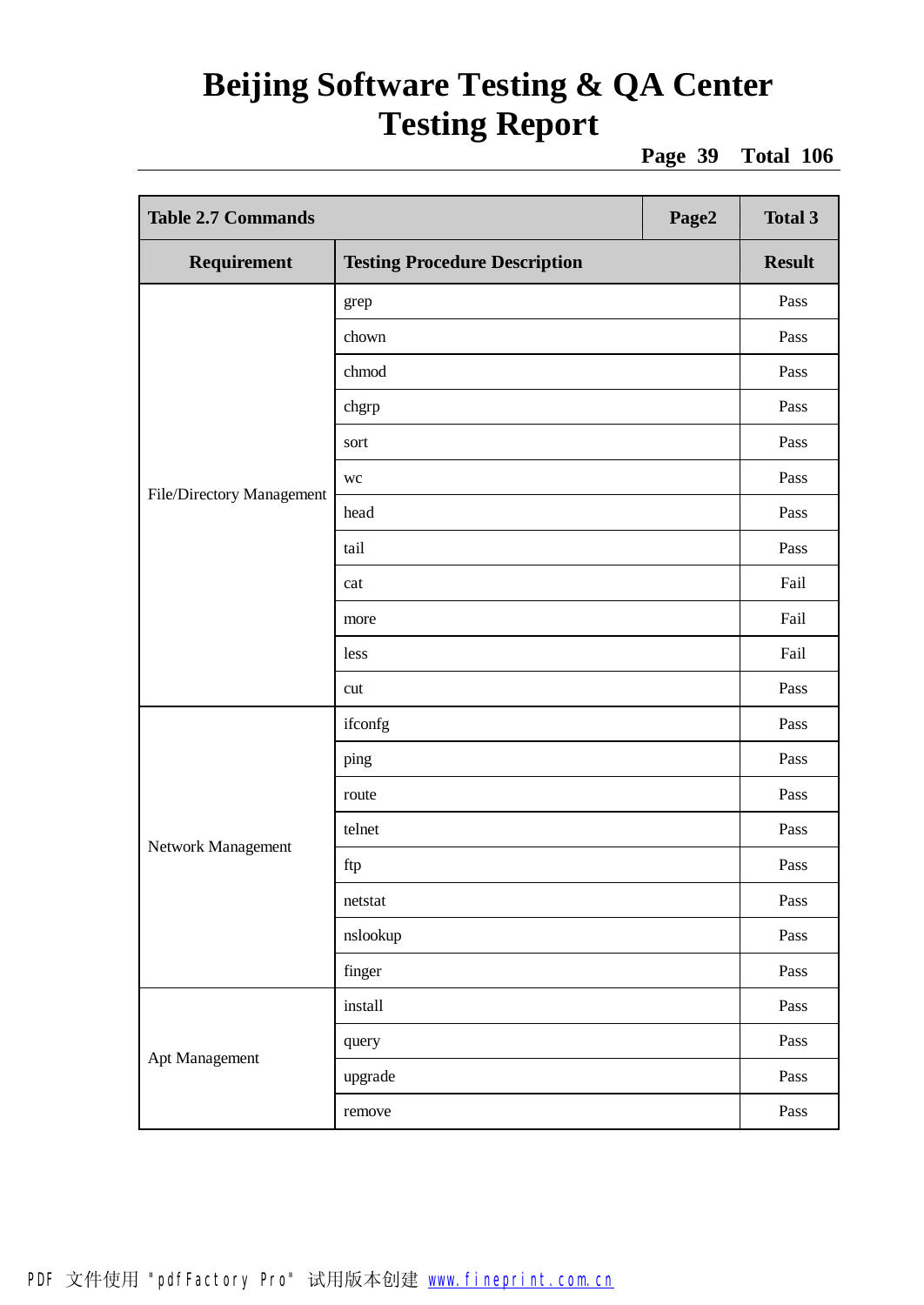| Table 2.7 Commands | | Page2 | Total 3 |
|---|---|---|---|
| **Requirement** | **Testing Procedure Description** | | **Result** |
| File/Directory Management | grep | | Pass |
| | chown | | Pass |
| | chmod | | Pass |
| | chgrp | | Pass |
| | sort | | Pass |
| | wc | | Pass |
| | head | | Pass |
| | tail | | Pass |
| | cat | | Fail |
| | more | | Fail |
| | less | | Fail |
| | cut | | Pass |
| Network Management | ifconfg | | Pass |
| | ping | | Pass |
| | route | | Pass |
| | telnet | | Pass |
| | ftp | | Pass |
| | netstat | | Pass |
| | nslookup | | Pass |
| | finger | | Pass |
| Apt Management | install | | Pass |
| | query | | Pass |
| | upgrade | | Pass |
| | remove | | Pass |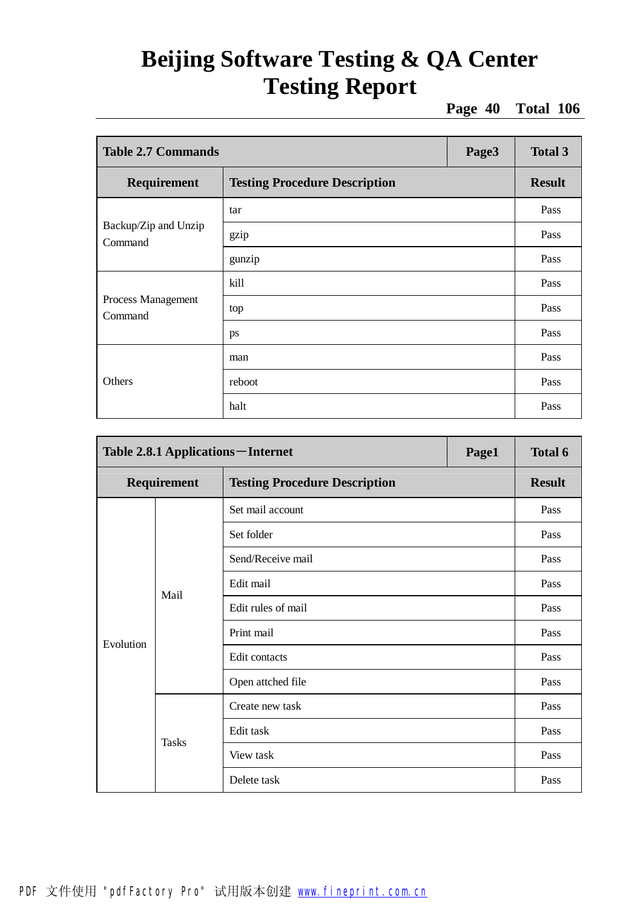| Table 2.7 Commands | | Page3 | Total 3 |
|---|---|---|---|
| **Requirement** | **Testing Procedure Description** | | **Result** |
| Backup/Zip and Unzip Command | tar | | Pass |
| | gzip | | Pass |
| | gunzip | | Pass |
| Process Management Command | kill | | Pass |
| | top | | Pass |
| | ps | | Pass |
| Others | man | | Pass |
| | reboot | | Pass |
| | halt | | Pass |

| Table 2.8.1 Applications－Internet | | | Page1 | Total 6 |
|---|---|---|---|---|
| **Requirement** | | **Testing Procedure Description** | | **Result** |
| Evolution | Mail | Set mail account | | Pass |
| | | Set folder | | Pass |
| | | Send/Receive mail | | Pass |
| | | Edit mail | | Pass |
| | | Edit rules of mail | | Pass |
| | | Print mail | | Pass |
| | | Edit contacts | | Pass |
| | | Open attched file | | Pass |
| | Tasks | Create new task | | Pass |
| | | Edit task | | Pass |
| | | View task | | Pass |
| | | Delete task | | Pass |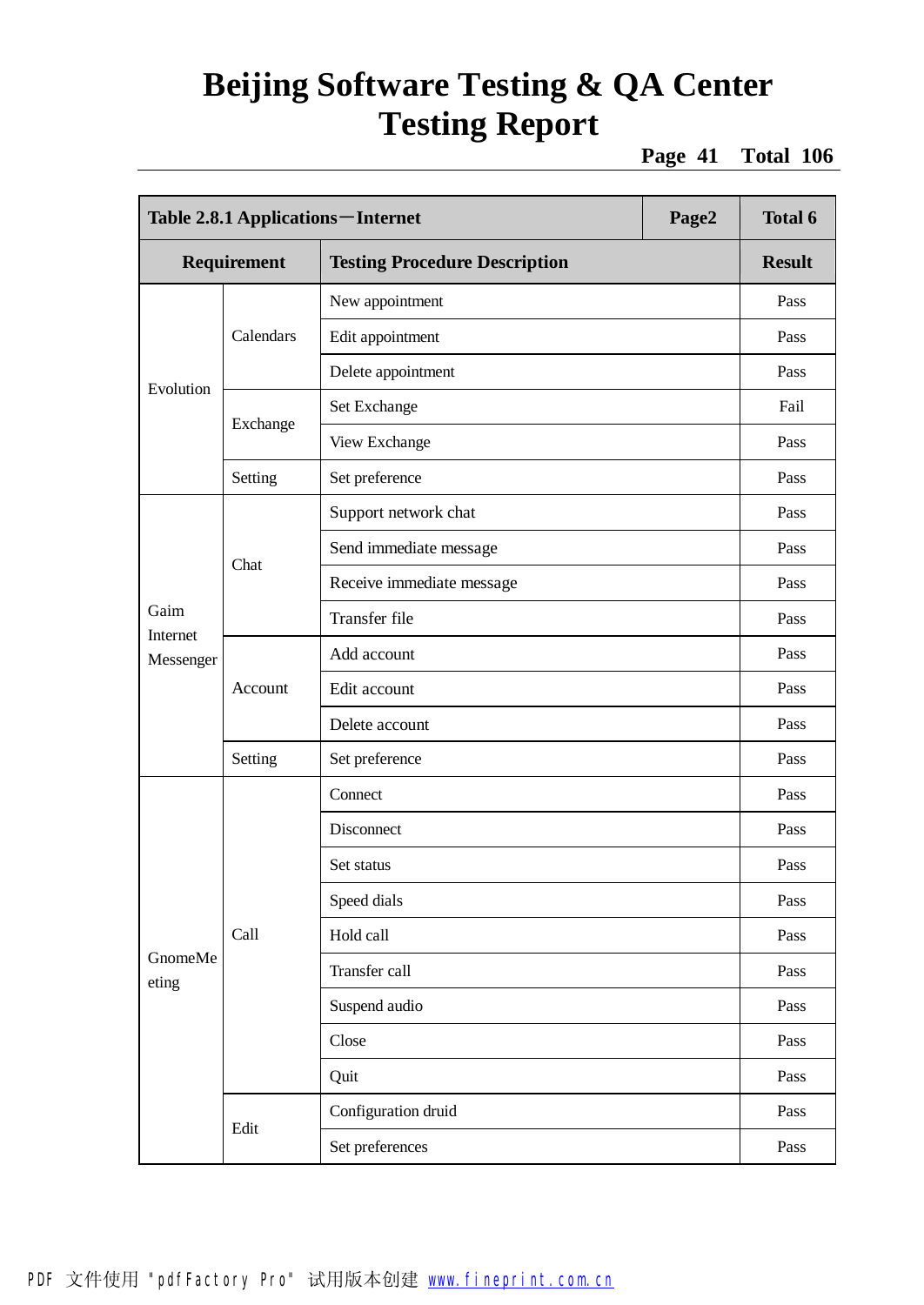# Beijing Software Testing & QA Center
# Testing Report

| Table 2.8.1 Applications－Internet | | | Page2 | Total 6 |
|---|---|---|---|---|
| **Requirement** | | **Testing Procedure Description** | | **Result** |
| Evolution | Calendars | New appointment | | Pass |
| | | Edit appointment | | Pass |
| | | Delete appointment | | Pass |
| | Exchange | Set Exchange | | Fail |
| | | View Exchange | | Pass |
| | Setting | Set preference | | Pass |
| Gaim Internet Messenger | Chat | Support network chat | | Pass |
| | | Send immediate message | | Pass |
| | | Receive immediate message | | Pass |
| | | Transfer file | | Pass |
| | Account | Add account | | Pass |
| | | Edit account | | Pass |
| | | Delete account | | Pass |
| | Setting | Set preference | | Pass |
| GnomeMeeting | Call | Connect | | Pass |
| | | Disconnect | | Pass |
| | | Set status | | Pass |
| | | Speed dials | | Pass |
| | | Hold call | | Pass |
| | | Transfer call | | Pass |
| | | Suspend audio | | Pass |
| | | Close | | Pass |
| | | Quit | | Pass |
| | Edit | Configuration druid | | Pass |
| | | Set preferences | | Pass |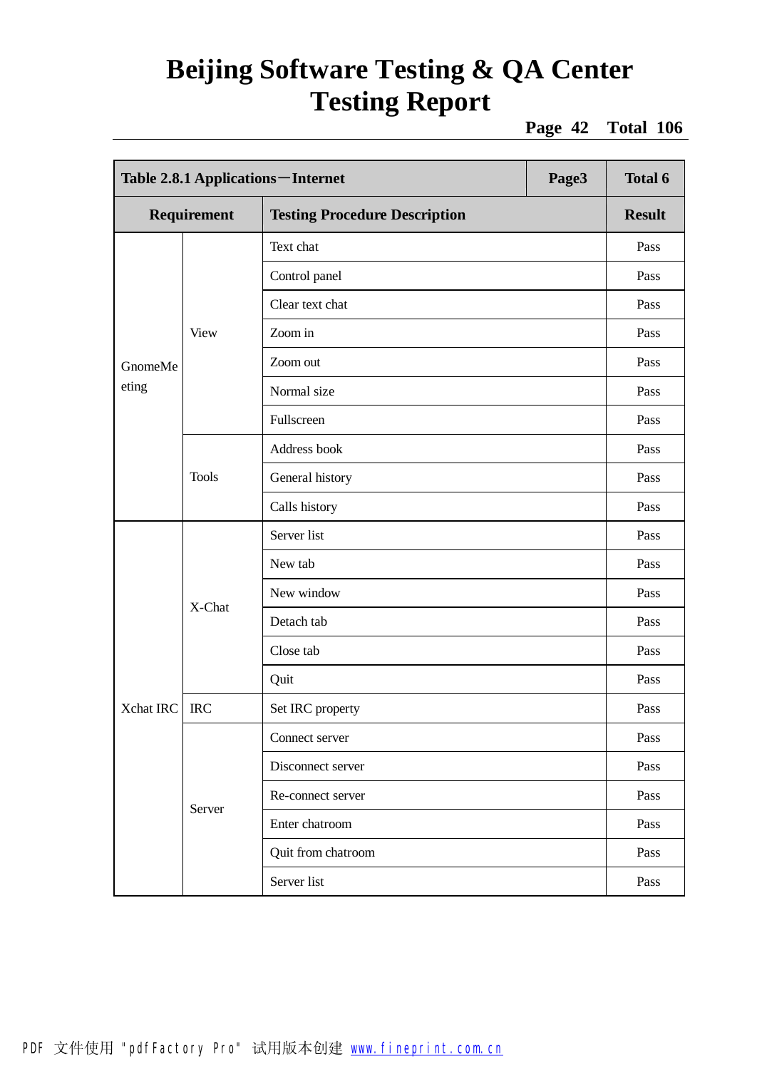| Table 2.8.1 Applications—Internet | | | Page3 | Total 6 |
|---|---|---|---|---|
| Requirement | | Testing Procedure Description | | Result |
| GnomeMeeting | View | Text chat | | Pass |
| | | Control panel | | Pass |
| | | Clear text chat | | Pass |
| | | Zoom in | | Pass |
| | | Zoom out | | Pass |
| | | Normal size | | Pass |
| | | Fullscreen | | Pass |
| | Tools | Address book | | Pass |
| | | General history | | Pass |
| | | Calls history | | Pass |
| Xchat IRC | X-Chat | Server list | | Pass |
| | | New tab | | Pass |
| | | New window | | Pass |
| | | Detach tab | | Pass |
| | | Close tab | | Pass |
| | | Quit | | Pass |
| | IRC | Set IRC property | | Pass |
| | Server | Connect server | | Pass |
| | | Disconnect server | | Pass |
| | | Re-connect server | | Pass |
| | | Enter chatroom | | Pass |
| | | Quit from chatroom | | Pass |
| | | Server list | | Pass |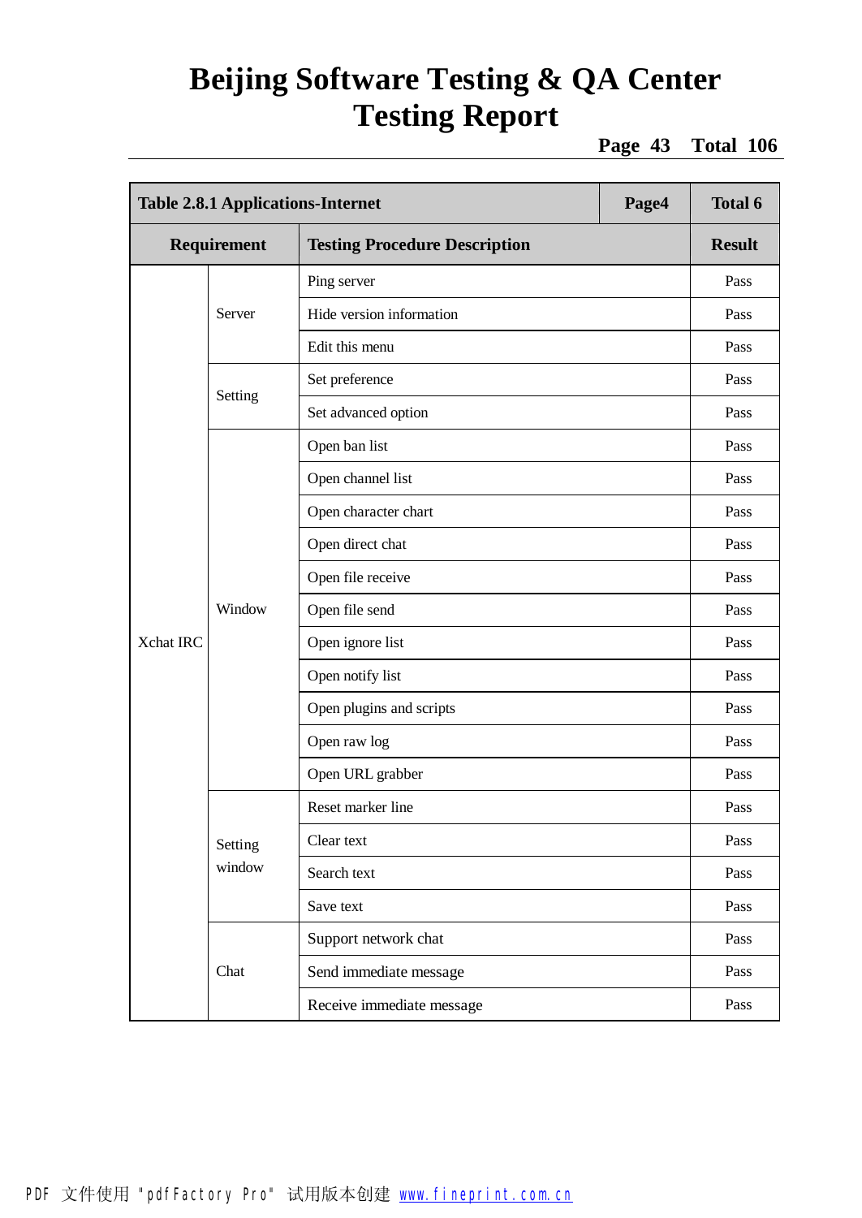| Table 2.8.1 Applications-Internet | | | Page4 | Total 6 |
|---|---|---|---|---|
| **Requirement** | | **Testing Procedure Description** | | **Result** |
| Xchat IRC | Server | Ping server | | Pass |
| | | Hide version information | | Pass |
| | | Edit this menu | | Pass |
| | Setting | Set preference | | Pass |
| | | Set advanced option | | Pass |
| | Window | Open ban list | | Pass |
| | | Open channel list | | Pass |
| | | Open character chart | | Pass |
| | | Open direct chat | | Pass |
| | | Open file receive | | Pass |
| | | Open file send | | Pass |
| | | Open ignore list | | Pass |
| | | Open notify list | | Pass |
| | | Open plugins and scripts | | Pass |
| | | Open raw log | | Pass |
| | | Open URL grabber | | Pass |
| | Setting window | Reset marker line | | Pass |
| | | Clear text | | Pass |
| | | Search text | | Pass |
| | | Save text | | Pass |
| | Chat | Support network chat | | Pass |
| | | Send immediate message | | Pass |
| | | Receive immediate message | | Pass |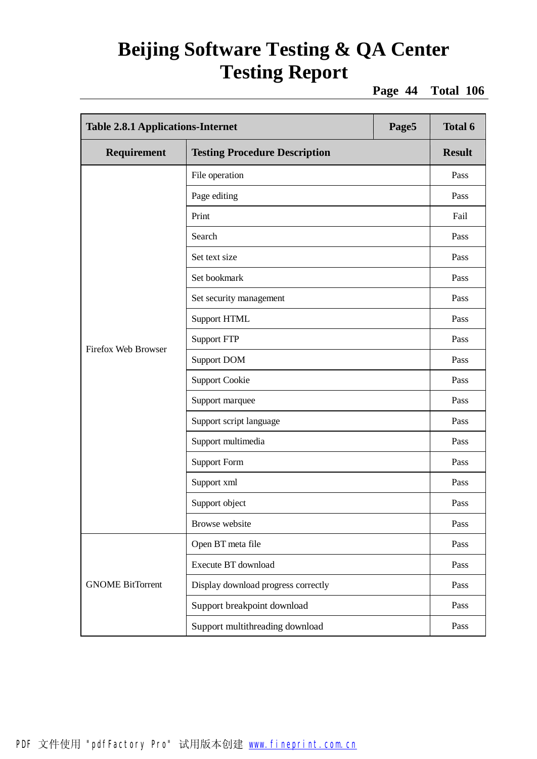| Table 2.8.1 Applications-Internet | | Page5 | Total 6 |
|---|---|---|---|
| **Requirement** | **Testing Procedure Description** | | **Result** |
| Firefox Web Browser | File operation | | Pass |
| | Page editing | | Pass |
| | Print | | Fail |
| | Search | | Pass |
| | Set text size | | Pass |
| | Set bookmark | | Pass |
| | Set security management | | Pass |
| | Support HTML | | Pass |
| | Support FTP | | Pass |
| | Support DOM | | Pass |
| | Support Cookie | | Pass |
| | Support marquee | | Pass |
| | Support script language | | Pass |
| | Support multimedia | | Pass |
| | Support Form | | Pass |
| | Support xml | | Pass |
| | Support object | | Pass |
| | Browse website | | Pass |
| GNOME BitTorrent | Open BT meta file | | Pass |
| | Execute BT download | | Pass |
| | Display download progress correctly | | Pass |
| | Support breakpoint download | | Pass |
| | Support multithreading download | | Pass |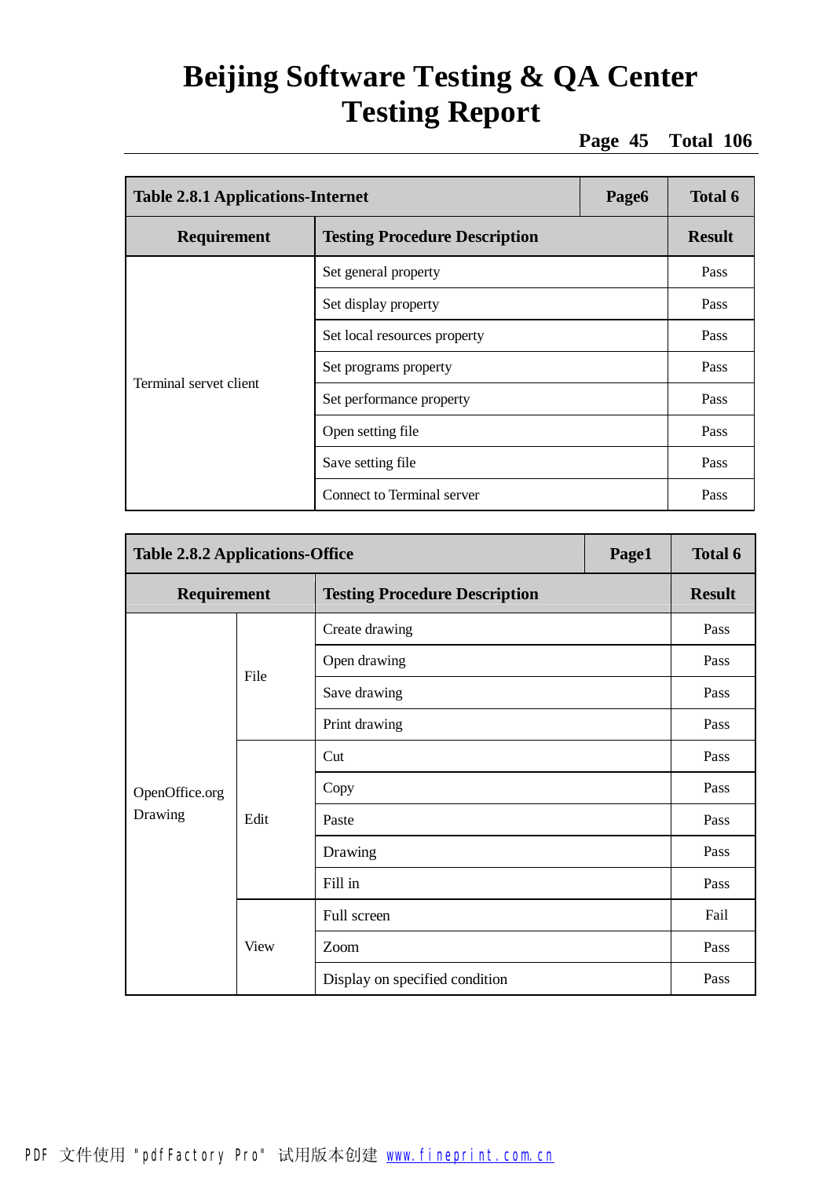| Table 2.8.1 Applications-Internet | | Page6 | Total 6 |
|---|---|---|---|
| **Requirement** | **Testing Procedure Description** | | **Result** |
| Terminal servet client | Set general property | | Pass |
| | Set display property | | Pass |
| | Set local resources property | | Pass |
| | Set programs property | | Pass |
| | Set performance property | | Pass |
| | Open setting file | | Pass |
| | Save setting file | | Pass |
| | Connect to Terminal server | | Pass |

| Table 2.8.2 Applications-Office | | | Page1 | Total 6 |
|---|---|---|---|---|
| **Requirement** | | **Testing Procedure Description** | | **Result** |
| OpenOffice.org Drawing | File | Create drawing | | Pass |
| | | Open drawing | | Pass |
| | | Save drawing | | Pass |
| | | Print drawing | | Pass |
| | Edit | Cut | | Pass |
| | | Copy | | Pass |
| | | Paste | | Pass |
| | | Drawing | | Pass |
| | | Fill in | | Pass |
| | View | Full screen | | Fail |
| | | Zoom | | Pass |
| | | Display on specified condition | | Pass |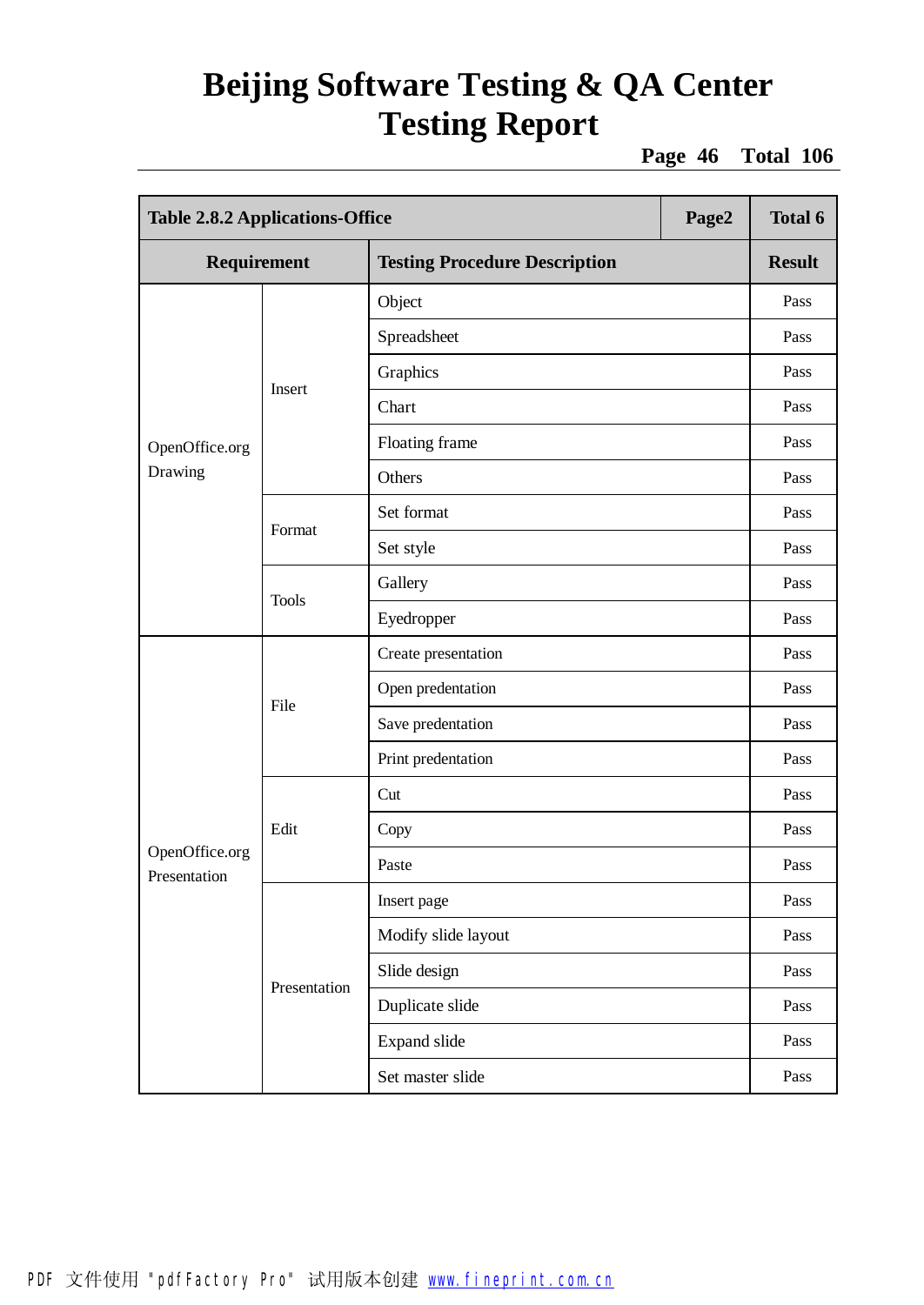| Table 2.8.2 Applications-Office | | | Page2 | Total 6 |
|---|---|---|---|---|
| **Requirement** | | **Testing Procedure Description** | | **Result** |
| OpenOffice.org Drawing | Insert | Object | | Pass |
| | | Spreadsheet | | Pass |
| | | Graphics | | Pass |
| | | Chart | | Pass |
| | | Floating frame | | Pass |
| | | Others | | Pass |
| | Format | Set format | | Pass |
| | | Set style | | Pass |
| | Tools | Gallery | | Pass |
| | | Eyedropper | | Pass |
| OpenOffice.org Presentation | File | Create presentation | | Pass |
| | | Open predentation | | Pass |
| | | Save predentation | | Pass |
| | | Print predentation | | Pass |
| | Edit | Cut | | Pass |
| | | Copy | | Pass |
| | | Paste | | Pass |
| | Presentation | Insert page | | Pass |
| | | Modify slide layout | | Pass |
| | | Slide design | | Pass |
| | | Duplicate slide | | Pass |
| | | Expand slide | | Pass |
| | | Set master slide | | Pass |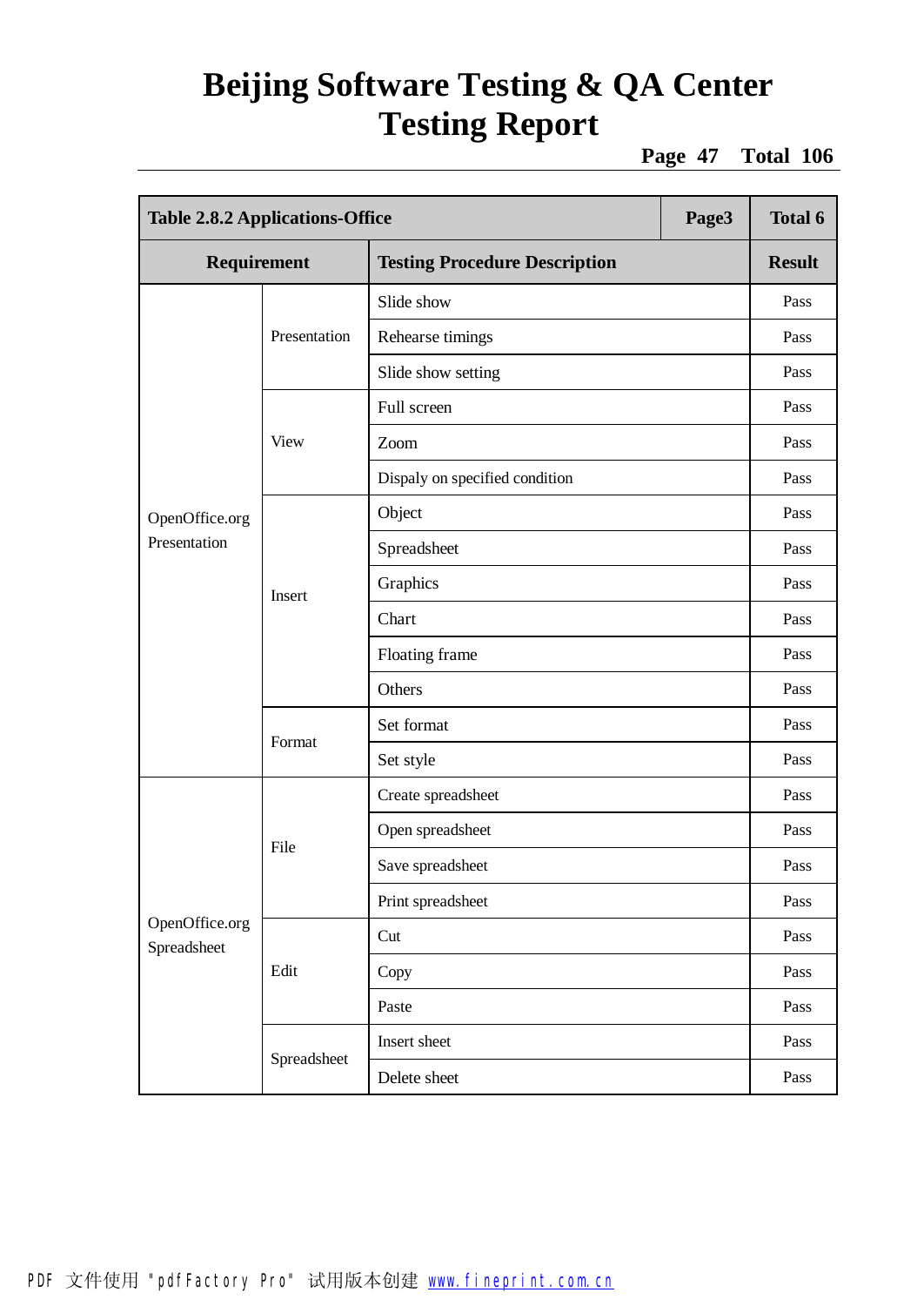| Table 2.8.2 Applications-Office | | | Page3 | Total 6 |
|---|---|---|---|---|
| **Requirement** | | **Testing Procedure Description** | | **Result** |
| OpenOffice.org Presentation | Presentation | Slide show | | Pass |
| | | Rehearse timings | | Pass |
| | | Slide show setting | | Pass |
| | View | Full screen | | Pass |
| | | Zoom | | Pass |
| | | Dispaly on specified condition | | Pass |
| | Insert | Object | | Pass |
| | | Spreadsheet | | Pass |
| | | Graphics | | Pass |
| | | Chart | | Pass |
| | | Floating frame | | Pass |
| | | Others | | Pass |
| | Format | Set format | | Pass |
| | | Set style | | Pass |
| OpenOffice.org Spreadsheet | File | Create spreadsheet | | Pass |
| | | Open spreadsheet | | Pass |
| | | Save spreadsheet | | Pass |
| | | Print spreadsheet | | Pass |
| | Edit | Cut | | Pass |
| | | Copy | | Pass |
| | | Paste | | Pass |
| | Spreadsheet | Insert sheet | | Pass |
| | | Delete sheet | | Pass |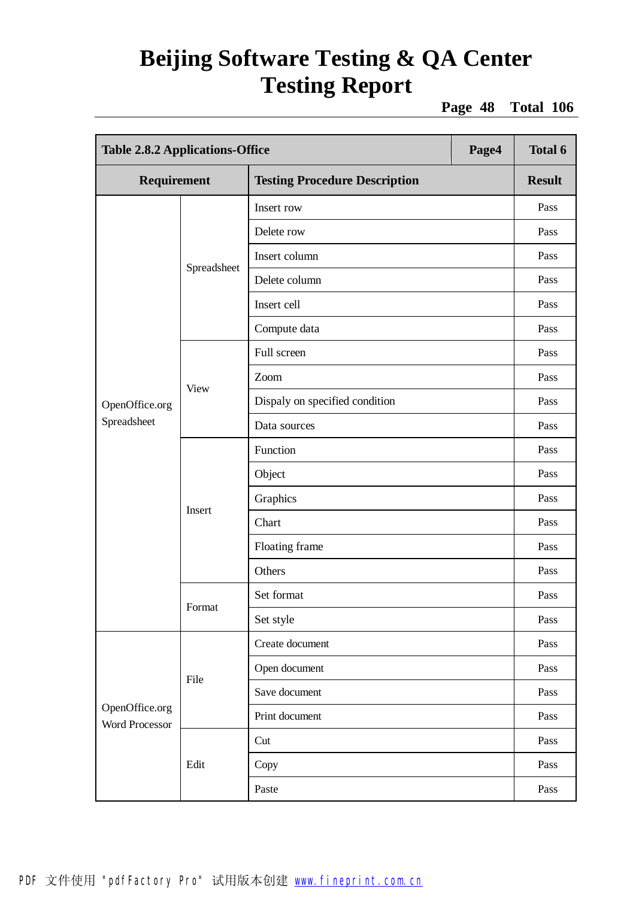| Table 2.8.2 Applications-Office | | | Page4 | Total 6 |
|---|---|---|---|---|
| **Requirement** | | **Testing Procedure Description** | | **Result** |
| OpenOffice.org Spreadsheet | Spreadsheet | Insert row | | Pass |
| | | Delete row | | Pass |
| | | Insert column | | Pass |
| | | Delete column | | Pass |
| | | Insert cell | | Pass |
| | | Compute data | | Pass |
| | View | Full screen | | Pass |
| | | Zoom | | Pass |
| | | Dispaly on specified condition | | Pass |
| | | Data sources | | Pass |
| | Insert | Function | | Pass |
| | | Object | | Pass |
| | | Graphics | | Pass |
| | | Chart | | Pass |
| | | Floating frame | | Pass |
| | | Others | | Pass |
| | Format | Set format | | Pass |
| | | Set style | | Pass |
| OpenOffice.org Word Processor | File | Create document | | Pass |
| | | Open document | | Pass |
| | | Save document | | Pass |
| | | Print document | | Pass |
| | Edit | Cut | | Pass |
| | | Copy | | Pass |
| | | Paste | | Pass |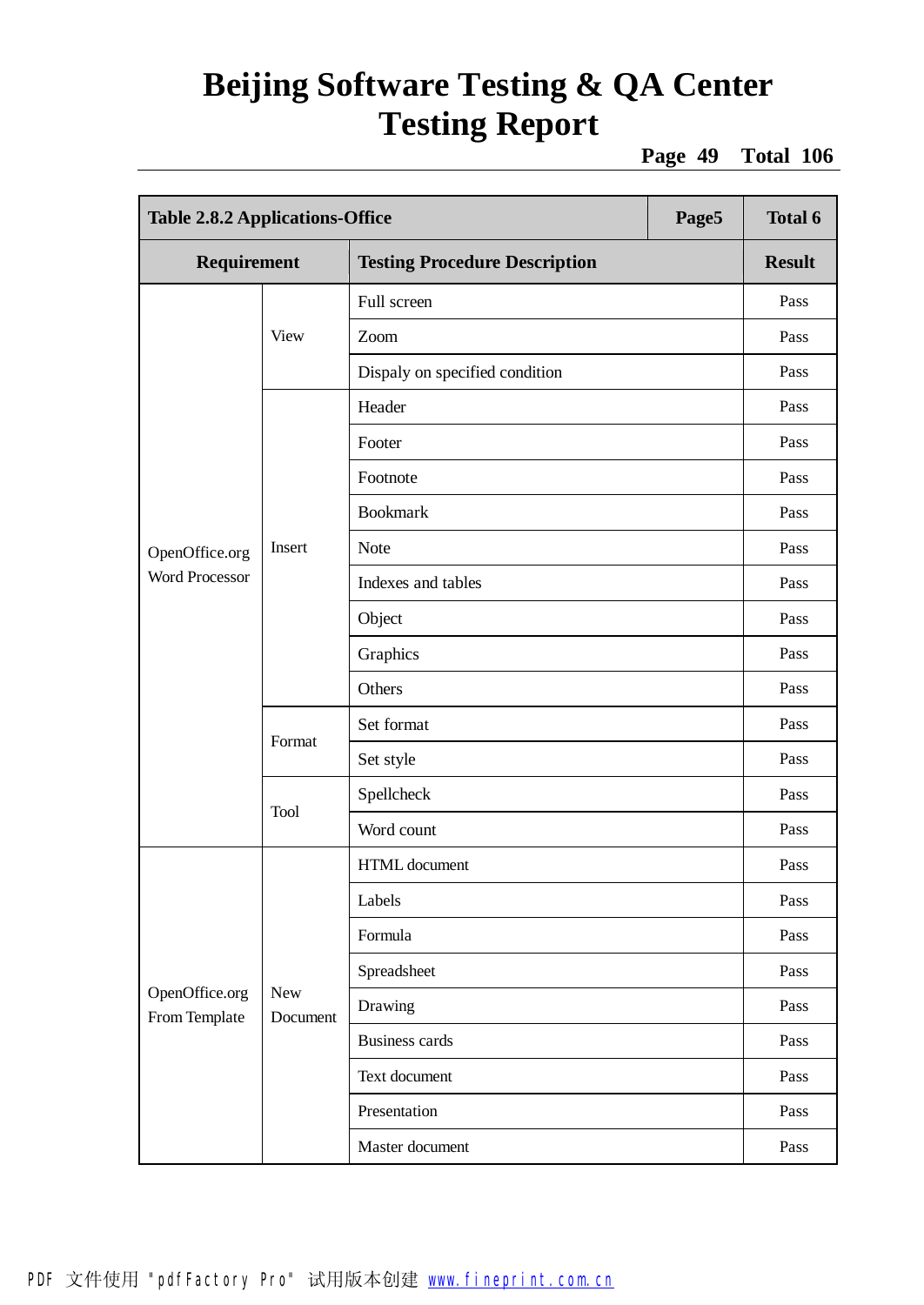| Table 2.8.2 Applications-Office | | | Page5 | Total 6 |
|---|---|---|---|---|
| **Requirement** | | **Testing Procedure Description** | | **Result** |
| OpenOffice.org Word Processor | View | Full screen | | Pass |
| | | Zoom | | Pass |
| | | Dispaly on specified condition | | Pass |
| | Insert | Header | | Pass |
| | | Footer | | Pass |
| | | Footnote | | Pass |
| | | Bookmark | | Pass |
| | | Note | | Pass |
| | | Indexes and tables | | Pass |
| | | Object | | Pass |
| | | Graphics | | Pass |
| | | Others | | Pass |
| | Format | Set format | | Pass |
| | | Set style | | Pass |
| | Tool | Spellcheck | | Pass |
| | | Word count | | Pass |
| OpenOffice.org From Template | New Document | HTML document | | Pass |
| | | Labels | | Pass |
| | | Formula | | Pass |
| | | Spreadsheet | | Pass |
| | | Drawing | | Pass |
| | | Business cards | | Pass |
| | | Text document | | Pass |
| | | Presentation | | Pass |
| | | Master document | | Pass |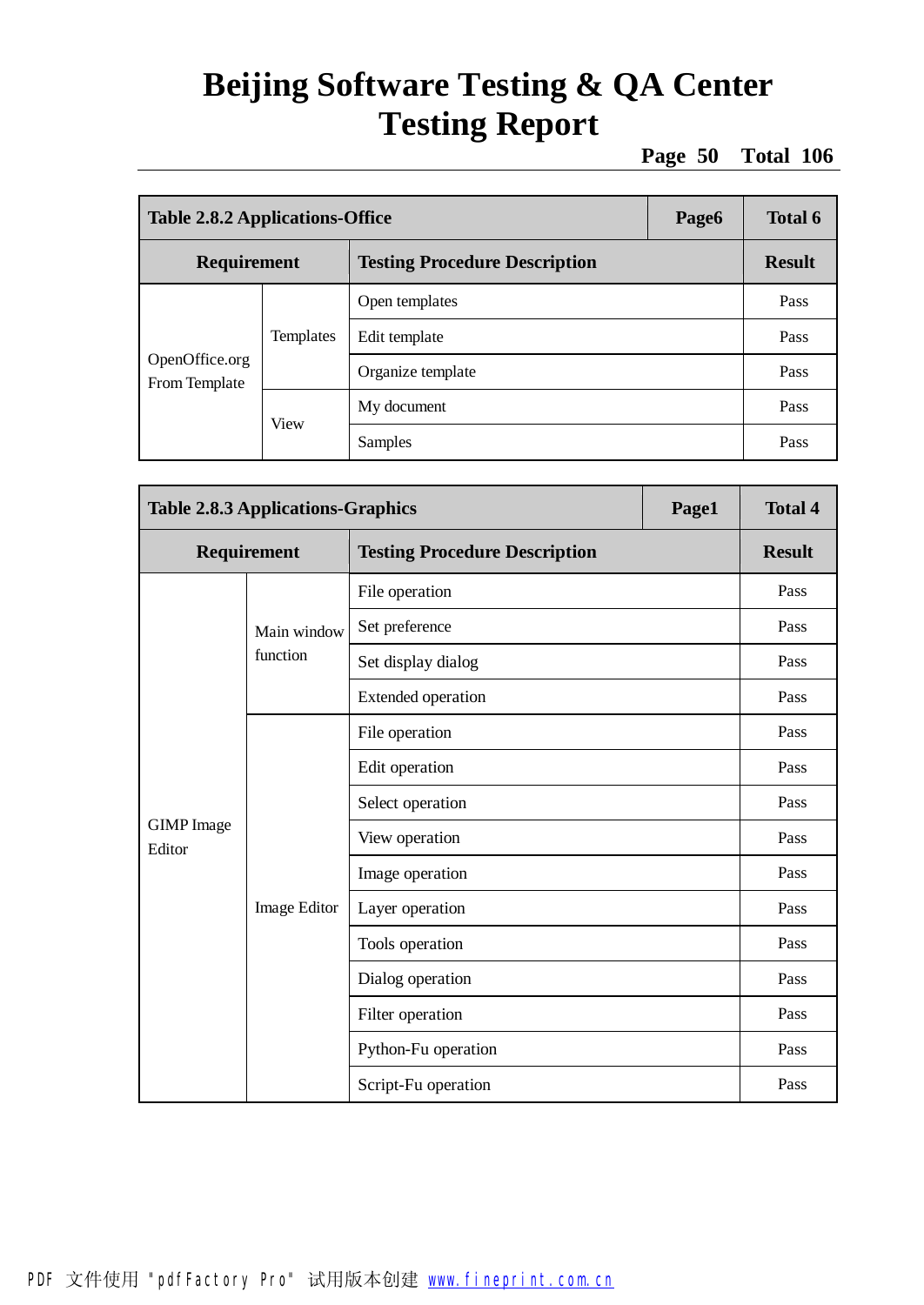| Table 2.8.2 Applications-Office | | | Page6 | Total 6 |
|---|---|---|---|---|
| **Requirement** | | **Testing Procedure Description** | | **Result** |
| OpenOffice.org From Template | Templates | Open templates | | Pass |
| | | Edit template | | Pass |
| | | Organize template | | Pass |
| | View | My document | | Pass |
| | | Samples | | Pass |

| Table 2.8.3 Applications-Graphics | | | Page1 | Total 4 |
|---|---|---|---|---|
| **Requirement** | | **Testing Procedure Description** | | **Result** |
| GIMP Image Editor | Main window function | File operation | | Pass |
| | | Set preference | | Pass |
| | | Set display dialog | | Pass |
| | | Extended operation | | Pass |
| | Image Editor | File operation | | Pass |
| | | Edit operation | | Pass |
| | | Select operation | | Pass |
| | | View operation | | Pass |
| | | Image operation | | Pass |
| | | Layer operation | | Pass |
| | | Tools operation | | Pass |
| | | Dialog operation | | Pass |
| | | Filter operation | | Pass |
| | | Python-Fu operation | | Pass |
| | | Script-Fu operation | | Pass |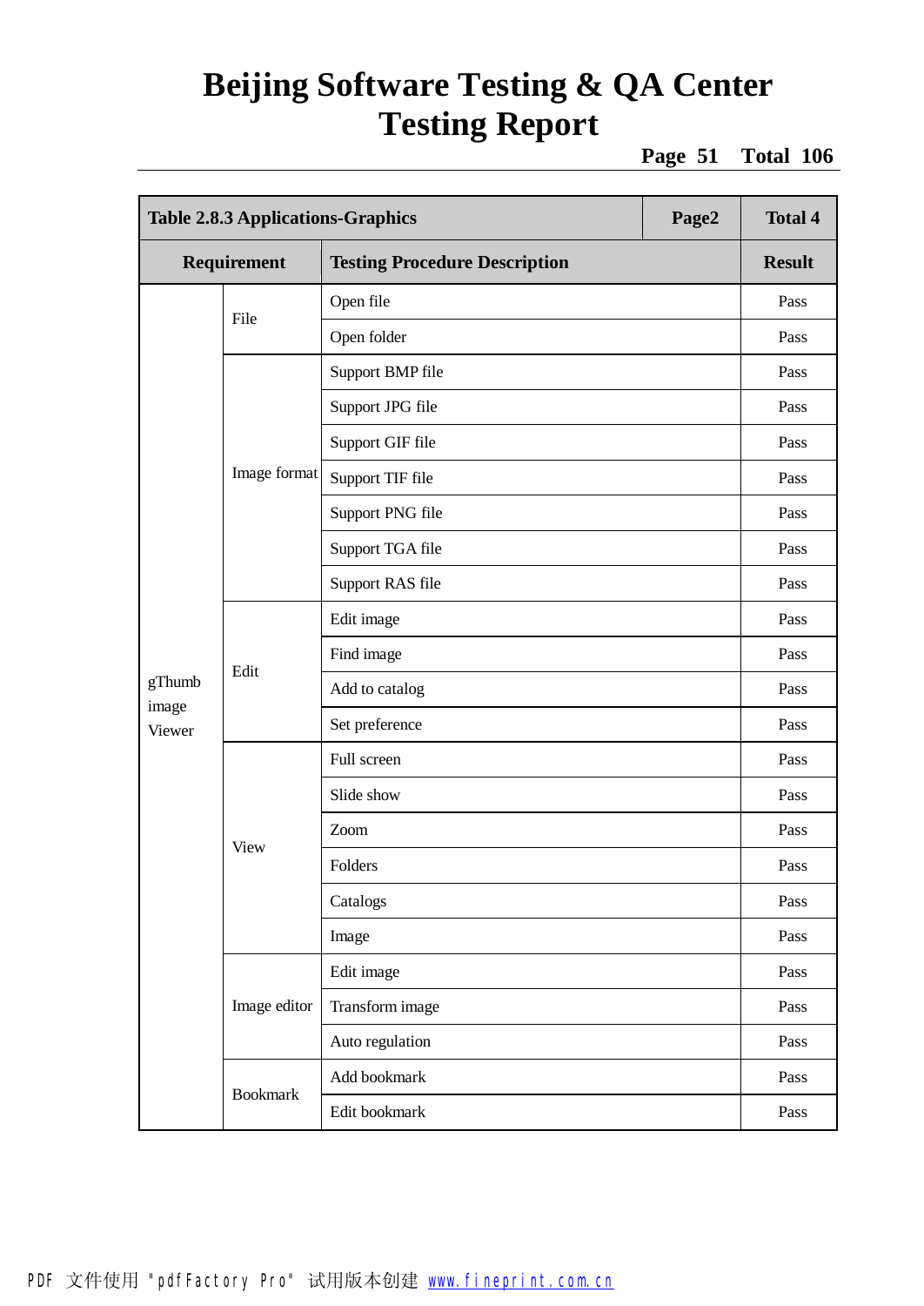| Table 2.8.3 Applications-Graphics | | | Page2 | Total 4 |
|---|---|---|---|---|
| **Requirement** | | **Testing Procedure Description** | | **Result** |
| gThumb image Viewer | File | Open file | | Pass |
| | | Open folder | | Pass |
| | Image format | Support BMP file | | Pass |
| | | Support JPG file | | Pass |
| | | Support GIF file | | Pass |
| | | Support TIF file | | Pass |
| | | Support PNG file | | Pass |
| | | Support TGA file | | Pass |
| | | Support RAS file | | Pass |
| | Edit | Edit image | | Pass |
| | | Find image | | Pass |
| | | Add to catalog | | Pass |
| | | Set preference | | Pass |
| | View | Full screen | | Pass |
| | | Slide show | | Pass |
| | | Zoom | | Pass |
| | | Folders | | Pass |
| | | Catalogs | | Pass |
| | | Image | | Pass |
| | Image editor | Edit image | | Pass |
| | | Transform image | | Pass |
| | | Auto regulation | | Pass |
| | Bookmark | Add bookmark | | Pass |
| | | Edit bookmark | | Pass |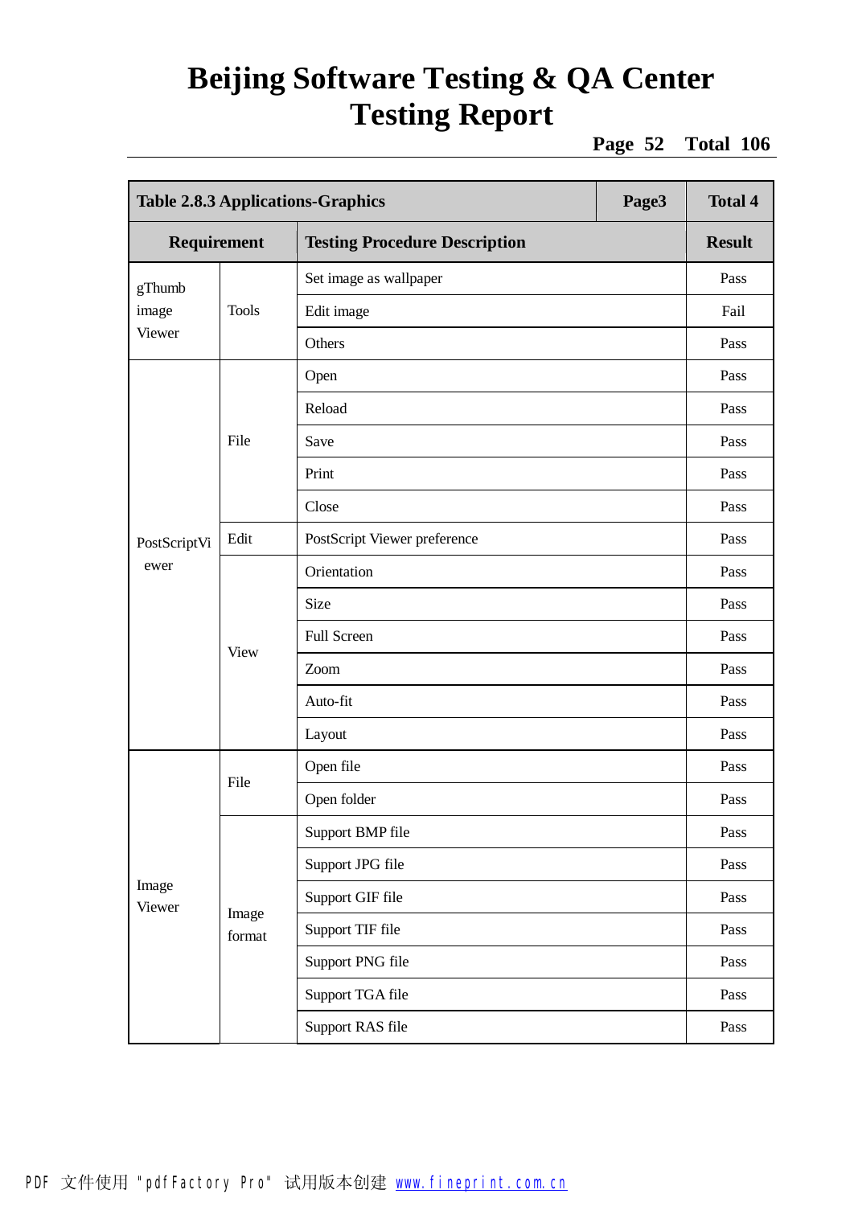| Table 2.8.3 Applications-Graphics | | | Page3 | Total 4 |
|---|---|---|---|---|
| **Requirement** | | **Testing Procedure Description** | | **Result** |
| gThumb image Viewer | Tools | Set image as wallpaper | | Pass |
| | | Edit image | | Fail |
| | | Others | | Pass |
| PostScriptViewer | File | Open | | Pass |
| | | Reload | | Pass |
| | | Save | | Pass |
| | | Print | | Pass |
| | | Close | | Pass |
| | Edit | PostScript Viewer preference | | Pass |
| | View | Orientation | | Pass |
| | | Size | | Pass |
| | | Full Screen | | Pass |
| | | Zoom | | Pass |
| | | Auto-fit | | Pass |
| | | Layout | | Pass |
| Image Viewer | File | Open file | | Pass |
| | | Open folder | | Pass |
| | Image format | Support BMP file | | Pass |
| | | Support JPG file | | Pass |
| | | Support GIF file | | Pass |
| | | Support TIF file | | Pass |
| | | Support PNG file | | Pass |
| | | Support TGA file | | Pass |
| | | Support RAS file | | Pass |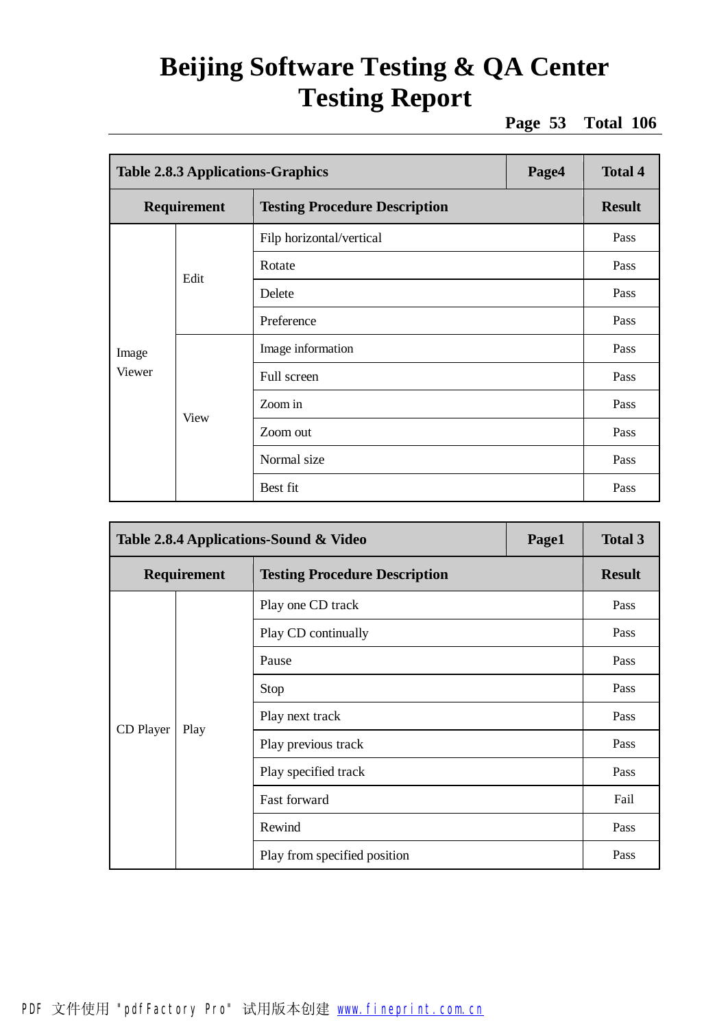| Table 2.8.3 Applications-Graphics | | | Page4 | Total 4 |
|---|---|---|---|---|
| **Requirement** | | **Testing Procedure Description** | | **Result** |
| Image Viewer | Edit | Filp horizontal/vertical | | Pass |
| | | Rotate | | Pass |
| | | Delete | | Pass |
| | | Preference | | Pass |
| | View | Image information | | Pass |
| | | Full screen | | Pass |
| | | Zoom in | | Pass |
| | | Zoom out | | Pass |
| | | Normal size | | Pass |
| | | Best fit | | Pass |

| Table 2.8.4 Applications-Sound & Video | | | Page1 | Total 3 |
|---|---|---|---|---|
| **Requirement** | | **Testing Procedure Description** | | **Result** |
| CD Player | Play | Play one CD track | | Pass |
| | | Play CD continually | | Pass |
| | | Pause | | Pass |
| | | Stop | | Pass |
| | | Play next track | | Pass |
| | | Play previous track | | Pass |
| | | Play specified track | | Pass |
| | | Fast forward | | Fail |
| | | Rewind | | Pass |
| | | Play from specified position | | Pass |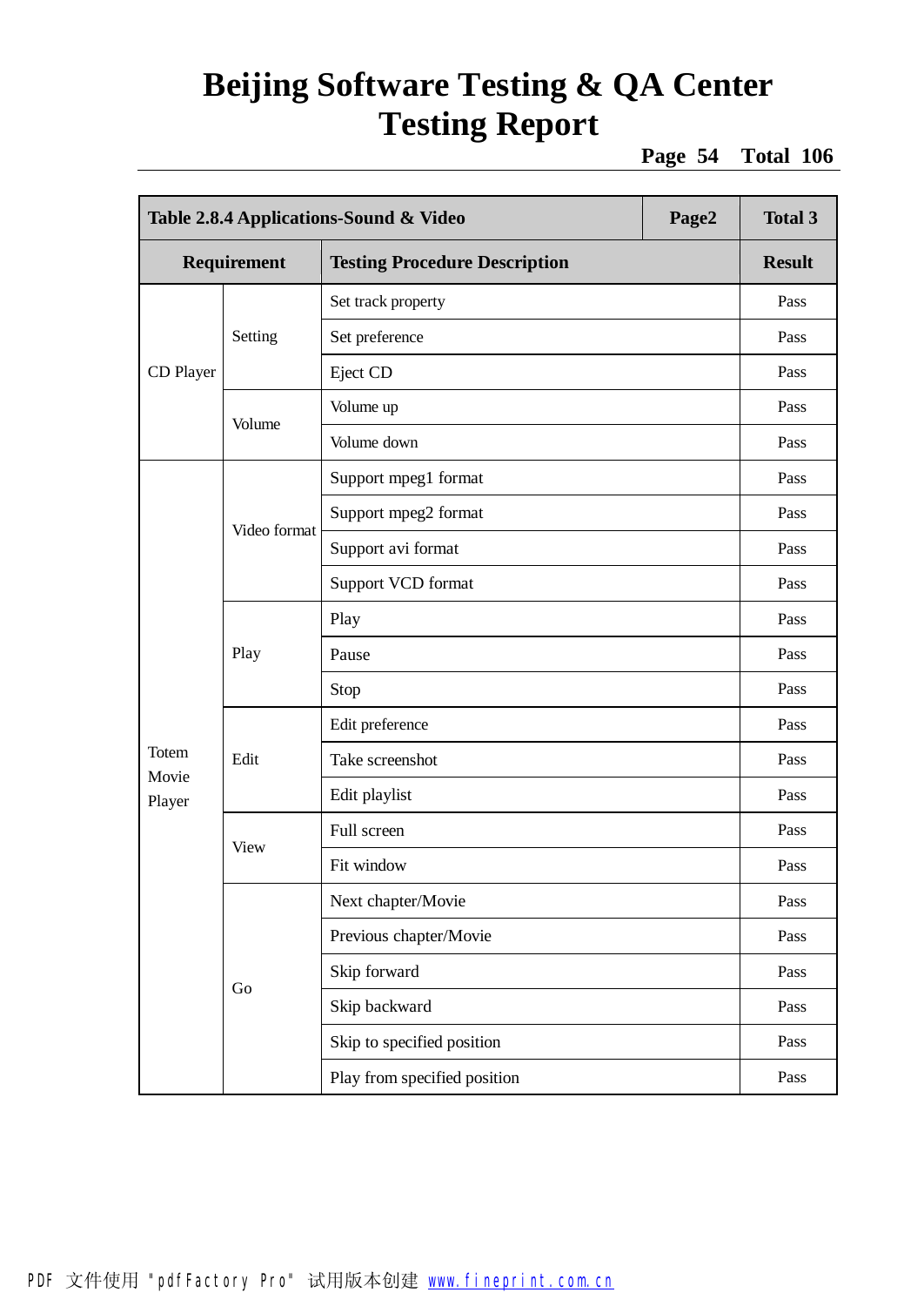| Table 2.8.4 Applications-Sound & Video | | | Page2 | Total 3 |
|---|---|---|---|---|
| **Requirement** | | **Testing Procedure Description** | | **Result** |
| CD Player | Setting | Set track property | | Pass |
| | | Set preference | | Pass |
| | | Eject CD | | Pass |
| | Volume | Volume up | | Pass |
| | | Volume down | | Pass |
| Totem Movie Player | Video format | Support mpeg1 format | | Pass |
| | | Support mpeg2 format | | Pass |
| | | Support avi format | | Pass |
| | | Support VCD format | | Pass |
| | Play | Play | | Pass |
| | | Pause | | Pass |
| | | Stop | | Pass |
| | Edit | Edit preference | | Pass |
| | | Take screenshot | | Pass |
| | | Edit playlist | | Pass |
| | View | Full screen | | Pass |
| | | Fit window | | Pass |
| | Go | Next chapter/Movie | | Pass |
| | | Previous chapter/Movie | | Pass |
| | | Skip forward | | Pass |
| | | Skip backward | | Pass |
| | | Skip to specified position | | Pass |
| | | Play from specified position | | Pass |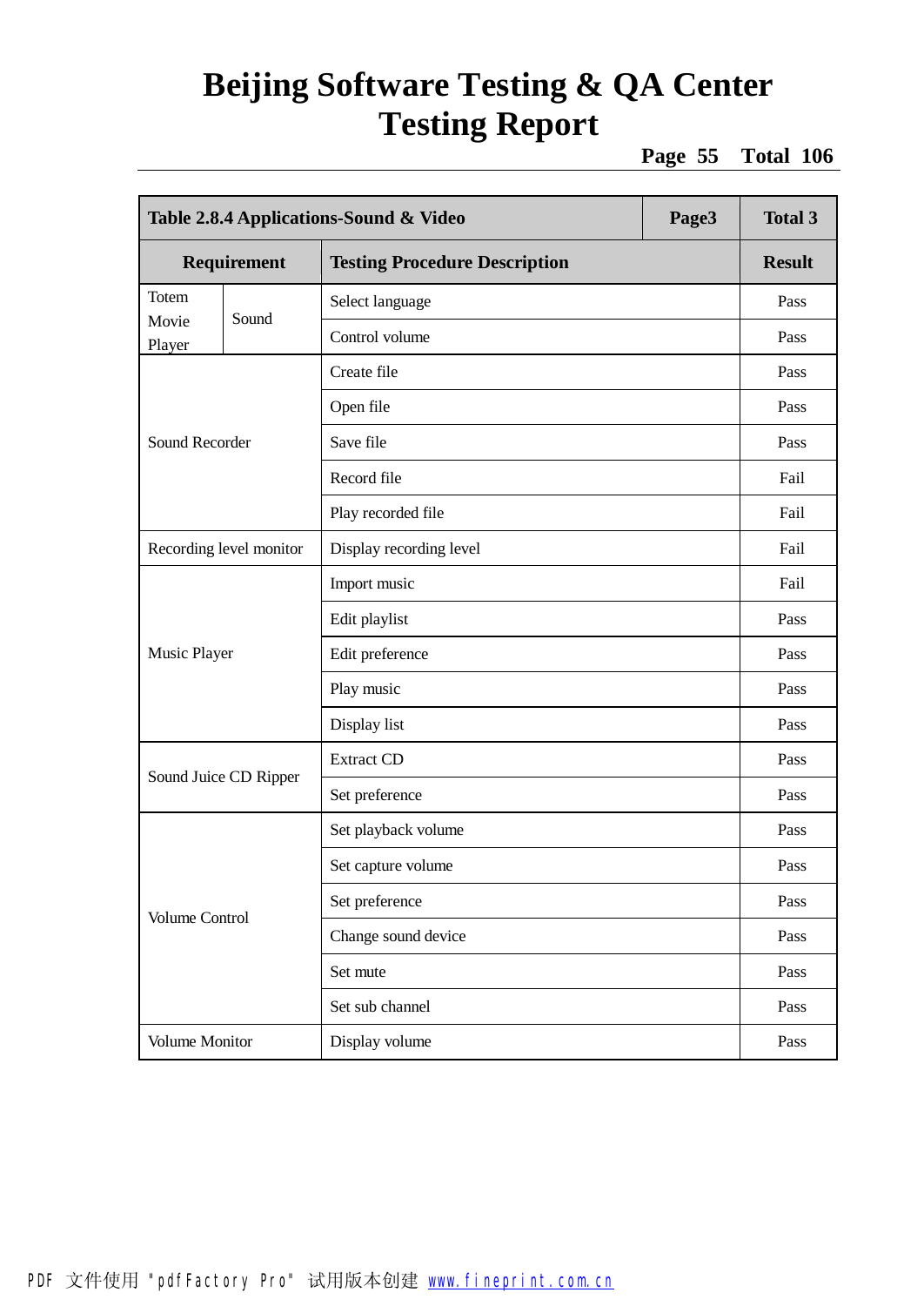| Table 2.8.4 Applications-Sound & Video | | | Page3 | Total 3 |
|---|---|---|---|---|
| **Requirement** | | **Testing Procedure Description** | | **Result** |
| Totem Movie Player | Sound | Select language | | Pass |
| | | Control volume | | Pass |
| Sound Recorder | | Create file | | Pass |
| | | Open file | | Pass |
| | | Save file | | Pass |
| | | Record file | | Fail |
| | | Play recorded file | | Fail |
| Recording level monitor | | Display recording level | | Fail |
| Music Player | | Import music | | Fail |
| | | Edit playlist | | Pass |
| | | Edit preference | | Pass |
| | | Play music | | Pass |
| | | Display list | | Pass |
| Sound Juice CD Ripper | | Extract CD | | Pass |
| | | Set preference | | Pass |
| Volume Control | | Set playback volume | | Pass |
| | | Set capture volume | | Pass |
| | | Set preference | | Pass |
| | | Change sound device | | Pass |
| | | Set mute | | Pass |
| | | Set sub channel | | Pass |
| Volume Monitor | | Display volume | | Pass |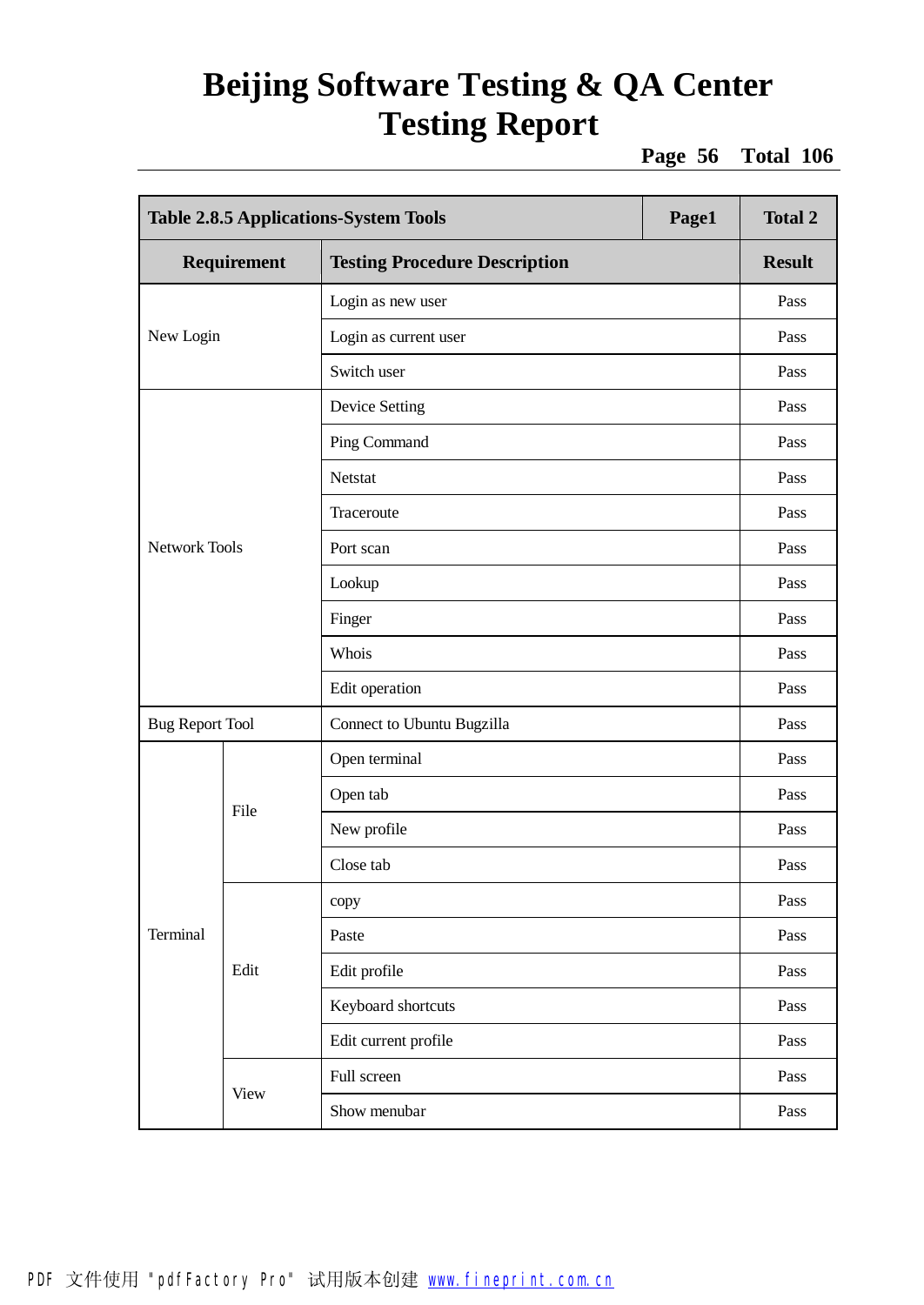| Table 2.8.5 Applications-System Tools | | | Page1 | Total 2 |
|---|---|---|---|---|
| **Requirement** | | **Testing Procedure Description** | | **Result** |
| New Login | | Login as new user | | Pass |
| | | Login as current user | | Pass |
| | | Switch user | | Pass |
| Network Tools | | Device Setting | | Pass |
| | | Ping Command | | Pass |
| | | Netstat | | Pass |
| | | Traceroute | | Pass |
| | | Port scan | | Pass |
| | | Lookup | | Pass |
| | | Finger | | Pass |
| | | Whois | | Pass |
| | | Edit operation | | Pass |
| Bug Report Tool | | Connect to Ubuntu Bugzilla | | Pass |
| Terminal | File | Open terminal | | Pass |
| | | Open tab | | Pass |
| | | New profile | | Pass |
| | | Close tab | | Pass |
| | Edit | copy | | Pass |
| | | Paste | | Pass |
| | | Edit profile | | Pass |
| | | Keyboard shortcuts | | Pass |
| | | Edit current profile | | Pass |
| | View | Full screen | | Pass |
| | | Show menubar | | Pass |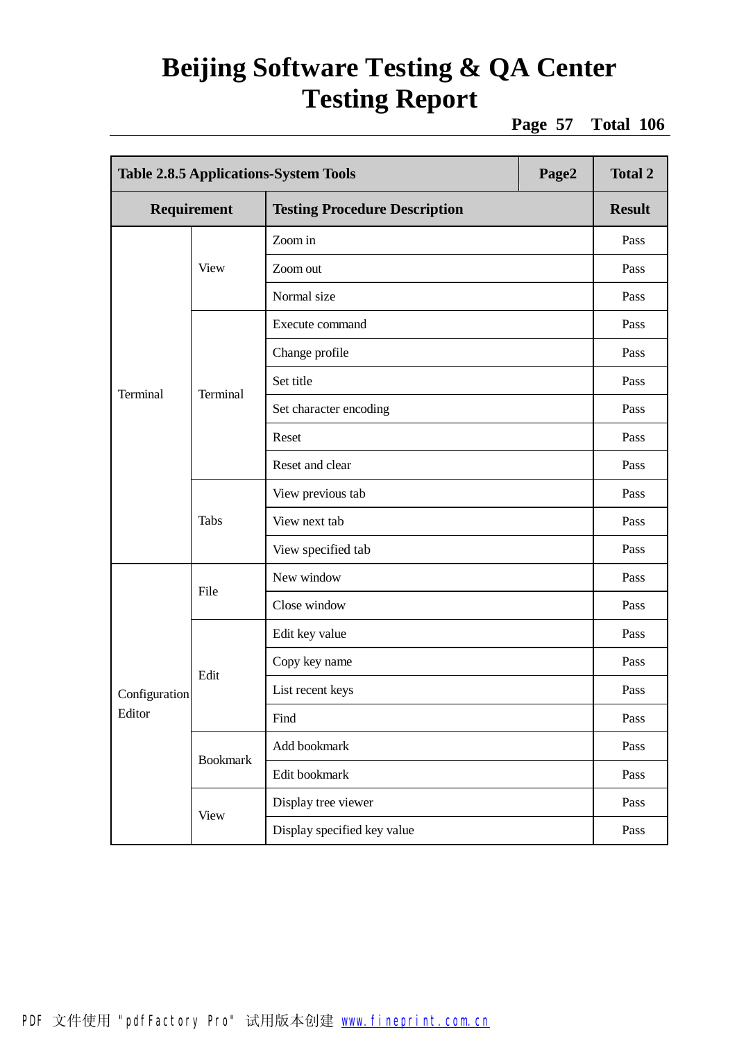| Table 2.8.5 Applications-System Tools | | | Page2 | Total 2 |
|---|---|---|---|---|
| **Requirement** | | **Testing Procedure Description** | | **Result** |
| Terminal | View | Zoom in | | Pass |
| | | Zoom out | | Pass |
| | | Normal size | | Pass |
| | Terminal | Execute command | | Pass |
| | | Change profile | | Pass |
| | | Set title | | Pass |
| | | Set character encoding | | Pass |
| | | Reset | | Pass |
| | | Reset and clear | | Pass |
| | Tabs | View previous tab | | Pass |
| | | View next tab | | Pass |
| | | View specified tab | | Pass |
| Configuration Editor | File | New window | | Pass |
| | | Close window | | Pass |
| | Edit | Edit key value | | Pass |
| | | Copy key name | | Pass |
| | | List recent keys | | Pass |
| | | Find | | Pass |
| | Bookmark | Add bookmark | | Pass |
| | | Edit bookmark | | Pass |
| | View | Display tree viewer | | Pass |
| | | Display specified key value | | Pass |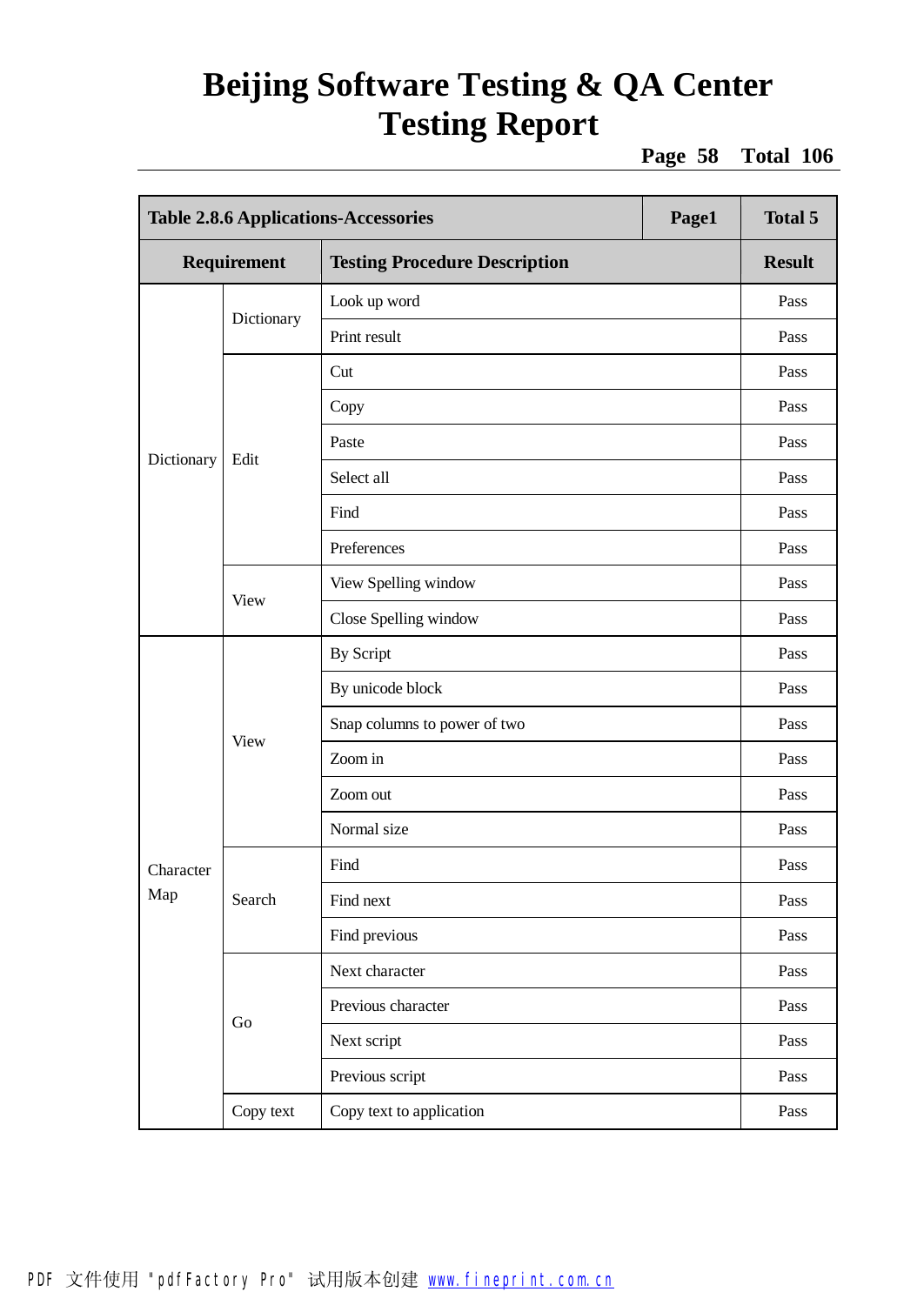| Table 2.8.6 Applications-Accessories | | | Page1 | Total 5 |
|---|---|---|---|---|
| **Requirement** | | **Testing Procedure Description** | | **Result** |
| Dictionary | Dictionary | Look up word | | Pass |
| | | Print result | | Pass |
| | Edit | Cut | | Pass |
| | | Copy | | Pass |
| | | Paste | | Pass |
| | | Select all | | Pass |
| | | Find | | Pass |
| | | Preferences | | Pass |
| | View | View Spelling window | | Pass |
| | | Close Spelling window | | Pass |
| Character Map | View | By Script | | Pass |
| | | By unicode block | | Pass |
| | | Snap columns to power of two | | Pass |
| | | Zoom in | | Pass |
| | | Zoom out | | Pass |
| | | Normal size | | Pass |
| | Search | Find | | Pass |
| | | Find next | | Pass |
| | | Find previous | | Pass |
| | Go | Next character | | Pass |
| | | Previous character | | Pass |
| | | Next script | | Pass |
| | | Previous script | | Pass |
| | Copy text | Copy text to application | | Pass |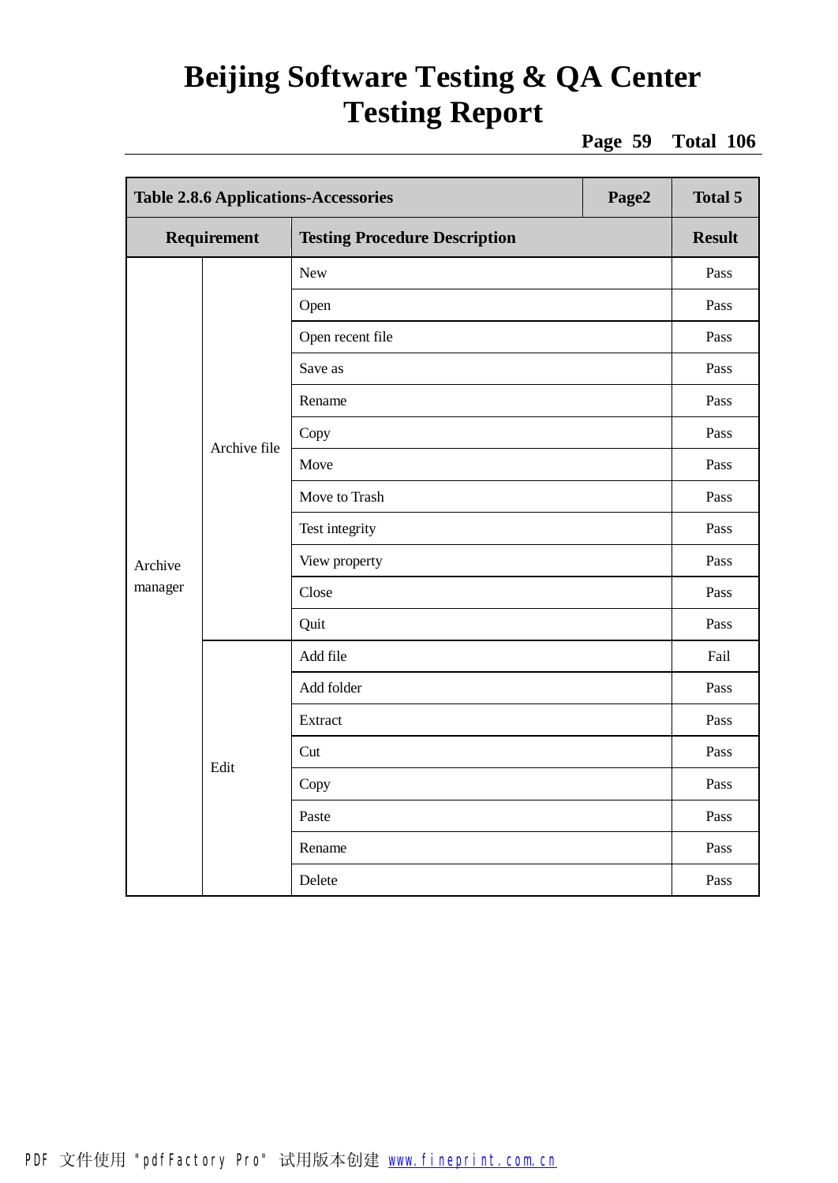| Table 2.8.6 Applications-Accessories | | | Page2 | Total 5 |
|---|---|---|---|---|
| **Requirement** | | **Testing Procedure Description** | | **Result** |
| Archive manager | Archive file | New | | Pass |
| | | Open | | Pass |
| | | Open recent file | | Pass |
| | | Save as | | Pass |
| | | Rename | | Pass |
| | | Copy | | Pass |
| | | Move | | Pass |
| | | Move to Trash | | Pass |
| | | Test integrity | | Pass |
| | | View property | | Pass |
| | | Close | | Pass |
| | | Quit | | Pass |
| | Edit | Add file | | Fail |
| | | Add folder | | Pass |
| | | Extract | | Pass |
| | | Cut | | Pass |
| | | Copy | | Pass |
| | | Paste | | Pass |
| | | Rename | | Pass |
| | | Delete | | Pass |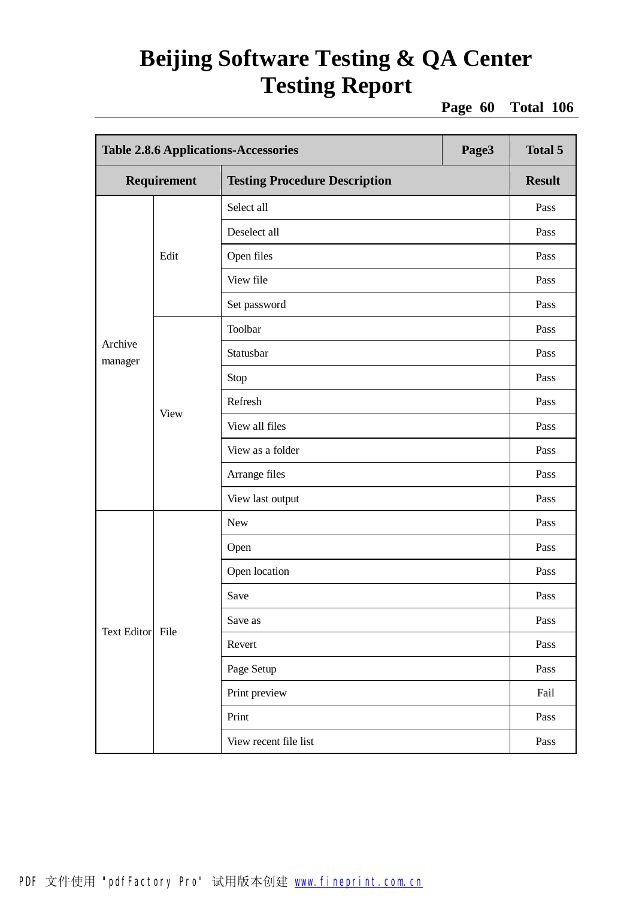| Table 2.8.6 Applications-Accessories | | Page3 | Total 5 |
|---|---|---|---|
| **Requirement** | | **Testing Procedure Description** | **Result** |
| Archive manager | Edit | Select all | Pass |
| | | Deselect all | Pass |
| | | Open files | Pass |
| | | View file | Pass |
| | | Set password | Pass |
| | View | Toolbar | Pass |
| | | Statusbar | Pass |
| | | Stop | Pass |
| | | Refresh | Pass |
| | | View all files | Pass |
| | | View as a folder | Pass |
| | | Arrange files | Pass |
| | | View last output | Pass |
| Text Editor | File | New | Pass |
| | | Open | Pass |
| | | Open location | Pass |
| | | Save | Pass |
| | | Save as | Pass |
| | | Revert | Pass |
| | | Page Setup | Pass |
| | | Print preview | Fail |
| | | Print | Pass |
| | | View recent file list | Pass |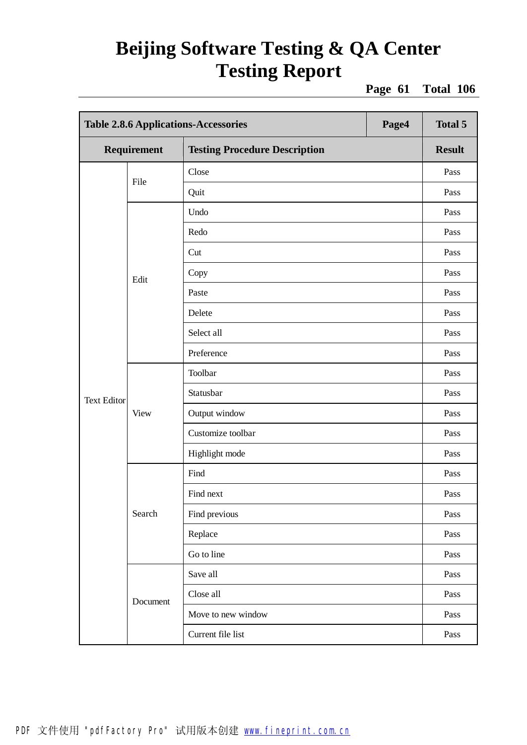| Table 2.8.6 Applications-Accessories | | | Page4 | Total 5 |
|---|---|---|---|---|
| **Requirement** | | **Testing Procedure Description** | | **Result** |
| Text Editor | File | Close | | Pass |
| | | Quit | | Pass |
| | Edit | Undo | | Pass |
| | | Redo | | Pass |
| | | Cut | | Pass |
| | | Copy | | Pass |
| | | Paste | | Pass |
| | | Delete | | Pass |
| | | Select all | | Pass |
| | | Preference | | Pass |
| | View | Toolbar | | Pass |
| | | Statusbar | | Pass |
| | | Output window | | Pass |
| | | Customize toolbar | | Pass |
| | | Highlight mode | | Pass |
| | Search | Find | | Pass |
| | | Find next | | Pass |
| | | Find previous | | Pass |
| | | Replace | | Pass |
| | | Go to line | | Pass |
| | Document | Save all | | Pass |
| | | Close all | | Pass |
| | | Move to new window | | Pass |
| | | Current file list | | Pass |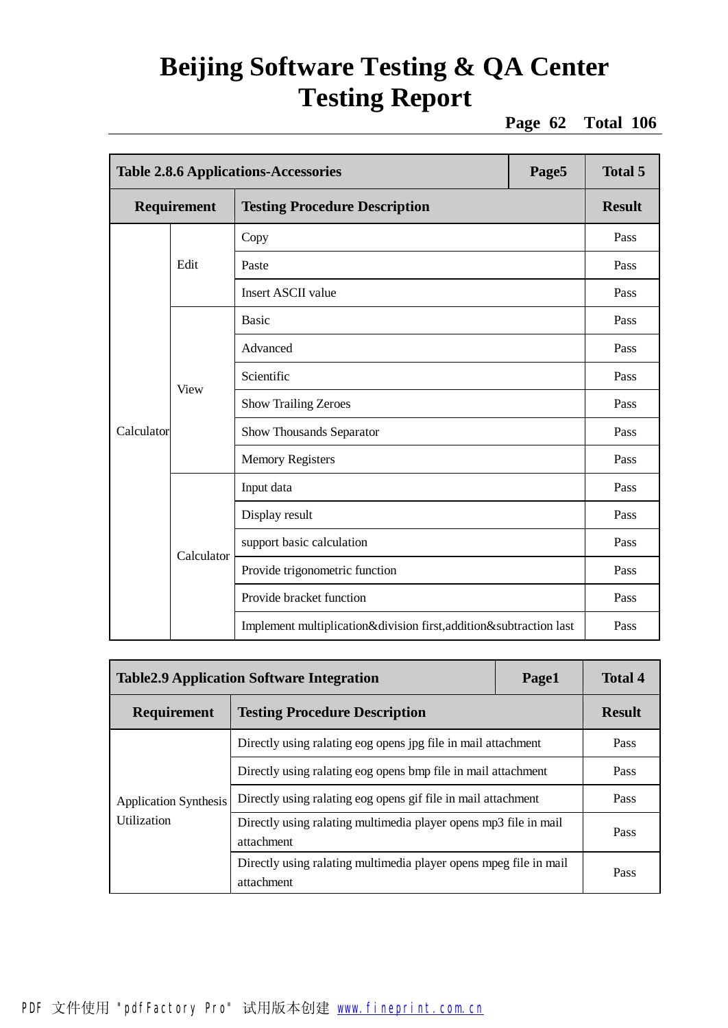| Table 2.8.6 Applications-Accessories | | | Page5 | Total 5 |
|---|---|---|---|---|
| **Requirement** | | **Testing Procedure Description** | | **Result** |
| Calculator | Edit | Copy | | Pass |
| | | Paste | | Pass |
| | | Insert ASCII value | | Pass |
| | View | Basic | | Pass |
| | | Advanced | | Pass |
| | | Scientific | | Pass |
| | | Show Trailing Zeroes | | Pass |
| | | Show Thousands Separator | | Pass |
| | | Memory Registers | | Pass |
| | Calculator | Input data | | Pass |
| | | Display result | | Pass |
| | | support basic calculation | | Pass |
| | | Provide trigonometric function | | Pass |
| | | Provide bracket function | | Pass |
| | | Implement multiplication&division first,addition&subtraction last | | Pass |

| Table2.9 Application Software Integration | | Page1 | Total 4 |
|---|---|---|---|
| **Requirement** | **Testing Procedure Description** | | **Result** |
| Application Synthesis Utilization | Directly using ralating eog opens jpg file in mail attachment | | Pass |
| | Directly using ralating eog opens bmp file in mail attachment | | Pass |
| | Directly using ralating eog opens gif file in mail attachment | | Pass |
| | Directly using ralating multimedia player opens mp3 file in mail attachment | | Pass |
| | Directly using ralating multimedia player opens mpeg file in mail attachment | | Pass |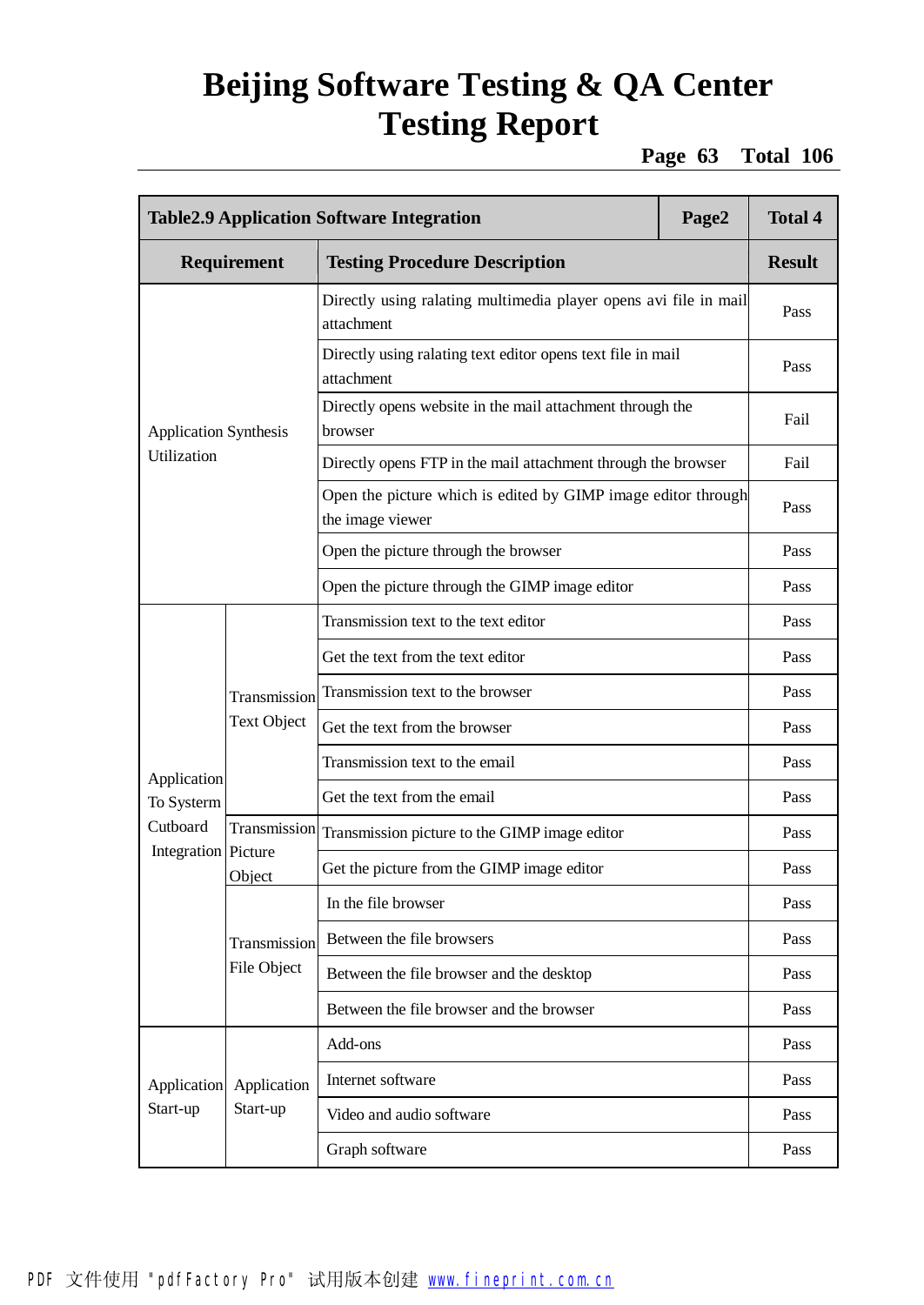| Table2.9 Application Software Integration | | | Page2 | Total 4 |
|---|---|---|---|---|
| **Requirement** | | **Testing Procedure Description** | | **Result** |
| Application Synthesis Utilization | | Directly using ralating multimedia player opens avi file in mail attachment | | Pass |
| | | Directly using ralating text editor opens text file in mail attachment | | Pass |
| | | Directly opens website in the mail attachment through the browser | | Fail |
| | | Directly opens FTP in the mail attachment through the browser | | Fail |
| | | Open the picture which is edited by GIMP image editor through the image viewer | | Pass |
| | | Open the picture through the browser | | Pass |
| | | Open the picture through the GIMP image editor | | Pass |
| Application To Systerm Cutboard Integration | Transmission Text Object | Transmission text to the text editor | | Pass |
| | | Get the text from the text editor | | Pass |
| | | Transmission text to the browser | | Pass |
| | | Get the text from the browser | | Pass |
| | | Transmission text to the email | | Pass |
| | | Get the text from the email | | Pass |
| | Transmission Picture Object | Transmission picture to the GIMP image editor | | Pass |
| | | Get the picture from the GIMP image editor | | Pass |
| | Transmission File Object | In the file browser | | Pass |
| | | Between the file browsers | | Pass |
| | | Between the file browser and the desktop | | Pass |
| | | Between the file browser and the browser | | Pass |
| Application Start-up | Application Start-up | Add-ons | | Pass |
| | | Internet software | | Pass |
| | | Video and audio software | | Pass |
| | | Graph software | | Pass |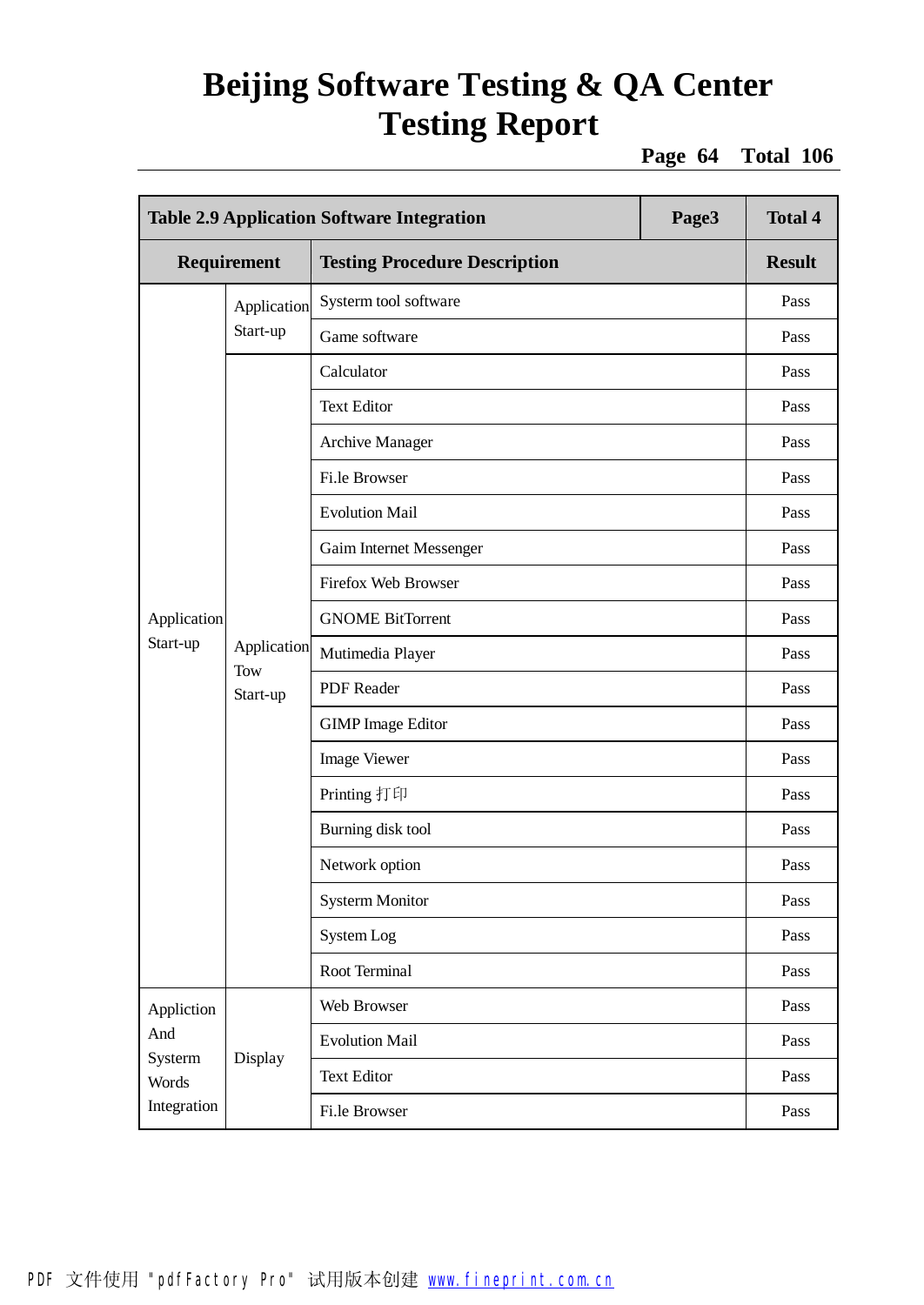| Table 2.9 Application Software Integration | | Page3 | Total 4 |
|---|---|---|---|
| **Requirement** | | **Testing Procedure Description** | **Result** |
| Application Start-up | Application Start-up | Systerm tool software | Pass |
| | | Game software | Pass |
| | Application Tow Start-up | Calculator | Pass |
| | | Text Editor | Pass |
| | | Archive Manager | Pass |
| | | Fi.le Browser | Pass |
| | | Evolution Mail | Pass |
| | | Gaim Internet Messenger | Pass |
| | | Firefox Web Browser | Pass |
| | | GNOME BitTorrent | Pass |
| | | Mutimedia Player | Pass |
| | | PDF Reader | Pass |
| | | GIMP Image Editor | Pass |
| | | Image Viewer | Pass |
| | | Printing 打印 | Pass |
| | | Burning disk tool | Pass |
| | | Network option | Pass |
| | | Systerm Monitor | Pass |
| | | System Log | Pass |
| | | Root Terminal | Pass |
| Appliction And Systerm Words Integration | Display | Web Browser | Pass |
| | | Evolution Mail | Pass |
| | | Text Editor | Pass |
| | | Fi.le Browser | Pass |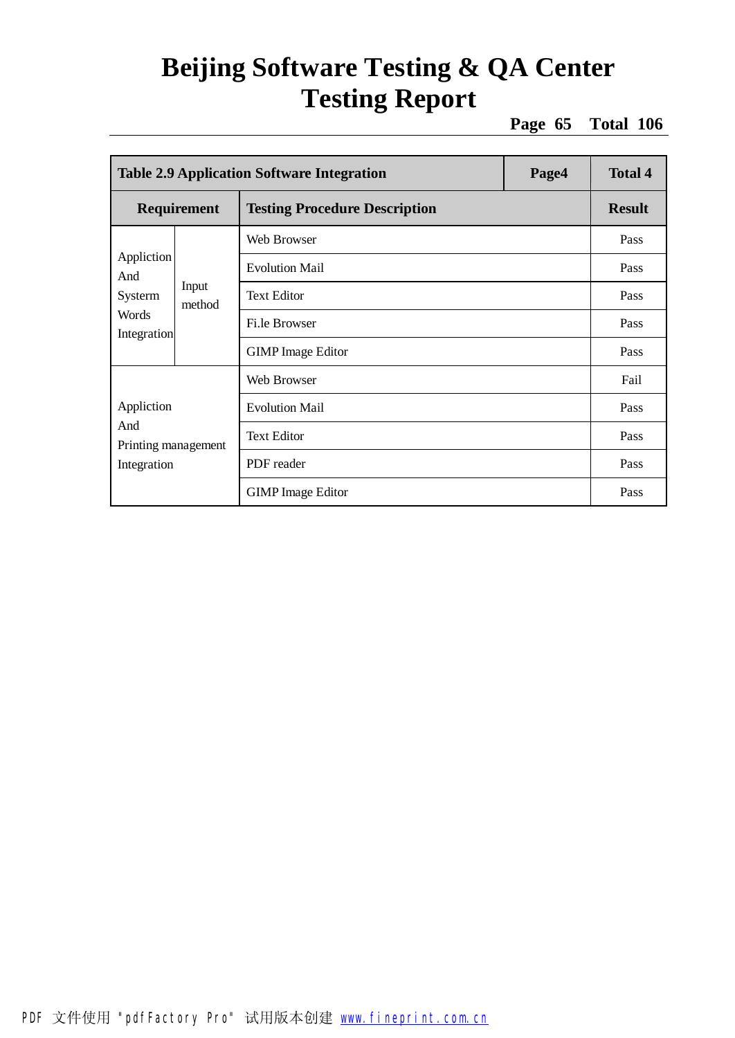| Table 2.9 Application Software Integration | | Page4 | Total 4 |
|---|---|---|---|
| **Requirement** | | **Testing Procedure Description** | **Result** |
| Appliction And Systerm Words Integration | Input method | Web Browser | Pass |
| | | Evolution Mail | Pass |
| | | Text Editor | Pass |
| | | Fi.le Browser | Pass |
| | | GIMP Image Editor | Pass |
| Appliction And Printing management Integration | | Web Browser | Fail |
| | | Evolution Mail | Pass |
| | | Text Editor | Pass |
| | | PDF reader | Pass |
| | | GIMP Image Editor | Pass |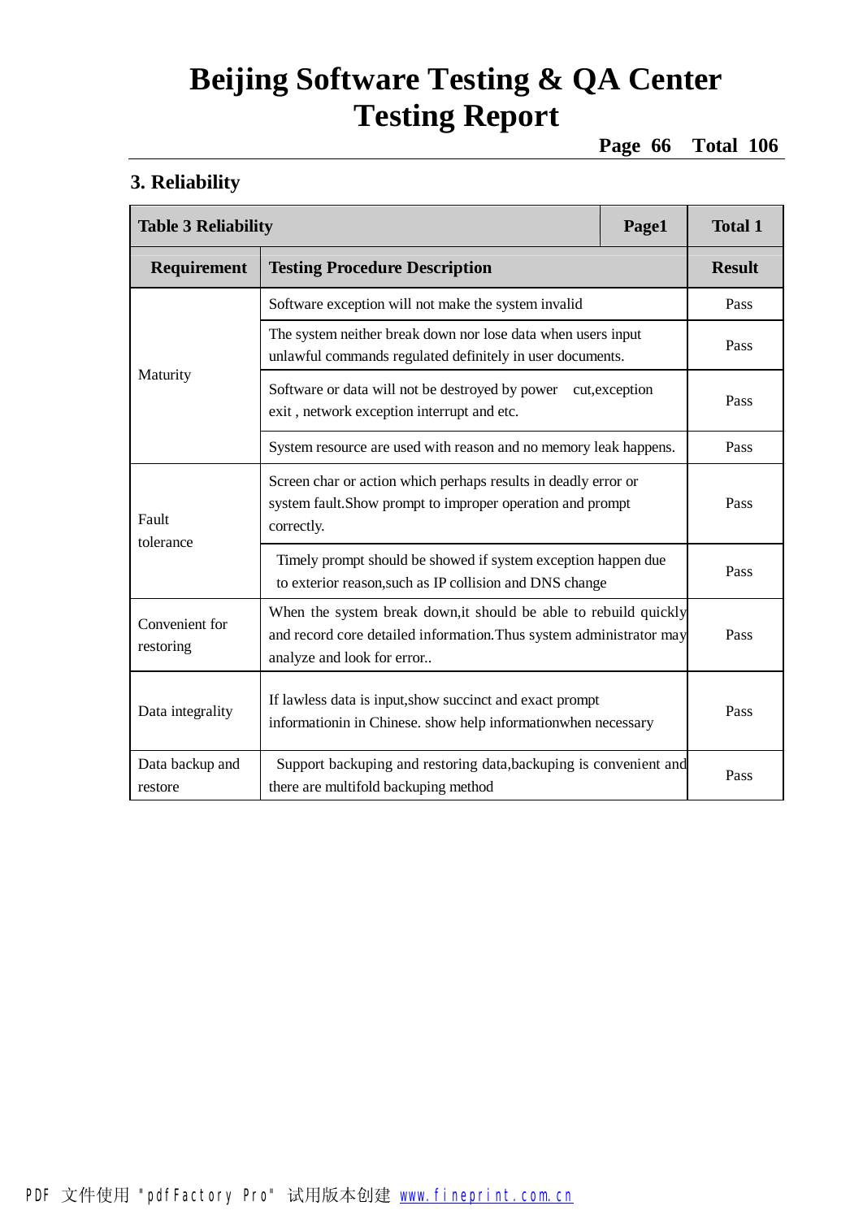## 3. Reliability

| Table 3 Reliability | | Page1 | Total 1 |
|---|---|---|---|
| **Requirement** | **Testing Procedure Description** | | **Result** |
| Maturity | Software exception will not make the system invalid | | Pass |
| | The system neither break down nor lose data when users input unlawful commands regulated definitely in user documents. | | Pass |
| | Software or data will not be destroyed by power cut,exception exit , network exception interrupt and etc. | | Pass |
| | System resource are used with reason and no memory leak happens. | | Pass |
| Fault tolerance | Screen char or action which perhaps results in deadly error or system fault.Show prompt to improper operation and prompt correctly. | | Pass |
| | Timely prompt should be showed if system exception happen due to exterior reason,such as IP collision and DNS change | | Pass |
| Convenient for restoring | When the system break down,it should be able to rebuild quickly and record core detailed information.Thus system administrator may analyze and look for error.. | | Pass |
| Data integrality | If lawless data is input,show succinct and exact prompt informationin in Chinese. show help informationwhen necessary | | Pass |
| Data backup and restore | Support backuping and restoring data,backuping is convenient and there are multifold backuping method | | Pass |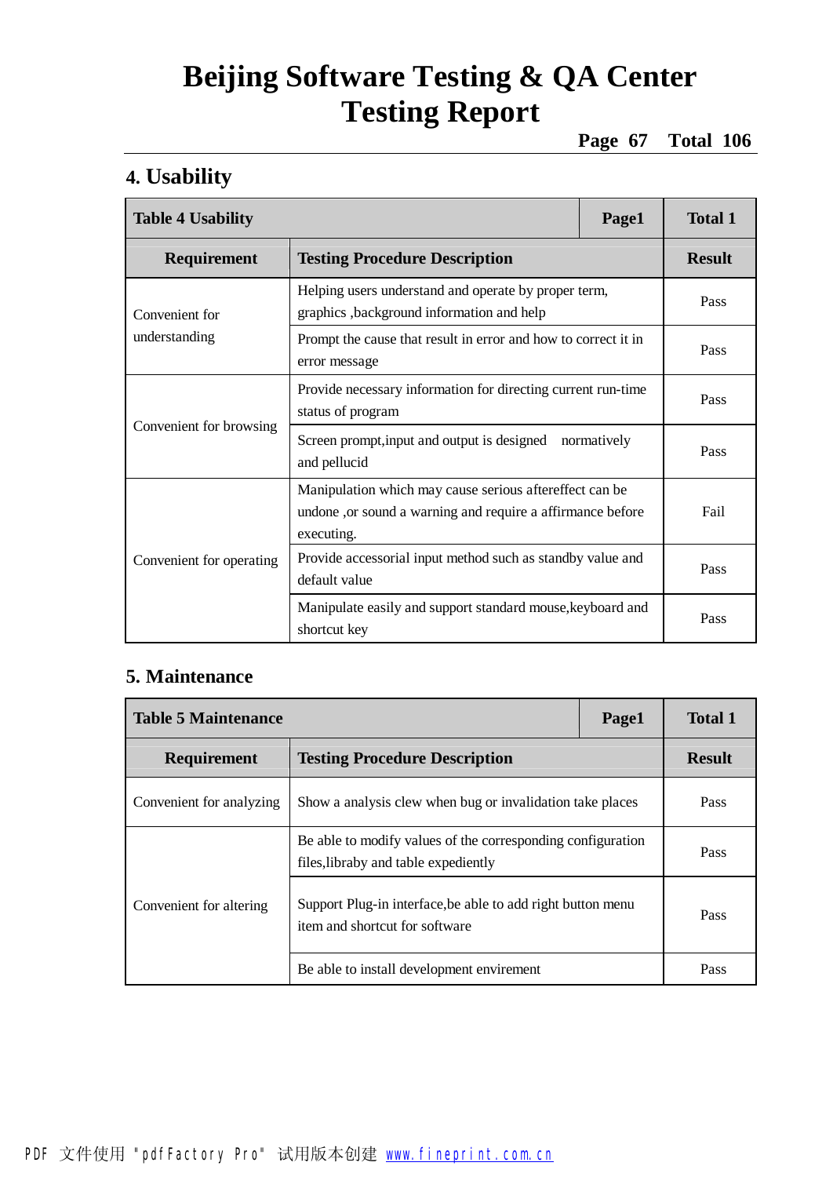## 4. Usability

| Table 4 Usability | | Page1 | Total 1 |
|---|---|---|---|
| **Requirement** | **Testing Procedure Description** | | **Result** |
| Convenient for understanding | Helping users understand and operate by proper term, graphics ,background information and help | | Pass |
| | Prompt the cause that result in error and how to correct it in error message | | Pass |
| Convenient for browsing | Provide necessary information for directing current run-time status of program | | Pass |
| | Screen prompt,input and output is designed normatively and pellucid | | Pass |
| Convenient for operating | Manipulation which may cause serious aftereffect can be undone ,or sound a warning and require a affirmance before executing. | | Fail |
| | Provide accessorial input method such as standby value and default value | | Pass |
| | Manipulate easily and support standard mouse,keyboard and shortcut key | | Pass |

## 5. Maintenance

| Table 5 Maintenance | | Page1 | Total 1 |
|---|---|---|---|
| **Requirement** | **Testing Procedure Description** | | **Result** |
| Convenient for analyzing | Show a analysis clew when bug or invalidation take places | | Pass |
| Convenient for altering | Be able to modify values of the corresponding configuration files,libraby and table expediently | | Pass |
| | Support Plug-in interface,be able to add right button menu item and shortcut for software | | Pass |
| | Be able to install development envirement | | Pass |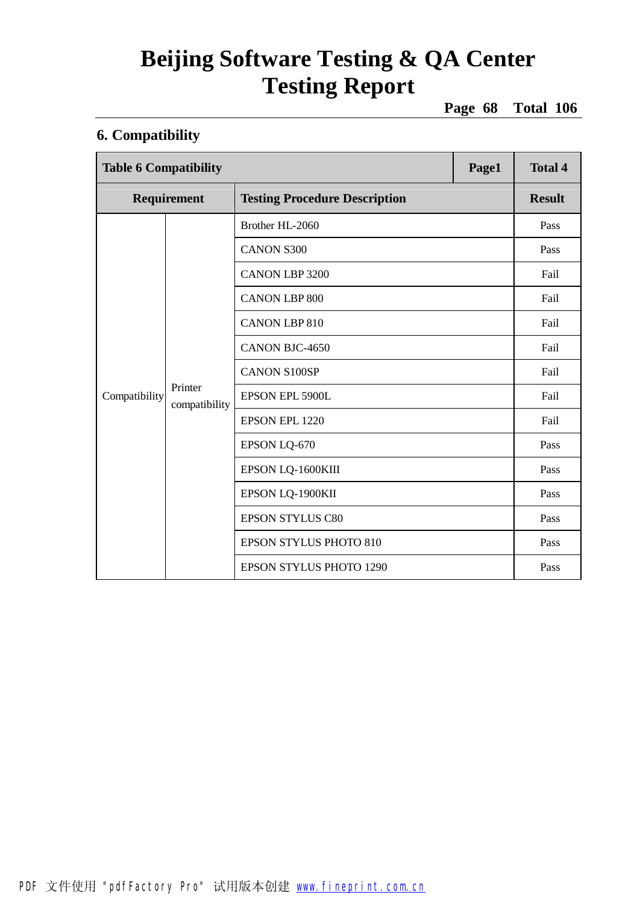## 6. Compatibility

| Table 6 Compatibility | | | Page1 | Total 4 |
|---|---|---|---|---|
| **Requirement** | | **Testing Procedure Description** | | **Result** |
| Compatibility | Printer compatibility | Brother HL-2060 | | Pass |
| | | CANON S300 | | Pass |
| | | CANON LBP 3200 | | Fail |
| | | CANON LBP 800 | | Fail |
| | | CANON LBP 810 | | Fail |
| | | CANON BJC-4650 | | Fail |
| | | CANON S100SP | | Fail |
| | | EPSON EPL 5900L | | Fail |
| | | EPSON EPL 1220 | | Fail |
| | | EPSON LQ-670 | | Pass |
| | | EPSON LQ-1600KIII | | Pass |
| | | EPSON LQ-1900KII | | Pass |
| | | EPSON STYLUS C80 | | Pass |
| | | EPSON STYLUS PHOTO 810 | | Pass |
| | | EPSON STYLUS PHOTO 1290 | | Pass |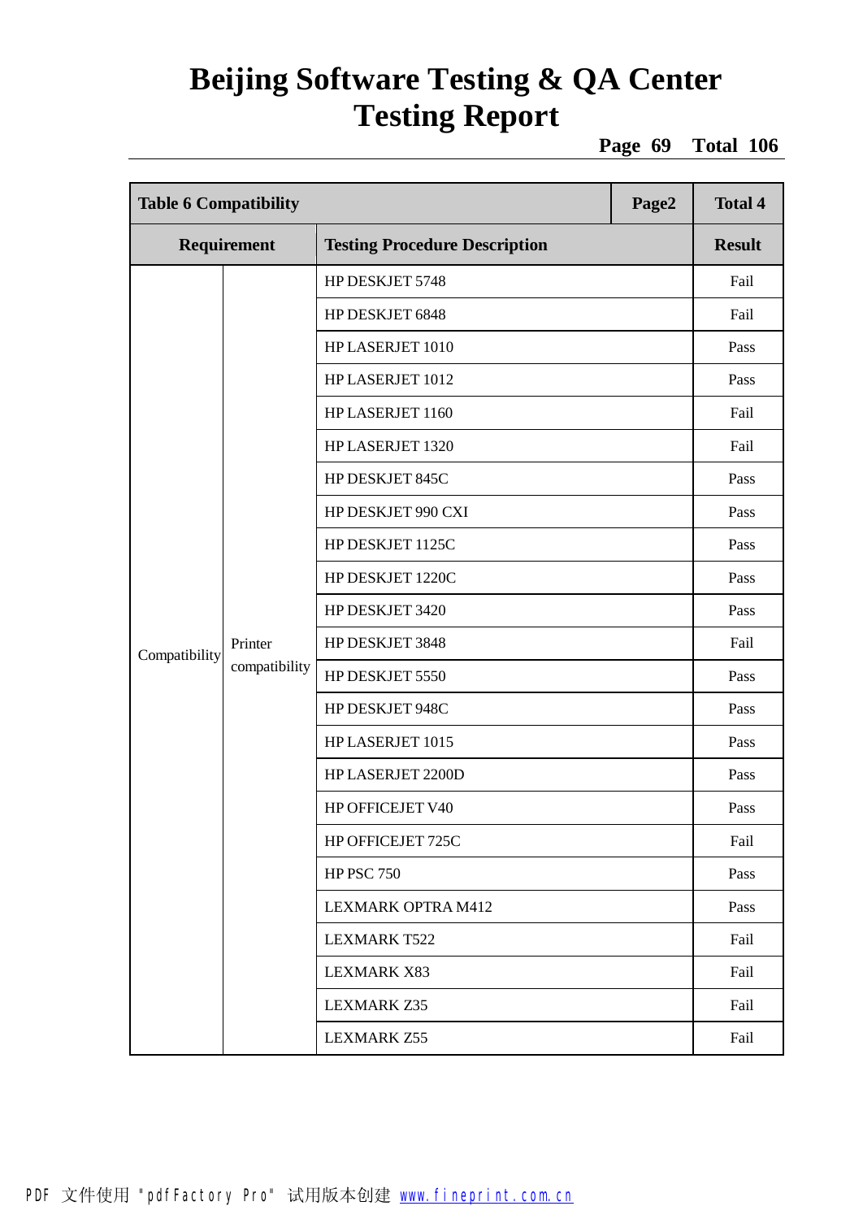| Table 6 Compatibility | | | Page2 | Total 4 |
|---|---|---|---|---|
| **Requirement** | | **Testing Procedure Description** | | **Result** |
| Compatibility | Printer compatibility | HP DESKJET 5748 | | Fail |
| | | HP DESKJET 6848 | | Fail |
| | | HP LASERJET 1010 | | Pass |
| | | HP LASERJET 1012 | | Pass |
| | | HP LASERJET 1160 | | Fail |
| | | HP LASERJET 1320 | | Fail |
| | | HP DESKJET 845C | | Pass |
| | | HP DESKJET 990 CXI | | Pass |
| | | HP DESKJET 1125C | | Pass |
| | | HP DESKJET 1220C | | Pass |
| | | HP DESKJET 3420 | | Pass |
| | | HP DESKJET 3848 | | Fail |
| | | HP DESKJET 5550 | | Pass |
| | | HP DESKJET 948C | | Pass |
| | | HP LASERJET 1015 | | Pass |
| | | HP LASERJET 2200D | | Pass |
| | | HP OFFICEJET V40 | | Pass |
| | | HP OFFICEJET 725C | | Fail |
| | | HP PSC 750 | | Pass |
| | | LEXMARK OPTRA M412 | | Pass |
| | | LEXMARK T522 | | Fail |
| | | LEXMARK X83 | | Fail |
| | | LEXMARK Z35 | | Fail |
| | | LEXMARK Z55 | | Fail |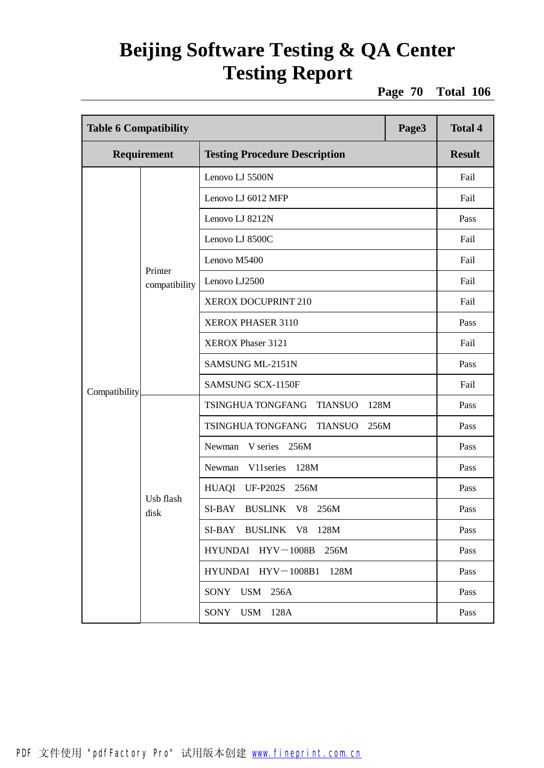| Table 6 Compatibility | | | Page3 | Total 4 |
|---|---|---|---|---|
| Requirement | | Testing Procedure Description | | Result |
| Compatibility | Printer compatibility | Lenovo LJ 5500N | | Fail |
| | | Lenovo LJ 6012 MFP | | Fail |
| | | Lenovo LJ 8212N | | Pass |
| | | Lenovo LJ 8500C | | Fail |
| | | Lenovo M5400 | | Fail |
| | | Lenovo LJ2500 | | Fail |
| | | XEROX DOCUPRINT 210 | | Fail |
| | | XEROX PHASER 3110 | | Pass |
| | | XEROX Phaser 3121 | | Fail |
| | | SAMSUNG ML-2151N | | Pass |
| | | SAMSUNG SCX-1150F | | Fail |
| | Usb flash disk | TSINGHUA TONGFANG TIANSUO 128M | | Pass |
| | | TSINGHUA TONGFANG TIANSUO 256M | | Pass |
| | | Newman V series 256M | | Pass |
| | | Newman V11series 128M | | Pass |
| | | HUAQI UF-P202S 256M | | Pass |
| | | SI-BAY BUSLINK V8 256M | | Pass |
| | | SI-BAY BUSLINK V8 128M | | Pass |
| | | HYUNDAI HYV－1008B 256M | | Pass |
| | | HYUNDAI HYV－1008B1 128M | | Pass |
| | | SONY USM 256A | | Pass |
| | | SONY USM 128A | | Pass |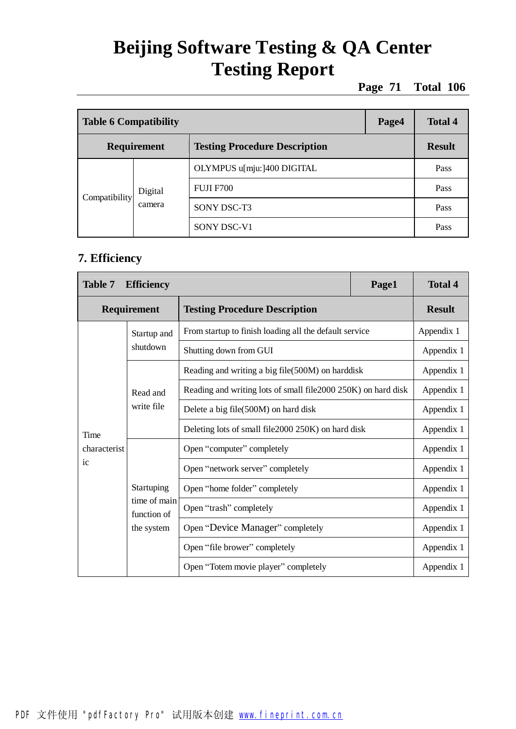| Table 6 Compatibility | | | Page4 | Total 4 |
|---|---|---|---|---|
| Requirement | | Testing Procedure Description | | Result |
| Compatibility | Digital camera | OLYMPUS u[mju:]400 DIGITAL | | Pass |
| | | FUJI F700 | | Pass |
| | | SONY DSC-T3 | | Pass |
| | | SONY DSC-V1 | | Pass |

## 7. Efficiency

| Table 7 Efficiency | | | Page1 | Total 4 |
|---|---|---|---|---|
| Requirement | | Testing Procedure Description | | Result |
| Time characteristic | Startup and shutdown | From startup to finish loading all the default service | | Appendix 1 |
| | | Shutting down from GUI | | Appendix 1 |
| | Read and write file | Reading and writing a big file(500M) on harddisk | | Appendix 1 |
| | | Reading and writing lots of small file2000 250K) on hard disk | | Appendix 1 |
| | | Delete a big file(500M) on hard disk | | Appendix 1 |
| | | Deleting lots of small file2000 250K) on hard disk | | Appendix 1 |
| | Startuping time of main function of the system | Open “computer” completely | | Appendix 1 |
| | | Open “network server” completely | | Appendix 1 |
| | | Open “home folder” completely | | Appendix 1 |
| | | Open “trash” completely | | Appendix 1 |
| | | Open “Device Manager” completely | | Appendix 1 |
| | | Open “file brower” completely | | Appendix 1 |
| | | Open “Totem movie player” completely | | Appendix 1 |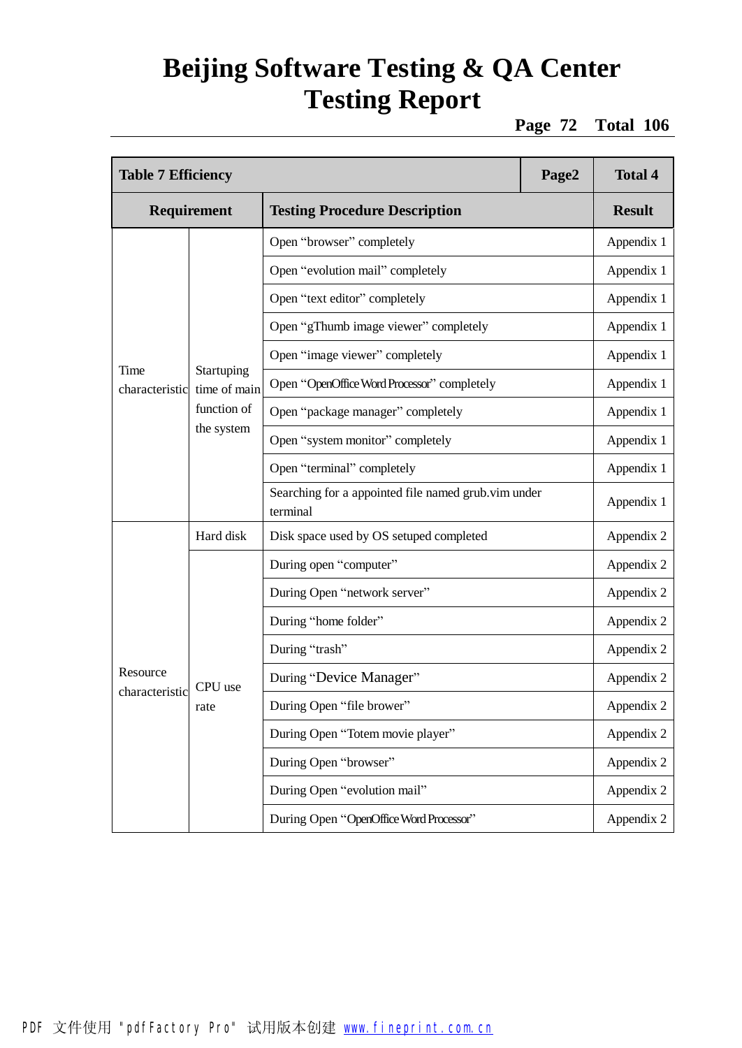| Table 7 Efficiency | | | Page2 | Total 4 |
|---|---|---|---|---|
| Requirement | | Testing Procedure Description | | Result |
| Time characteristic | Startuping time of main function of the system | Open “browser” completely | | Appendix 1 |
| | | Open “evolution mail” completely | | Appendix 1 |
| | | Open “text editor” completely | | Appendix 1 |
| | | Open “gThumb image viewer” completely | | Appendix 1 |
| | | Open “image viewer” completely | | Appendix 1 |
| | | Open “OpenOffice Word Processor” completely | | Appendix 1 |
| | | Open “package manager” completely | | Appendix 1 |
| | | Open “system monitor” completely | | Appendix 1 |
| | | Open “terminal” completely | | Appendix 1 |
| | | Searching for a appointed file named grub.vim under terminal | | Appendix 1 |
| Resource characteristic | Hard disk | Disk space used by OS setuped completed | | Appendix 2 |
| | CPU use rate | During open “computer” | | Appendix 2 |
| | | During Open “network server” | | Appendix 2 |
| | | During “home folder” | | Appendix 2 |
| | | During “trash” | | Appendix 2 |
| | | During “Device Manager” | | Appendix 2 |
| | | During Open “file brower” | | Appendix 2 |
| | | During Open “Totem movie player” | | Appendix 2 |
| | | During Open “browser” | | Appendix 2 |
| | | During Open “evolution mail” | | Appendix 2 |
| | | During Open “OpenOffice Word Processor” | | Appendix 2 |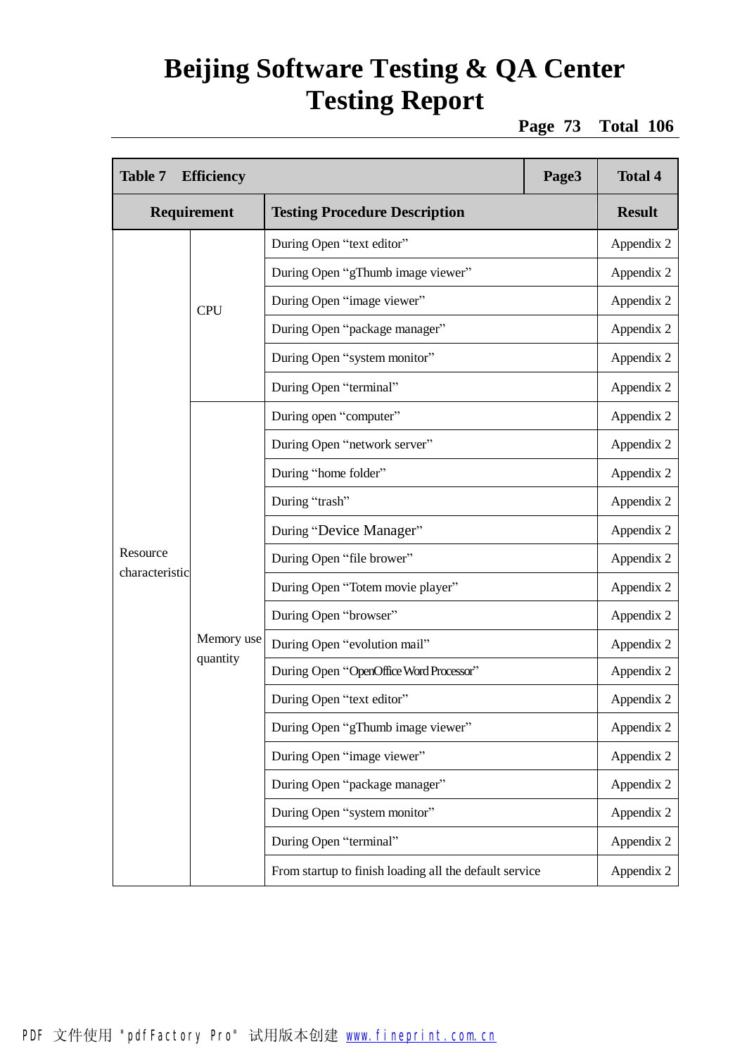| Table 7 Efficiency | | Page3 | Total 4 |
|---|---|---|---|
| **Requirement** | | **Testing Procedure Description** | **Result** |
| Resource characteristic | CPU | During Open “text editor” | Appendix 2 |
| | | During Open “gThumb image viewer” | Appendix 2 |
| | | During Open “image viewer” | Appendix 2 |
| | | During Open “package manager” | Appendix 2 |
| | | During Open “system monitor” | Appendix 2 |
| | | During Open “terminal” | Appendix 2 |
| | Memory use quantity | During open “computer” | Appendix 2 |
| | | During Open “network server” | Appendix 2 |
| | | During “home folder” | Appendix 2 |
| | | During “trash” | Appendix 2 |
| | | During “Device Manager” | Appendix 2 |
| | | During Open “file brower” | Appendix 2 |
| | | During Open “Totem movie player” | Appendix 2 |
| | | During Open “browser” | Appendix 2 |
| | | During Open “evolution mail” | Appendix 2 |
| | | During Open “OpenOffice Word Processor” | Appendix 2 |
| | | During Open “text editor” | Appendix 2 |
| | | During Open “gThumb image viewer” | Appendix 2 |
| | | During Open “image viewer” | Appendix 2 |
| | | During Open “package manager” | Appendix 2 |
| | | During Open “system monitor” | Appendix 2 |
| | | During Open “terminal” | Appendix 2 |
| | | From startup to finish loading all the default service | Appendix 2 |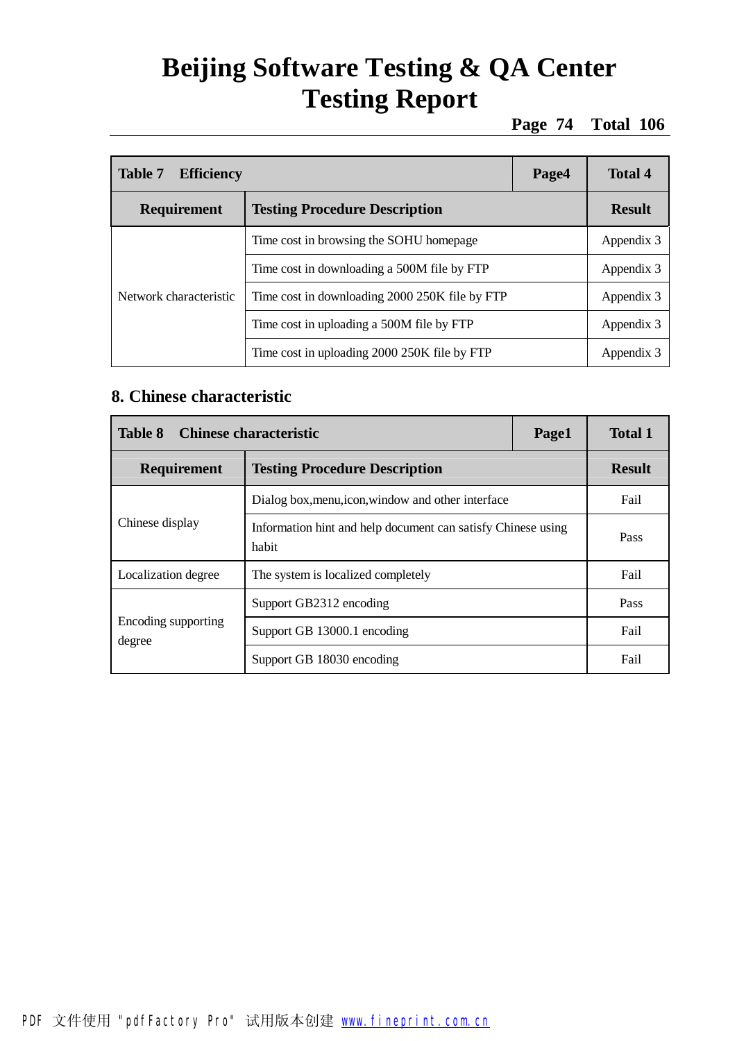| Table 7 Efficiency | | Page4 | Total 4 |
|---|---|---|---|
| **Requirement** | **Testing Procedure Description** | | **Result** |
| Network characteristic | Time cost in browsing the SOHU homepage | | Appendix 3 |
| | Time cost in downloading a 500M file by FTP | | Appendix 3 |
| | Time cost in downloading 2000 250K file by FTP | | Appendix 3 |
| | Time cost in uploading a 500M file by FTP | | Appendix 3 |
| | Time cost in uploading 2000 250K file by FTP | | Appendix 3 |

## 8. Chinese characteristic

| Table 8 Chinese characteristic | | Page1 | Total 1 |
|---|---|---|---|
| **Requirement** | **Testing Procedure Description** | | **Result** |
| Chinese display | Dialog box,menu,icon,window and other interface | | Fail |
| | Information hint and help document can satisfy Chinese using habit | | Pass |
| Localization degree | The system is localized completely | | Fail |
| Encoding supporting degree | Support GB2312 encoding | | Pass |
| | Support GB 13000.1 encoding | | Fail |
| | Support GB 18030 encoding | | Fail |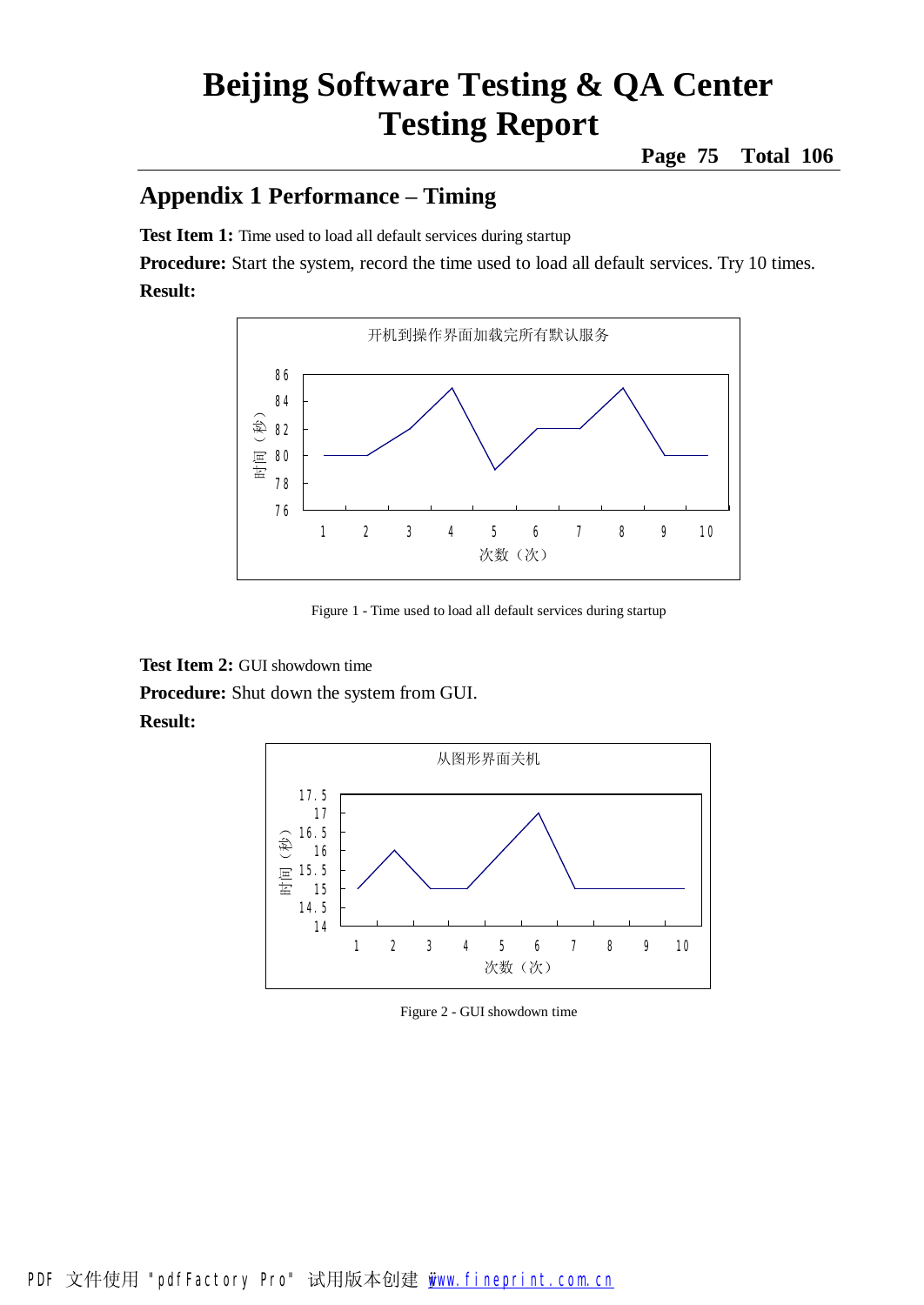## Appendix 1 Performance – Timing

**Test Item 1:** Time used to load all default services during startup

**Procedure:** Start the system, record the time used to load all default services. Try 10 times.

**Result:**

Figure 1 - Time used to load all default services during startup

**Test Item 2:** GUI showdown time

**Procedure:** Shut down the system from GUI.

**Result:**

Figure 2 - GUI showdown time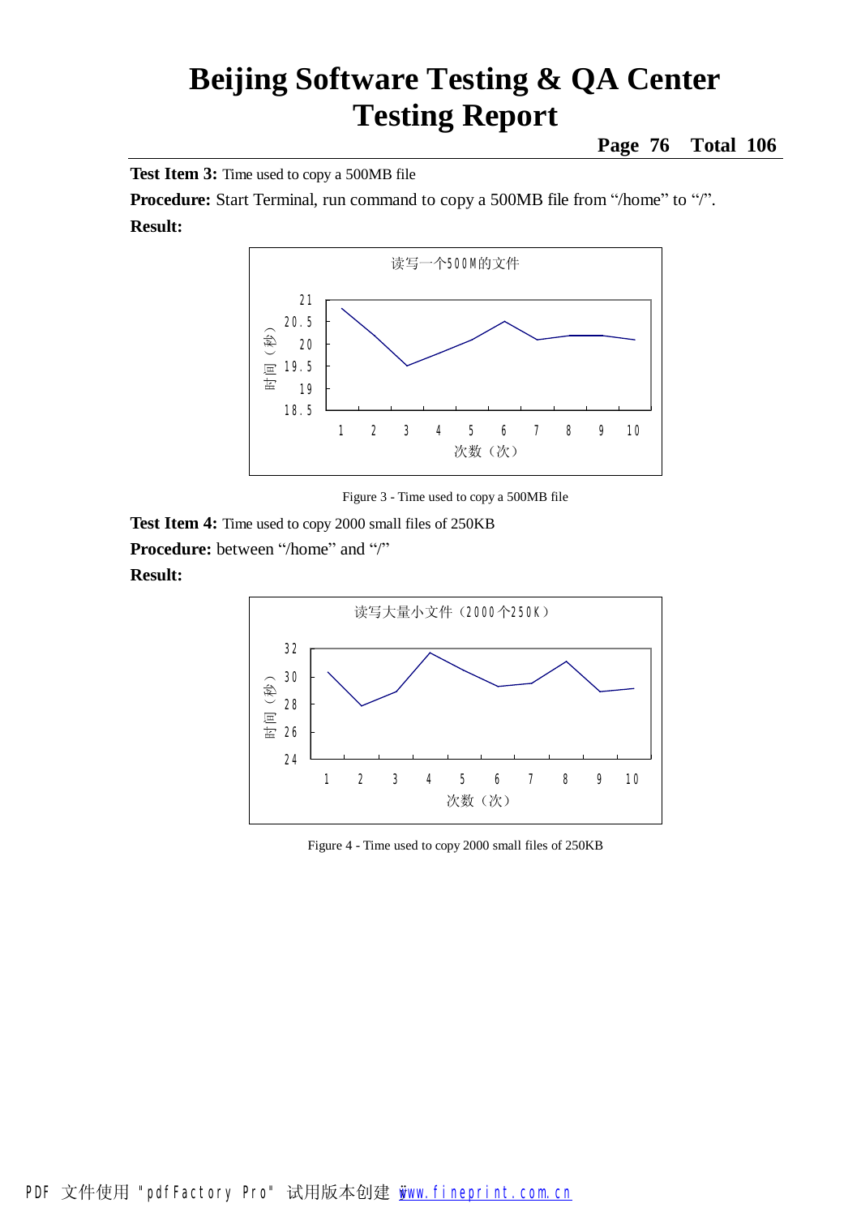**Test Item 3:** Time used to copy a 500MB file

**Procedure:** Start Terminal, run command to copy a 500MB file from "/home" to "/".

**Result:**

Figure 3 - Time used to copy a 500MB file

**Test Item 4:** Time used to copy 2000 small files of 250KB

**Procedure:** between "/home" and "/"

**Result:**

Figure 4 - Time used to copy 2000 small files of 250KB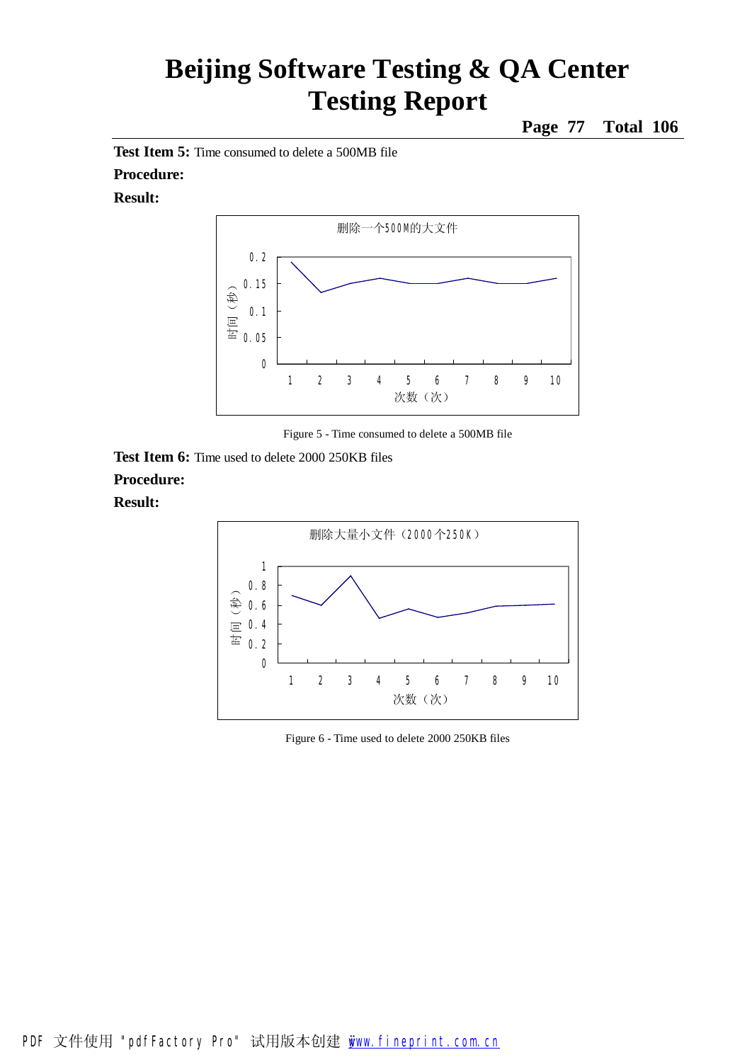**Test Item 5:** Time consumed to delete a 500MB file

**Procedure:**

**Result:**

删除一个500M的大文件

Figure 5 - Time consumed to delete a 500MB file

**Test Item 6:** Time used to delete 2000 250KB files

**Procedure:**

**Result:**

删除大量小文件（2000个250K）

Figure 6 - Time used to delete 2000 250KB files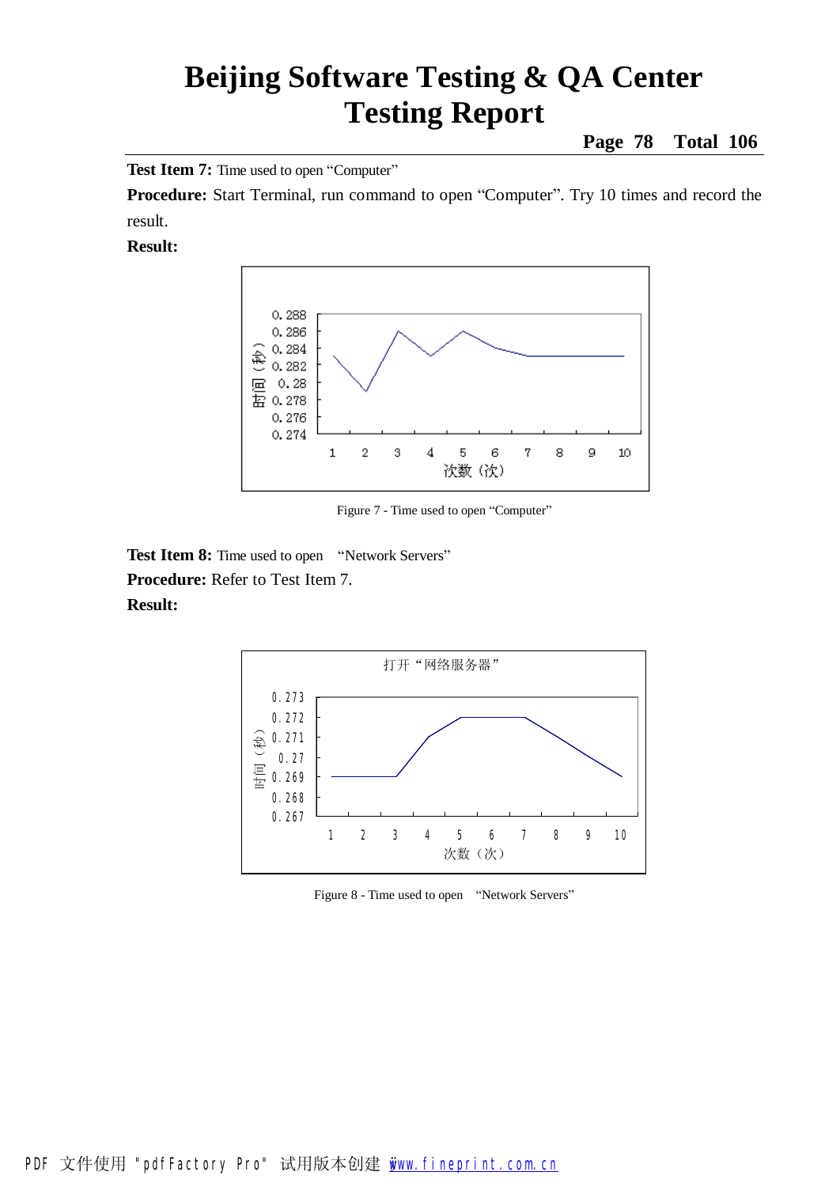**Test Item 7:** Time used to open "Computer"

**Procedure:** Start Terminal, run command to open "Computer". Try 10 times and record the result.

**Result:**

Figure 7 - Time used to open "Computer"

**Test Item 8:** Time used to open "Network Servers"

**Procedure:** Refer to Test Item 7.

**Result:**

Figure 8 - Time used to open "Network Servers"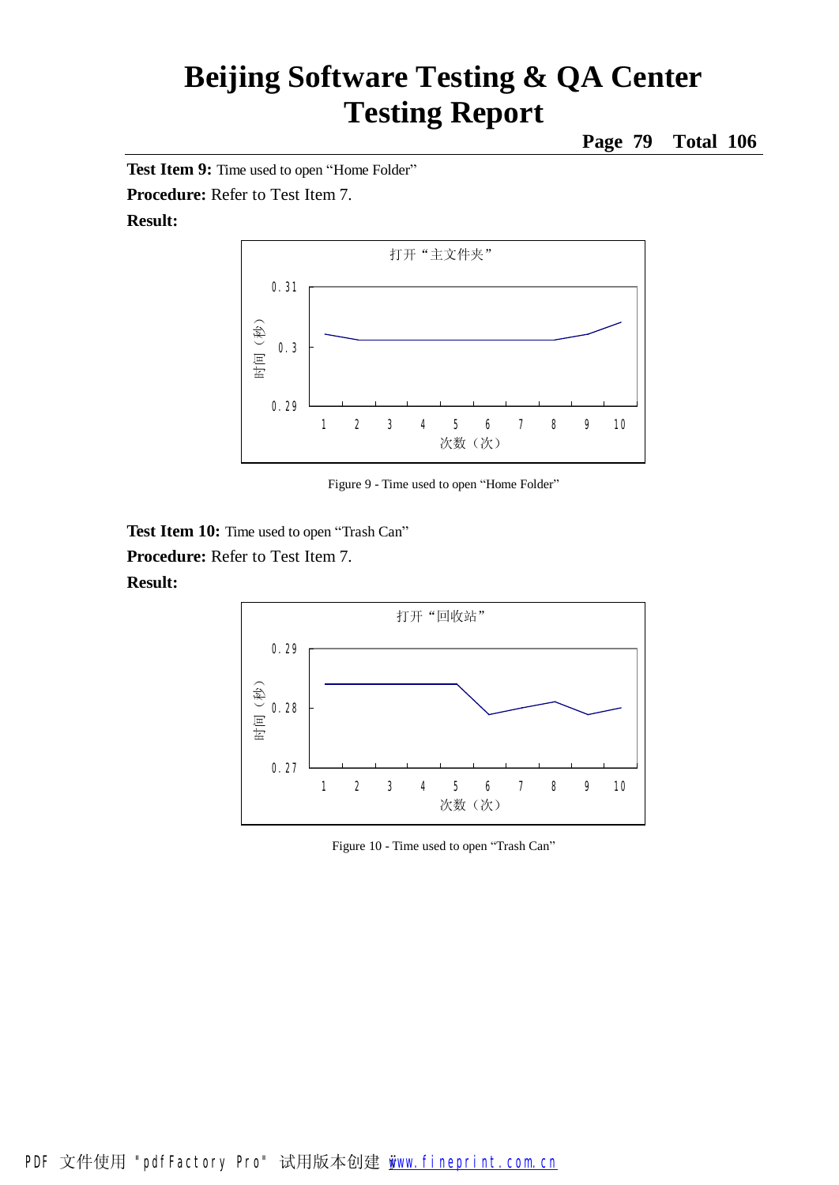**Test Item 9:** Time used to open "Home Folder"

**Procedure:** Refer to Test Item 7.

**Result:**

打开"主文件夹"

时间（秒）

0.31

0.3

0.29

1 2 3 4 5 6 7 8 9 10

次数（次）

Figure 9 - Time used to open "Home Folder"

**Test Item 10:** Time used to open "Trash Can"

**Procedure:** Refer to Test Item 7.

**Result:**

打开"回收站"

时间（秒）

0.29

0.28

0.27

1 2 3 4 5 6 7 8 9 10

次数（次）

Figure 10 - Time used to open "Trash Can"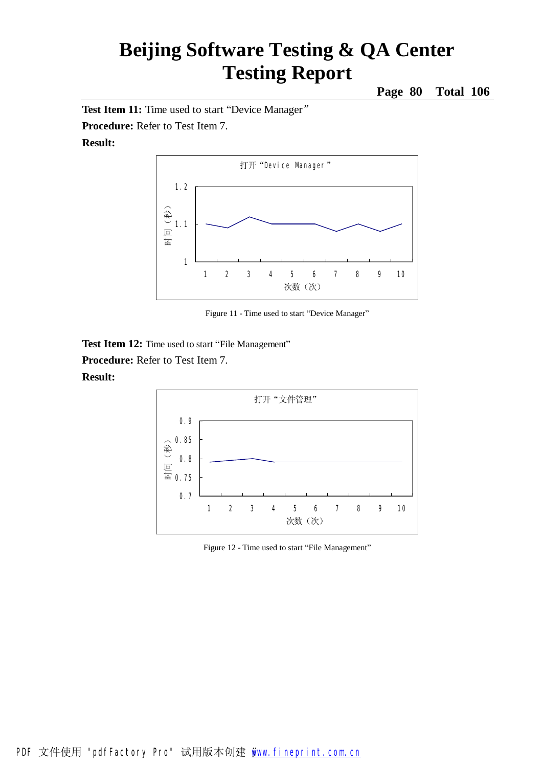**Test Item 11:** Time used to start "Device Manager"

**Procedure:** Refer to Test Item 7.

**Result:**

打开"Device Manager"

Figure 11 - Time used to start "Device Manager"

**Test Item 12:** Time used to start "File Management"

**Procedure:** Refer to Test Item 7.

**Result:**

打开"文件管理"

Figure 12 - Time used to start "File Management"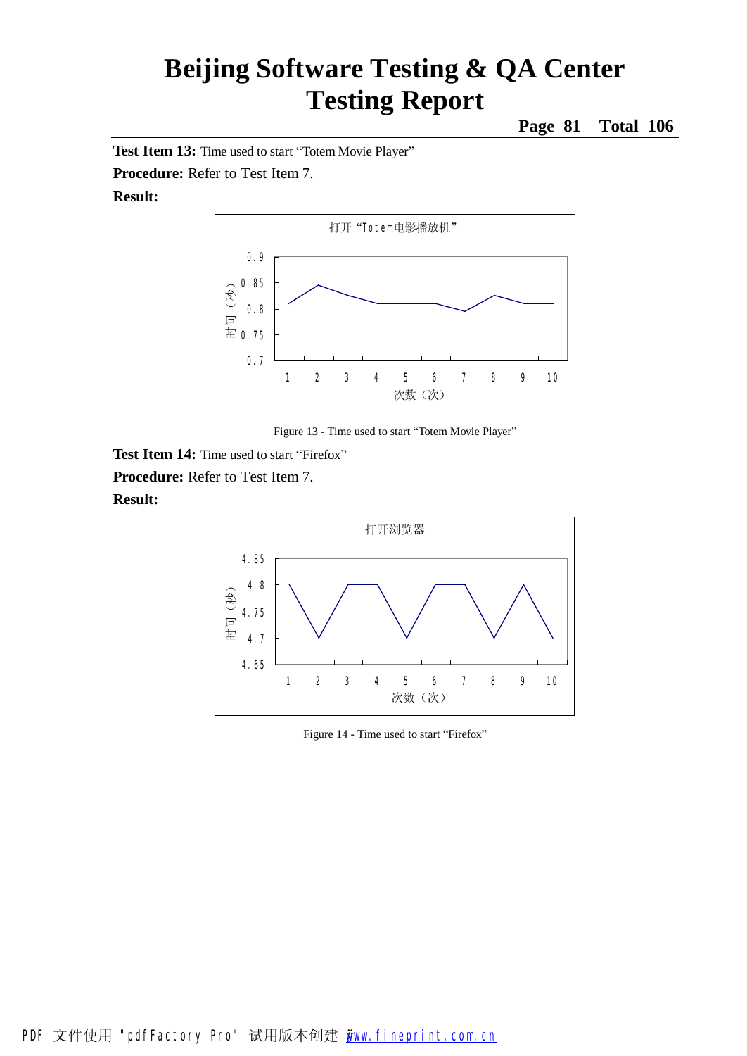**Test Item 13:** Time used to start “Totem Movie Player”

**Procedure:** Refer to Test Item 7.

**Result:**

Figure 13 - Time used to start “Totem Movie Player”

**Test Item 14:** Time used to start “Firefox”

**Procedure:** Refer to Test Item 7.

**Result:**

Figure 14 - Time used to start “Firefox”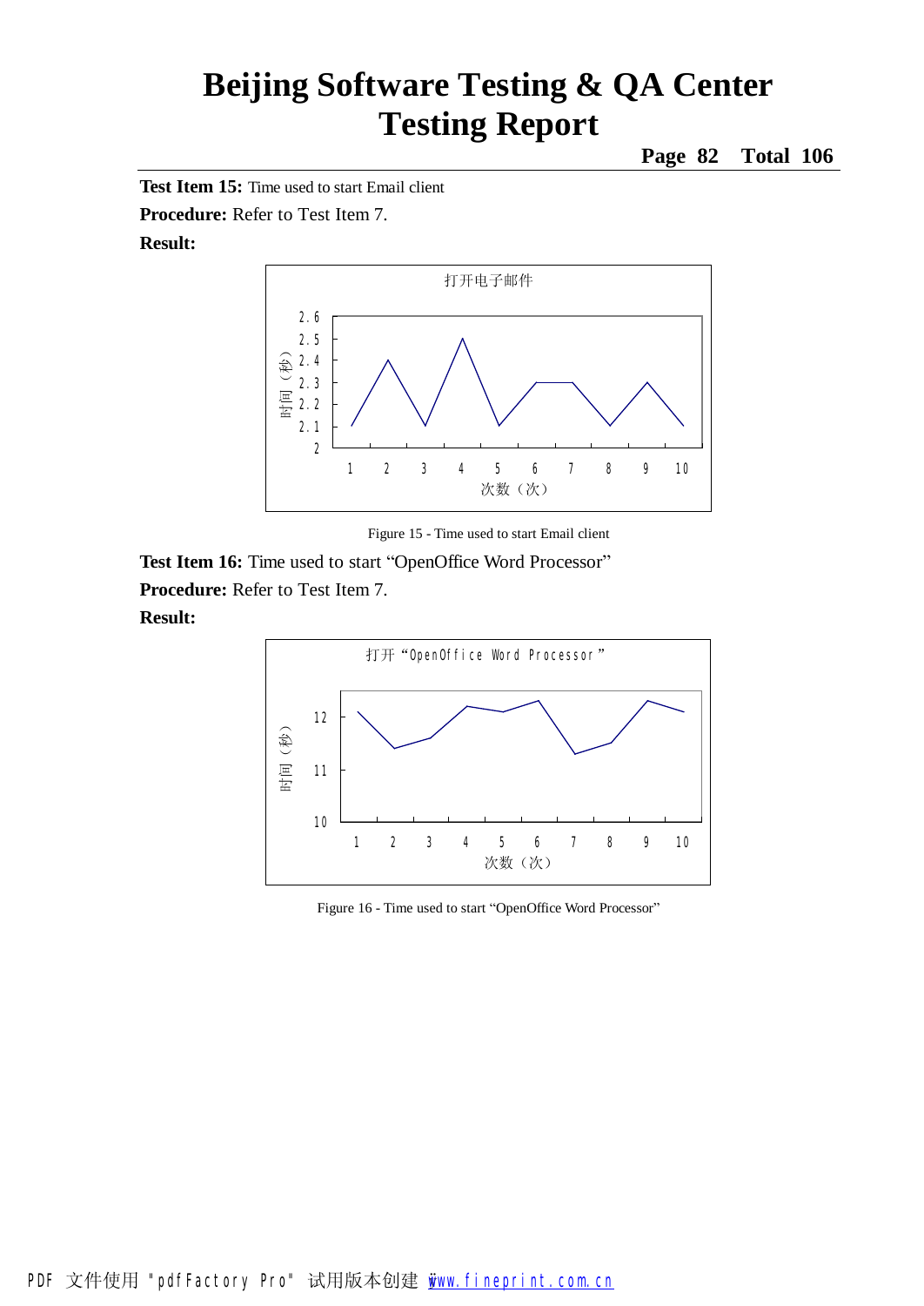**Test Item 15:** Time used to start Email client

**Procedure:** Refer to Test Item 7.

**Result:**

Figure 15 - Time used to start Email client

**Test Item 16:** Time used to start “OpenOffice Word Processor”

**Procedure:** Refer to Test Item 7.

**Result:**

Figure 16 - Time used to start “OpenOffice Word Processor”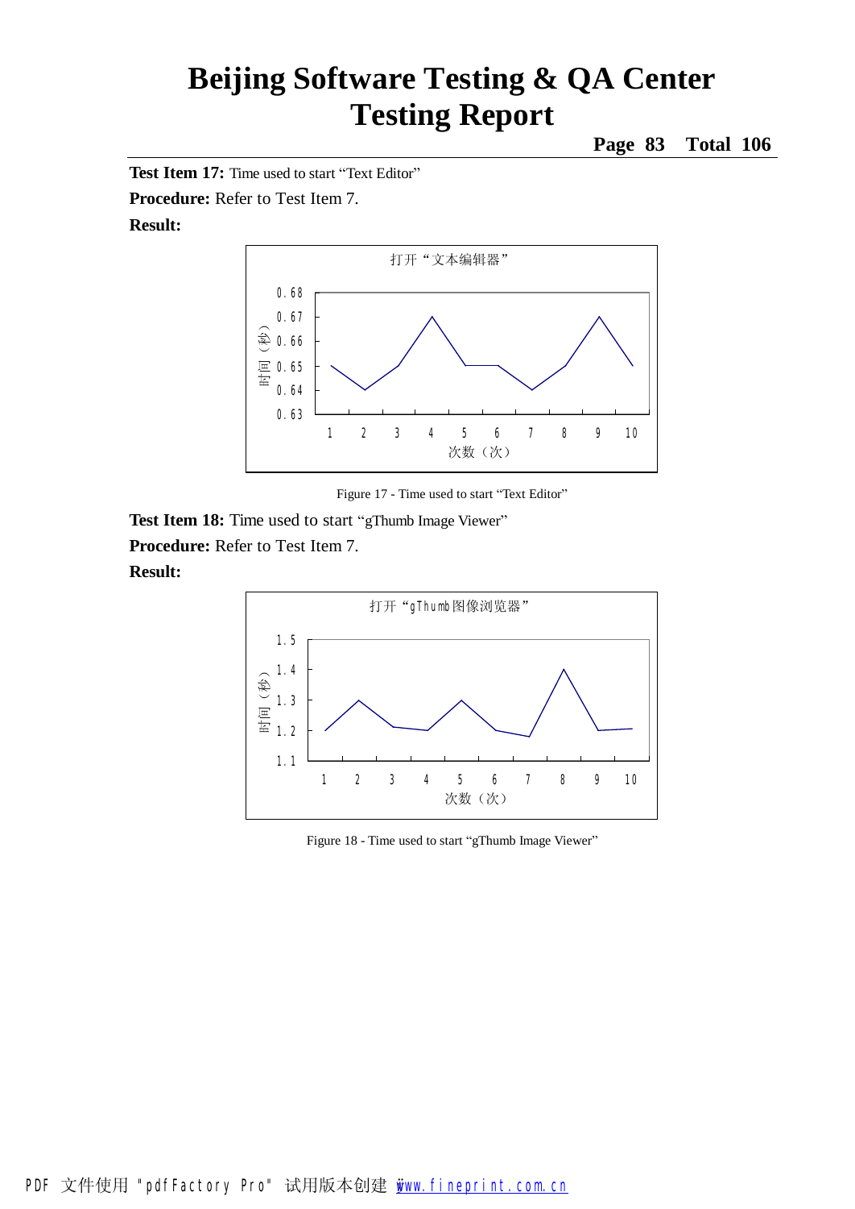**Test Item 17:** Time used to start "Text Editor"

**Procedure:** Refer to Test Item 7.

**Result:**

Figure 17 - Time used to start "Text Editor"

**Test Item 18:** Time used to start "gThumb Image Viewer"

**Procedure:** Refer to Test Item 7.

**Result:**

Figure 18 - Time used to start "gThumb Image Viewer"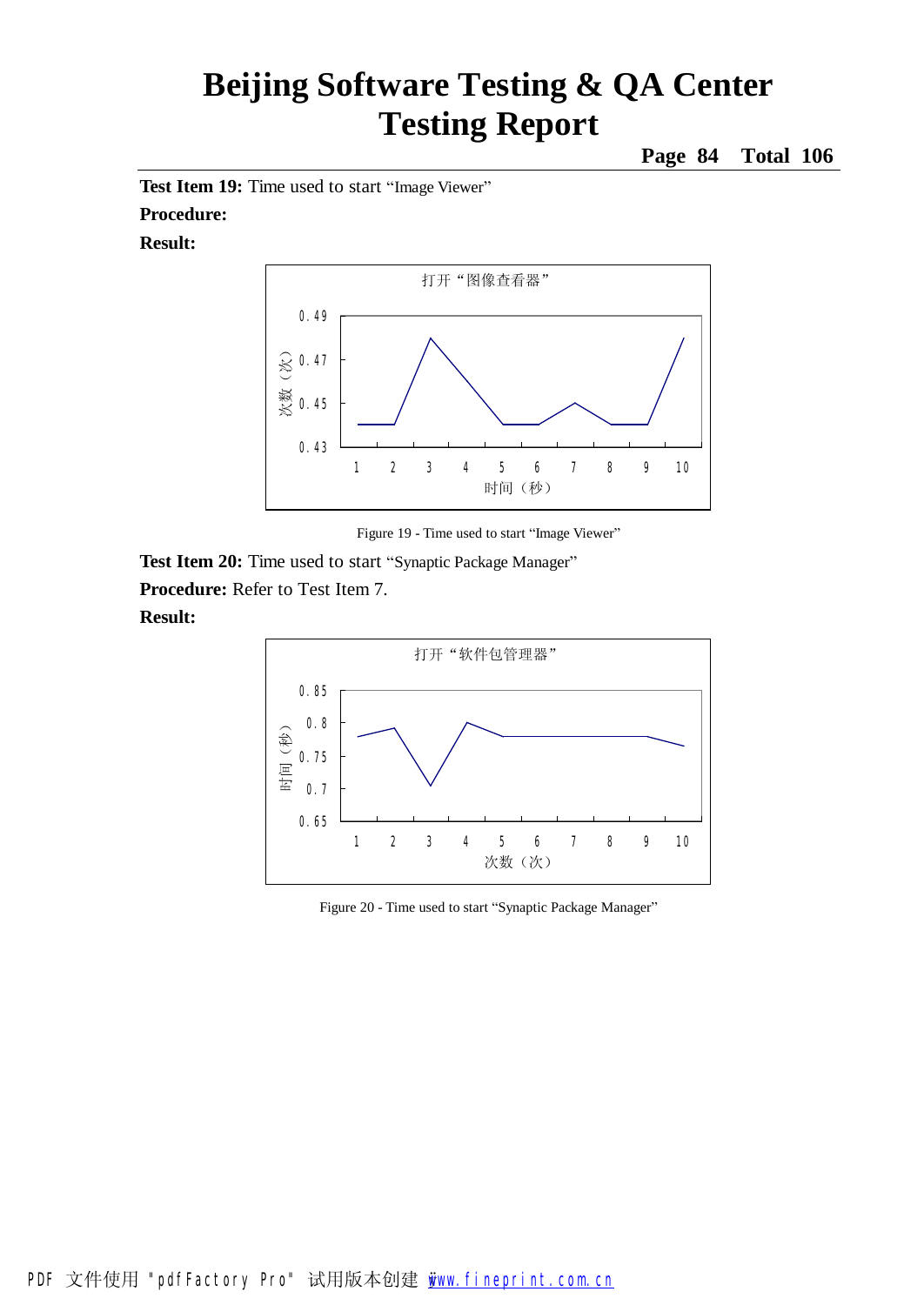**Test Item 19:** Time used to start "Image Viewer"

**Procedure:**

**Result:**

Figure 19 - Time used to start "Image Viewer"

**Test Item 20:** Time used to start "Synaptic Package Manager"

**Procedure:** Refer to Test Item 7.

**Result:**

Figure 20 - Time used to start "Synaptic Package Manager"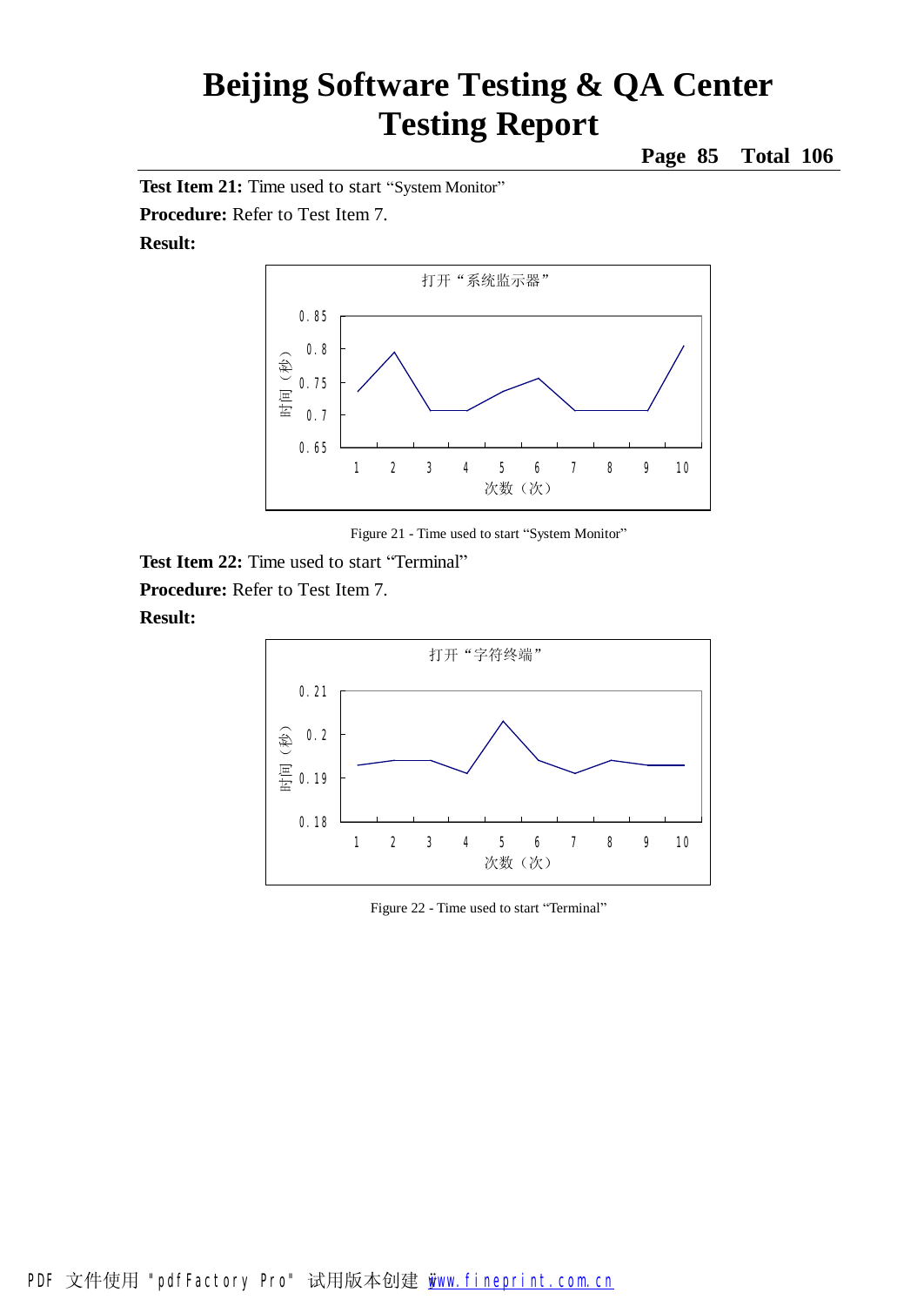**Test Item 21:** Time used to start “System Monitor”

**Procedure:** Refer to Test Item 7.

**Result:**

Figure 21 - Time used to start “System Monitor”

**Test Item 22:** Time used to start “Terminal”

**Procedure:** Refer to Test Item 7.

**Result:**

Figure 22 - Time used to start “Terminal”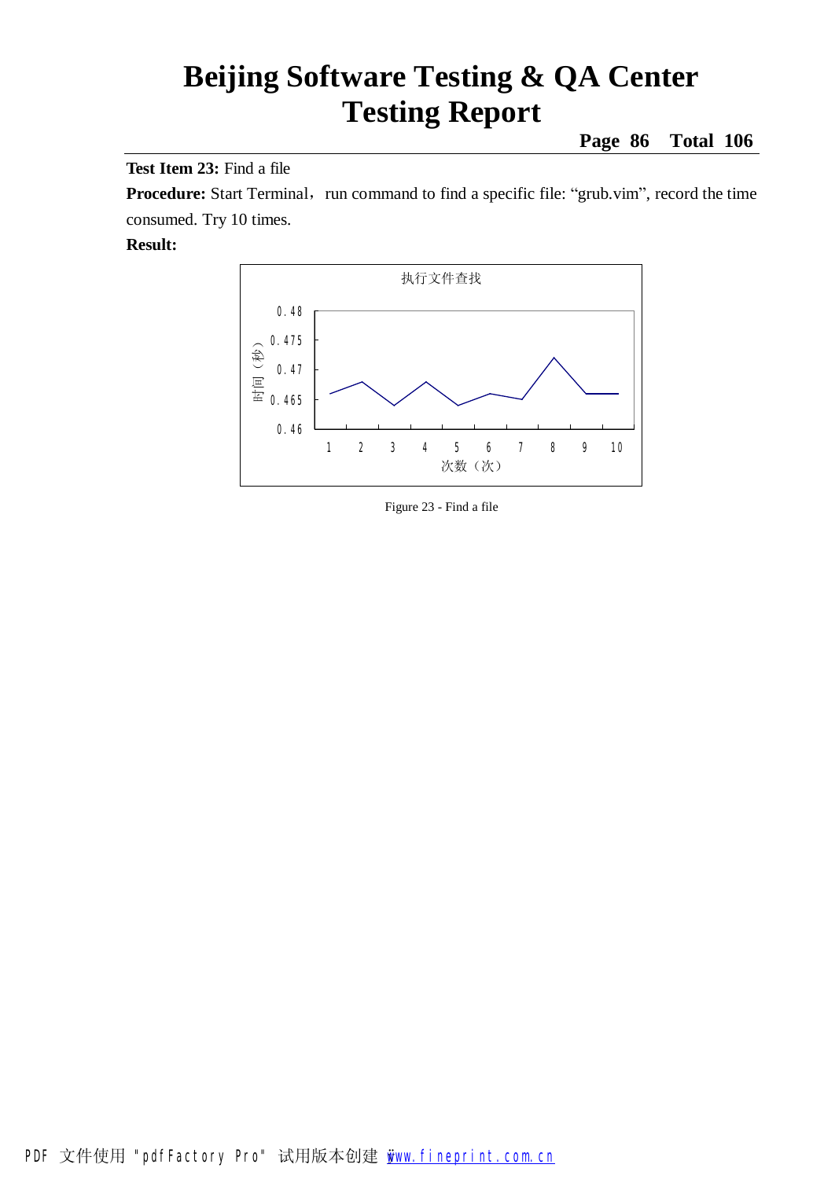**Test Item 23:** Find a file

**Procedure:** Start Terminal，run command to find a specific file: “grub.vim”, record the time consumed. Try 10 times.

**Result:**

执行文件查找

时间（秒）

0.48
0.475
0.47
0.465
0.46

1 2 3 4 5 6 7 8 9 10

次数（次）

Figure 23 - Find a file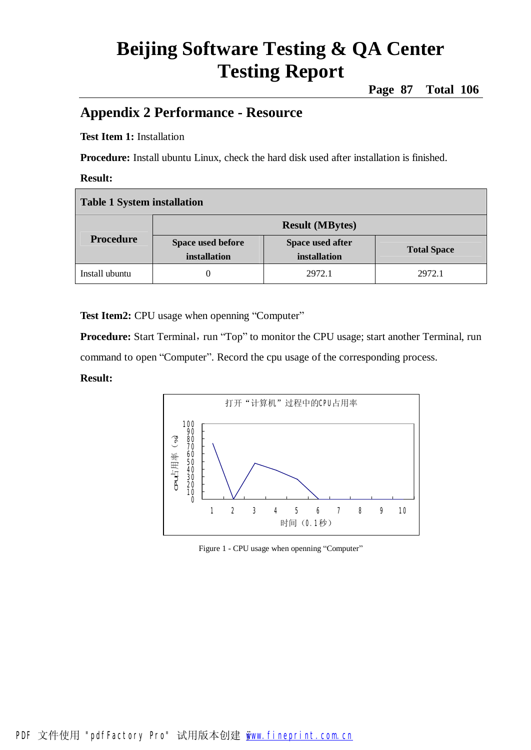## Appendix 2 Performance - Resource

**Test Item 1:** Installation

**Procedure:** Install ubuntu Linux, check the hard disk used after installation is finished.

**Result:**

**Table 1 System installation**

| Procedure | Result (MBytes) | | |
|---|---|---|---|
| | Space used before installation | Space used after installation | Total Space |
| Install ubuntu | 0 | 2972.1 | 2972.1 |

**Test Item2:** CPU usage when openning "Computer"

**Procedure:** Start Terminal，run "Top" to monitor the CPU usage; start another Terminal, run command to open "Computer". Record the cpu usage of the corresponding process.

**Result:**

打开"计算机"过程中的CPU占用率

Figure 1 - CPU usage when openning "Computer"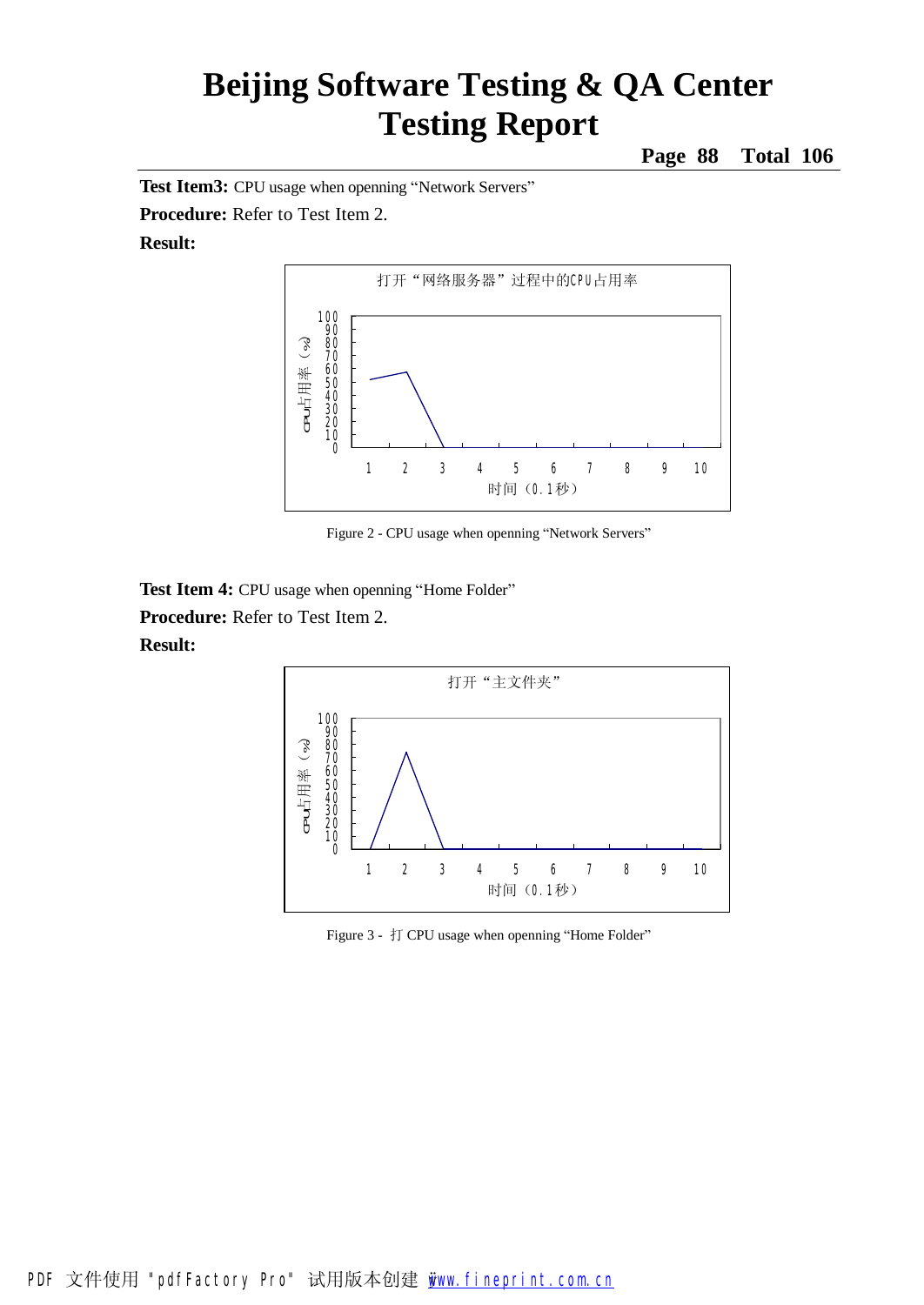**Test Item3:** CPU usage when openning “Network Servers”

**Procedure:** Refer to Test Item 2.

**Result:**

打开“网络服务器”过程中的CPU占用率

Figure 2 - CPU usage when openning “Network Servers”

**Test Item 4:** CPU usage when openning “Home Folder”

**Procedure:** Refer to Test Item 2.

**Result:**

打开“主文件夹”

Figure 3 - 打 CPU usage when openning “Home Folder”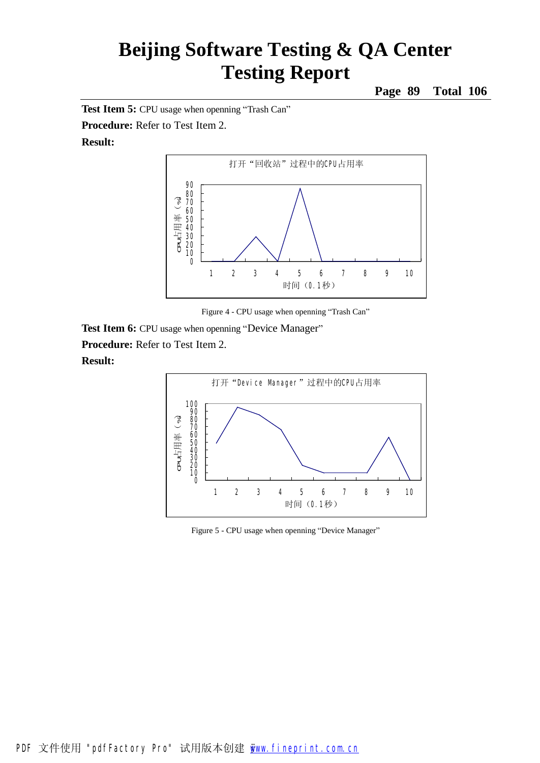**Test Item 5:** CPU usage when openning “Trash Can”

**Procedure:** Refer to Test Item 2.

**Result:**

Figure 4 - CPU usage when openning “Trash Can”

**Test Item 6:** CPU usage when openning “Device Manager”

**Procedure:** Refer to Test Item 2.

**Result:**

Figure 5 - CPU usage when openning “Device Manager”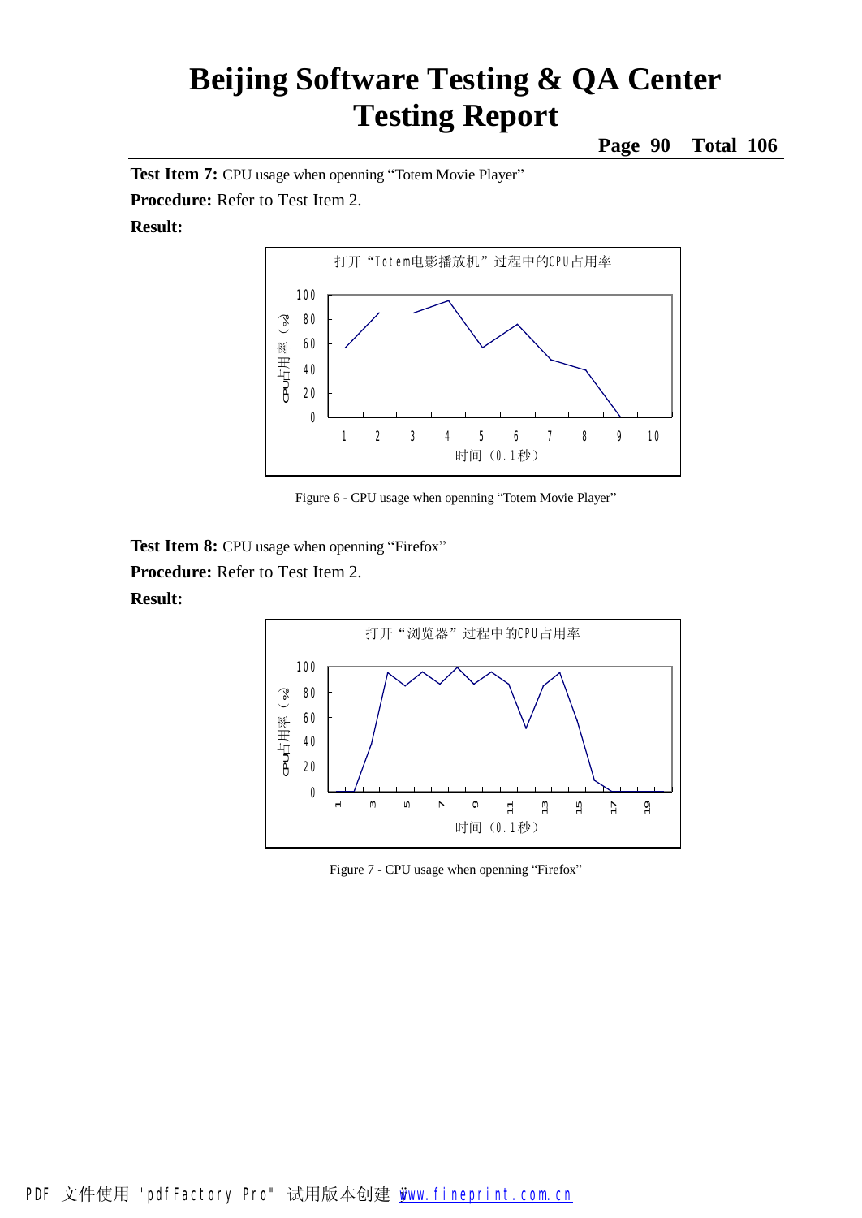**Test Item 7:** CPU usage when openning “Totem Movie Player”

**Procedure:** Refer to Test Item 2.

**Result:**

Figure 6 - CPU usage when openning “Totem Movie Player”

**Test Item 8:** CPU usage when openning “Firefox”

**Procedure:** Refer to Test Item 2.

**Result:**

Figure 7 - CPU usage when openning “Firefox”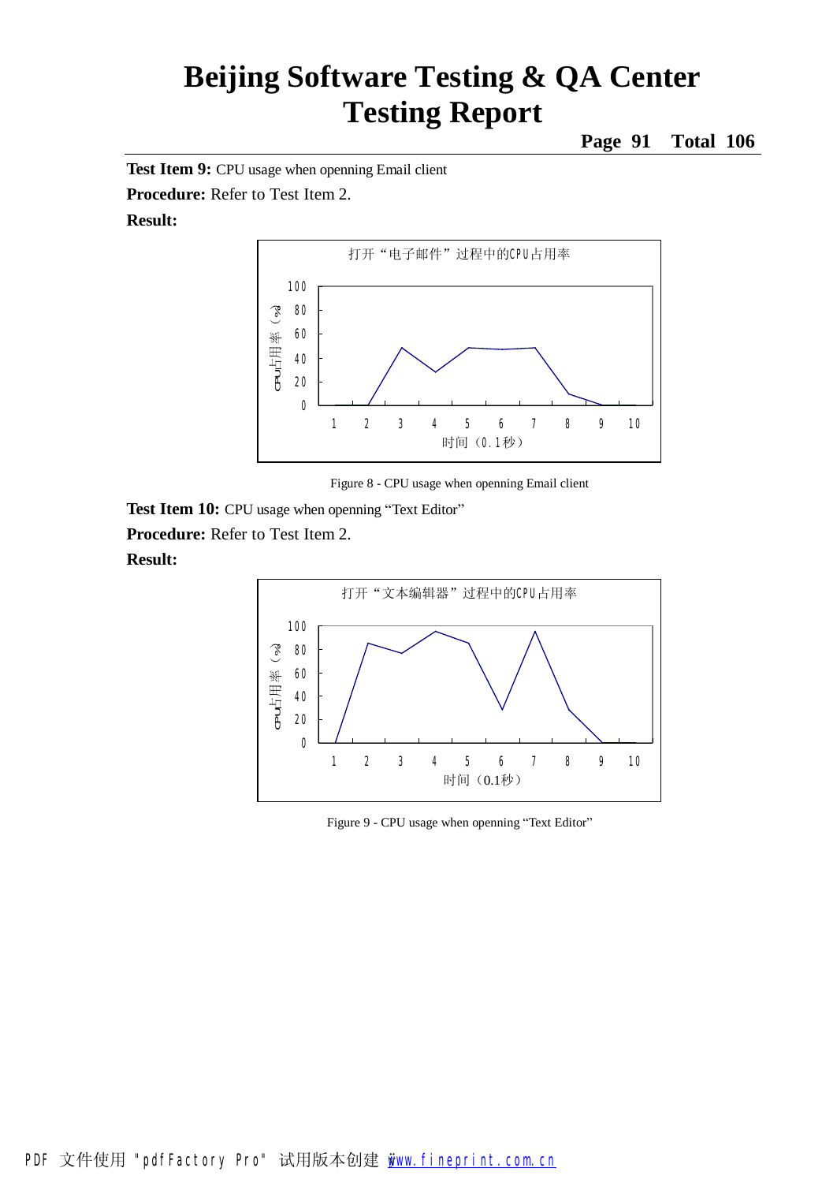**Test Item 9:** CPU usage when openning Email client

**Procedure:** Refer to Test Item 2.

**Result:**

Figure 8 - CPU usage when openning Email client

**Test Item 10:** CPU usage when openning “Text Editor”

**Procedure:** Refer to Test Item 2.

**Result:**

Figure 9 - CPU usage when openning “Text Editor”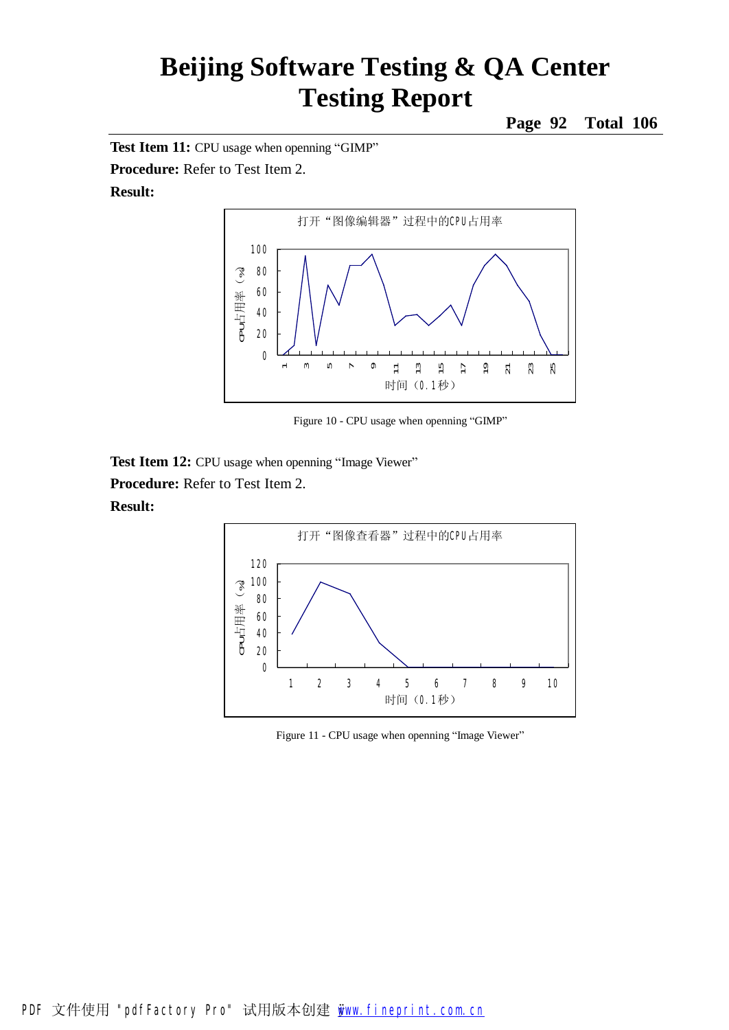**Test Item 11:** CPU usage when openning "GIMP"

**Procedure:** Refer to Test Item 2.

**Result:**

Figure 10 - CPU usage when openning "GIMP"

**Test Item 12:** CPU usage when openning "Image Viewer"

**Procedure:** Refer to Test Item 2.

**Result:**

Figure 11 - CPU usage when openning "Image Viewer"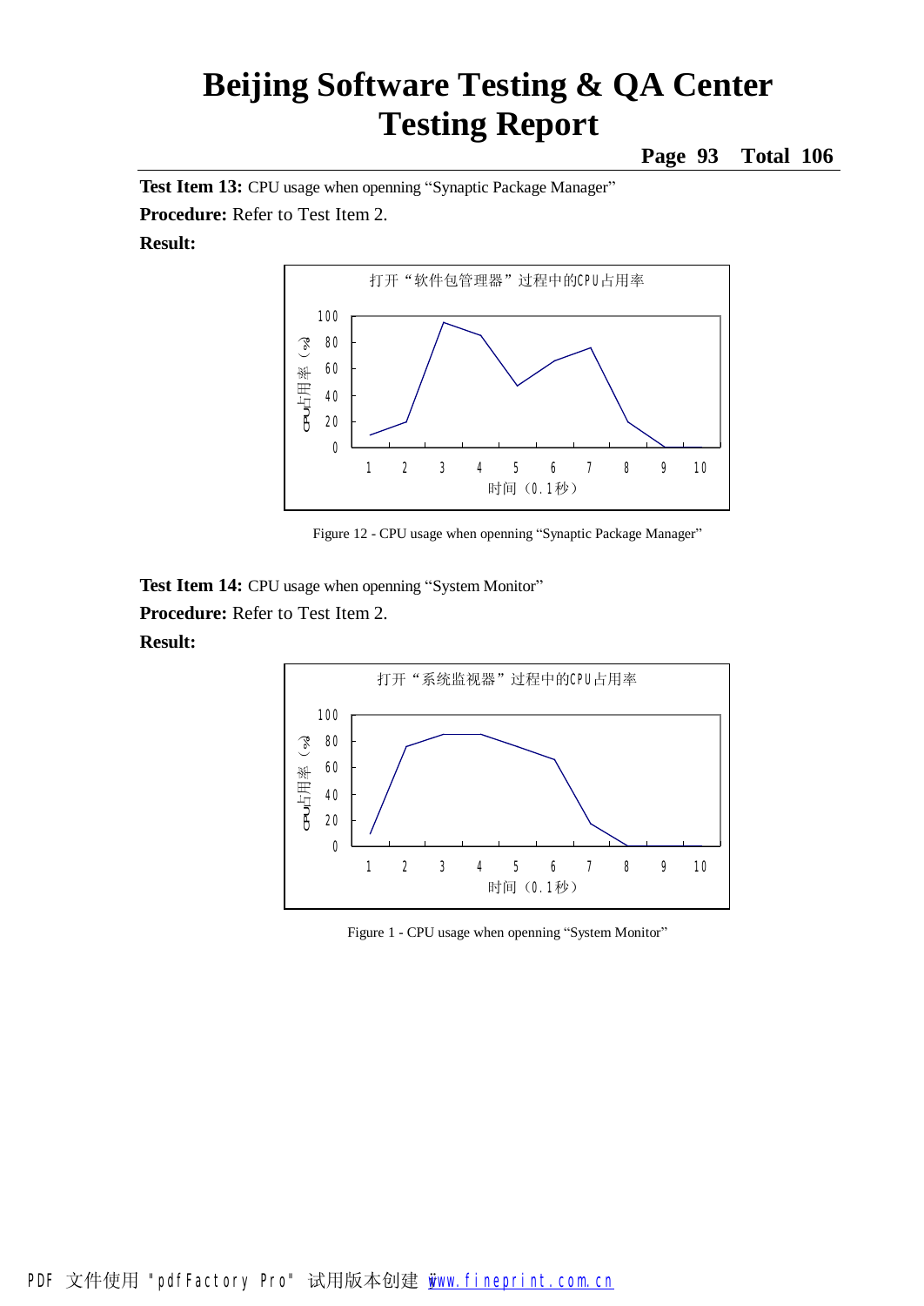**Test Item 13:** CPU usage when openning "Synaptic Package Manager"

**Procedure:** Refer to Test Item 2.

**Result:**

打开"软件包管理器"过程中的CPU占用率

Figure 12 - CPU usage when openning "Synaptic Package Manager"

**Test Item 14:** CPU usage when openning "System Monitor"

**Procedure:** Refer to Test Item 2.

**Result:**

打开"系统监视器"过程中的CPU占用率

Figure 1 - CPU usage when openning "System Monitor"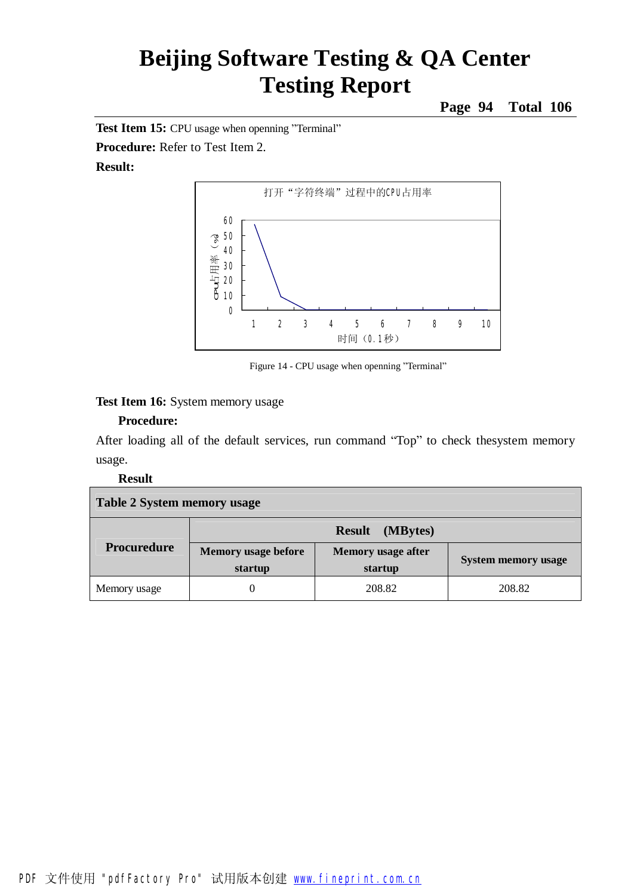**Test Item 15:** CPU usage when openning ”Terminal”

**Procedure:** Refer to Test Item 2.

**Result:**

打开“字符终端”过程中的CPU占用率

CPU占用率（%）

时间（0.1秒）

Figure 14 - CPU usage when openning ”Terminal”

**Test Item 16:** System memory usage

**Procedure:**

After loading all of the default services, run command “Top” to check thesystem memory usage.

**Result**

**Table 2 System memory usage**

| Procuredure | Result (MBytes) | | |
|---|---|---|---|
| | Memory usage before startup | Memory usage after startup | System memory usage |
| Memory usage | 0 | 208.82 | 208.82 |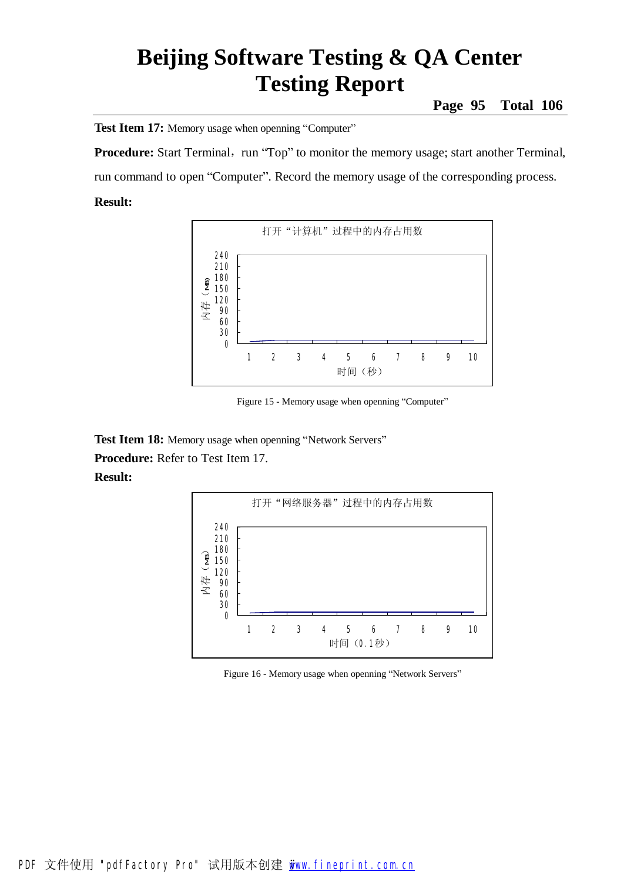**Test Item 17:** Memory usage when openning “Computer”

**Procedure:** Start Terminal，run “Top” to monitor the memory usage; start another Terminal, run command to open “Computer”. Record the memory usage of the corresponding process.

**Result:**

打开“计算机”过程中的内存占用数

内存（MB）

240
210
180
150
120
90
60
30
0

1 2 3 4 5 6 7 8 9 10

时间（秒）

Figure 15 - Memory usage when openning “Computer”

**Test Item 18:** Memory usage when openning “Network Servers”

**Procedure:** Refer to Test Item 17.

**Result:**

打开“网络服务器”过程中的内存占用数

内存（MB）

240
210
180
150
120
90
60
30
0

1 2 3 4 5 6 7 8 9 10

时间（0.1秒）

Figure 16 - Memory usage when openning “Network Servers”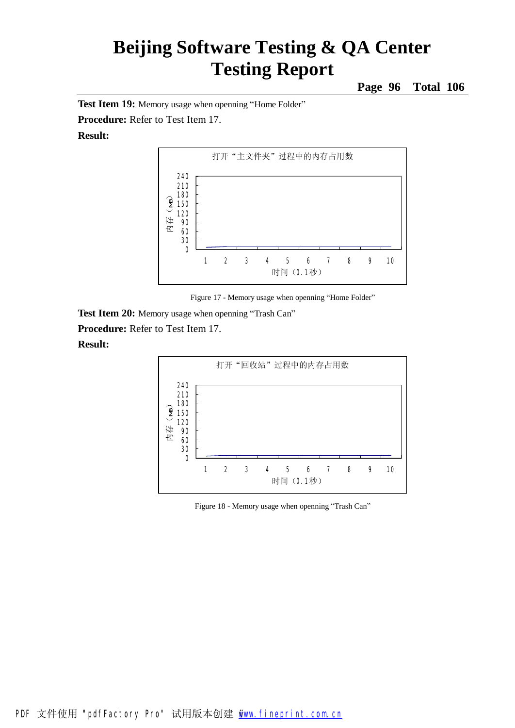**Test Item 19:** Memory usage when openning “Home Folder”

**Procedure:** Refer to Test Item 17.

**Result:**

打开“主文件夹”过程中的内存占用数

Figure 17 - Memory usage when openning “Home Folder”

**Test Item 20:** Memory usage when openning “Trash Can”

**Procedure:** Refer to Test Item 17.

**Result:**

打开“回收站”过程中的内存占用数

Figure 18 - Memory usage when openning “Trash Can”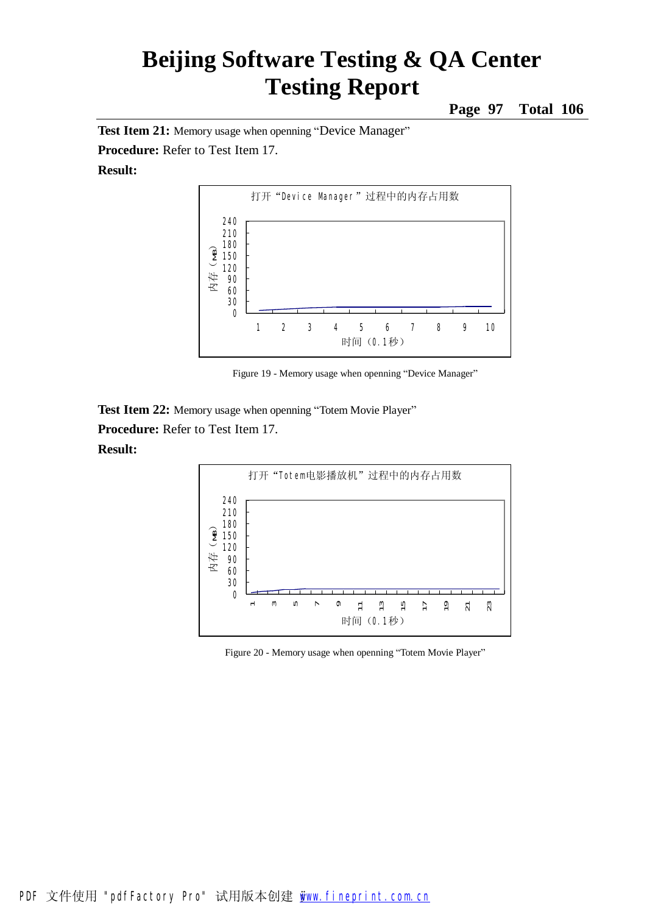**Test Item 21:** Memory usage when openning “Device Manager”

**Procedure:** Refer to Test Item 17.

**Result:**

打开“Device Manager”过程中的内存占用数

Figure 19 - Memory usage when openning “Device Manager”

**Test Item 22:** Memory usage when openning “Totem Movie Player”

**Procedure:** Refer to Test Item 17.

**Result:**

打开“Totem电影播放机”过程中的内存占用数

Figure 20 - Memory usage when openning “Totem Movie Player”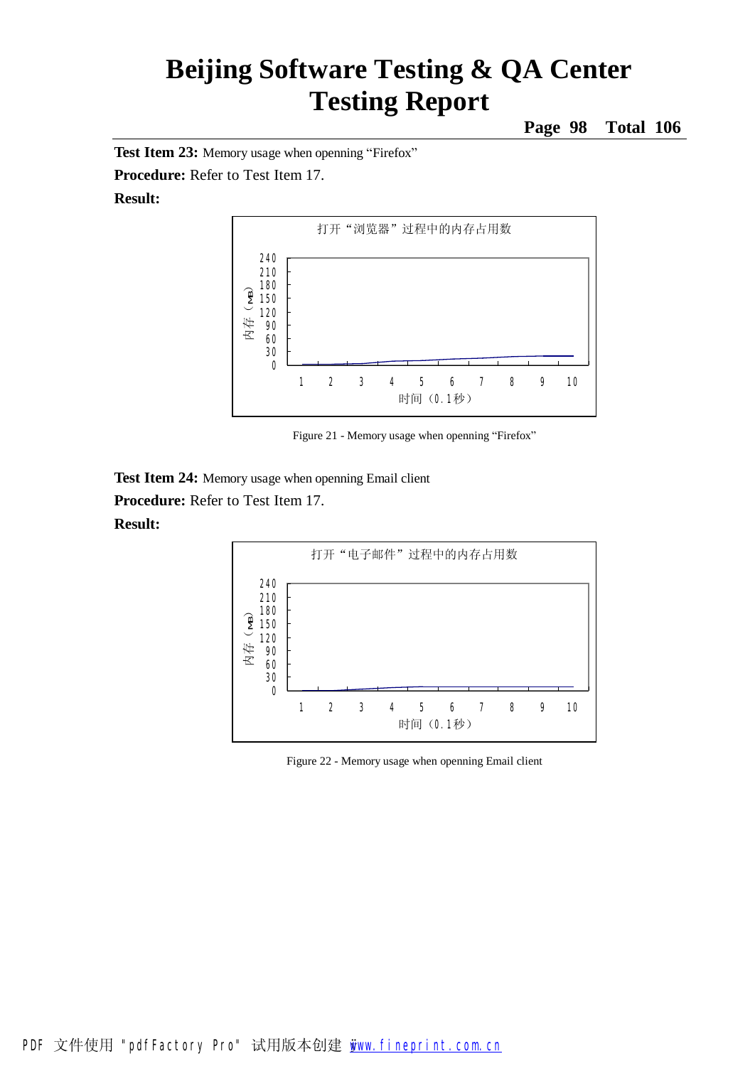**Test Item 23:** Memory usage when openning “Firefox”

**Procedure:** Refer to Test Item 17.

**Result:**

打开“浏览器”过程中的内存占用数

内存（MB）

240
210
180
150
120
90
60
30
0

1 2 3 4 5 6 7 8 9 10

时间（0.1秒）

Figure 21 - Memory usage when openning “Firefox”

**Test Item 24:** Memory usage when openning Email client

**Procedure:** Refer to Test Item 17.

**Result:**

打开“电子邮件”过程中的内存占用数

内存（MB）

240
210
180
150
120
90
60
30
0

1 2 3 4 5 6 7 8 9 10

时间（0.1秒）

Figure 22 - Memory usage when openning Email client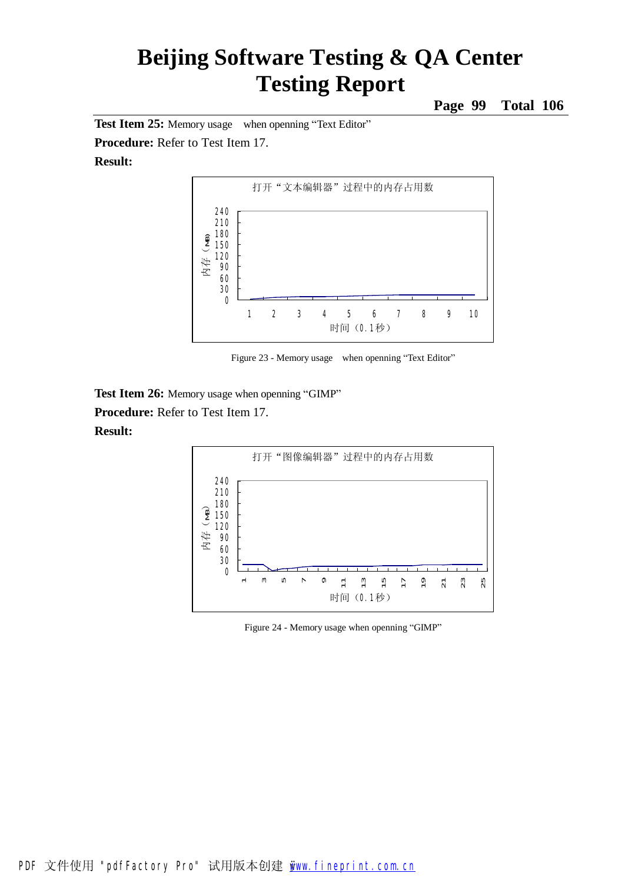**Test Item 25:** Memory usage when openning “Text Editor”

**Procedure:** Refer to Test Item 17.

**Result:**

打开“文本编辑器”过程中的内存占用数

Figure 23 - Memory usage when openning “Text Editor”

**Test Item 26:** Memory usage when openning “GIMP”

**Procedure:** Refer to Test Item 17.

**Result:**

打开“图像编辑器”过程中的内存占用数

Figure 24 - Memory usage when openning “GIMP”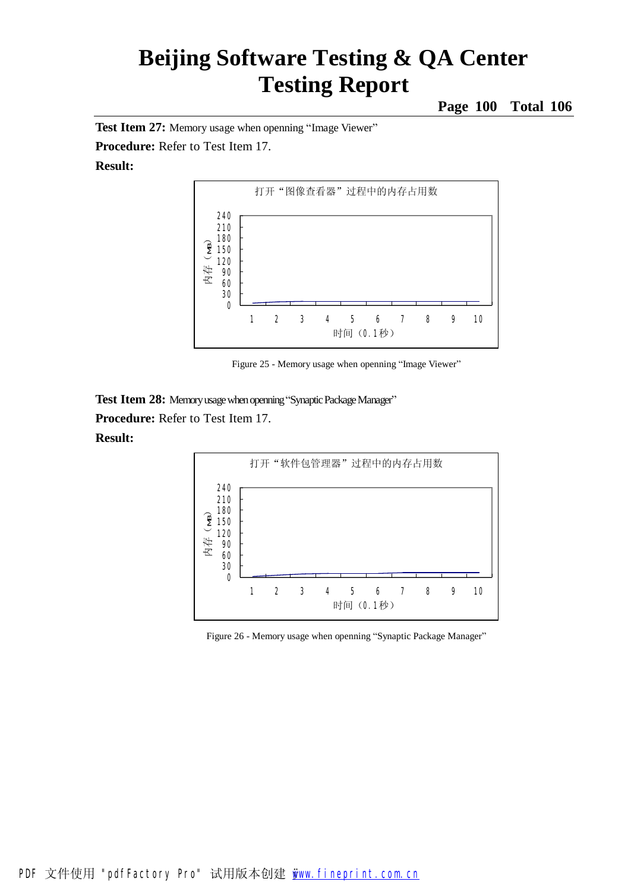**Test Item 27:** Memory usage when openning “Image Viewer”

**Procedure:** Refer to Test Item 17.

**Result:**

Figure 25 - Memory usage when openning “Image Viewer”

**Test Item 28:** Memory usage when openning “Synaptic Package Manager”

**Procedure:** Refer to Test Item 17.

**Result:**

Figure 26 - Memory usage when openning “Synaptic Package Manager”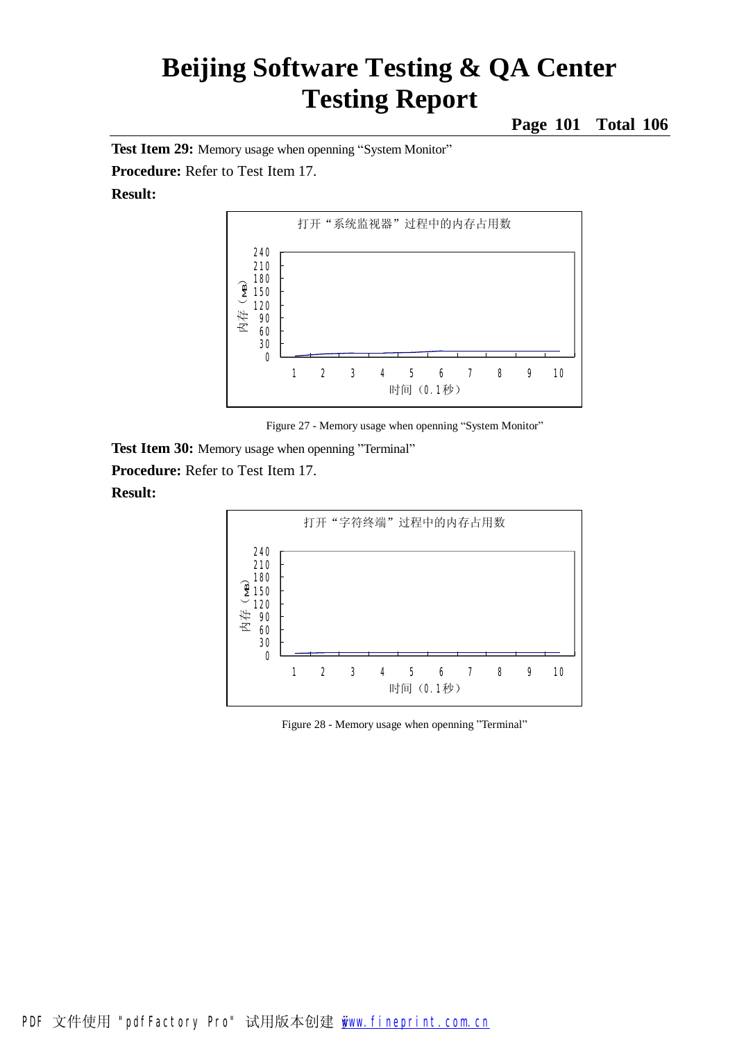**Test Item 29:** Memory usage when openning “System Monitor”

**Procedure:** Refer to Test Item 17.

**Result:**

打开“系统监视器”过程中的内存占用数

Figure 27 - Memory usage when openning “System Monitor”

**Test Item 30:** Memory usage when openning ”Terminal”

**Procedure:** Refer to Test Item 17.

**Result:**

打开“字符终端”过程中的内存占用数

Figure 28 - Memory usage when openning ”Terminal”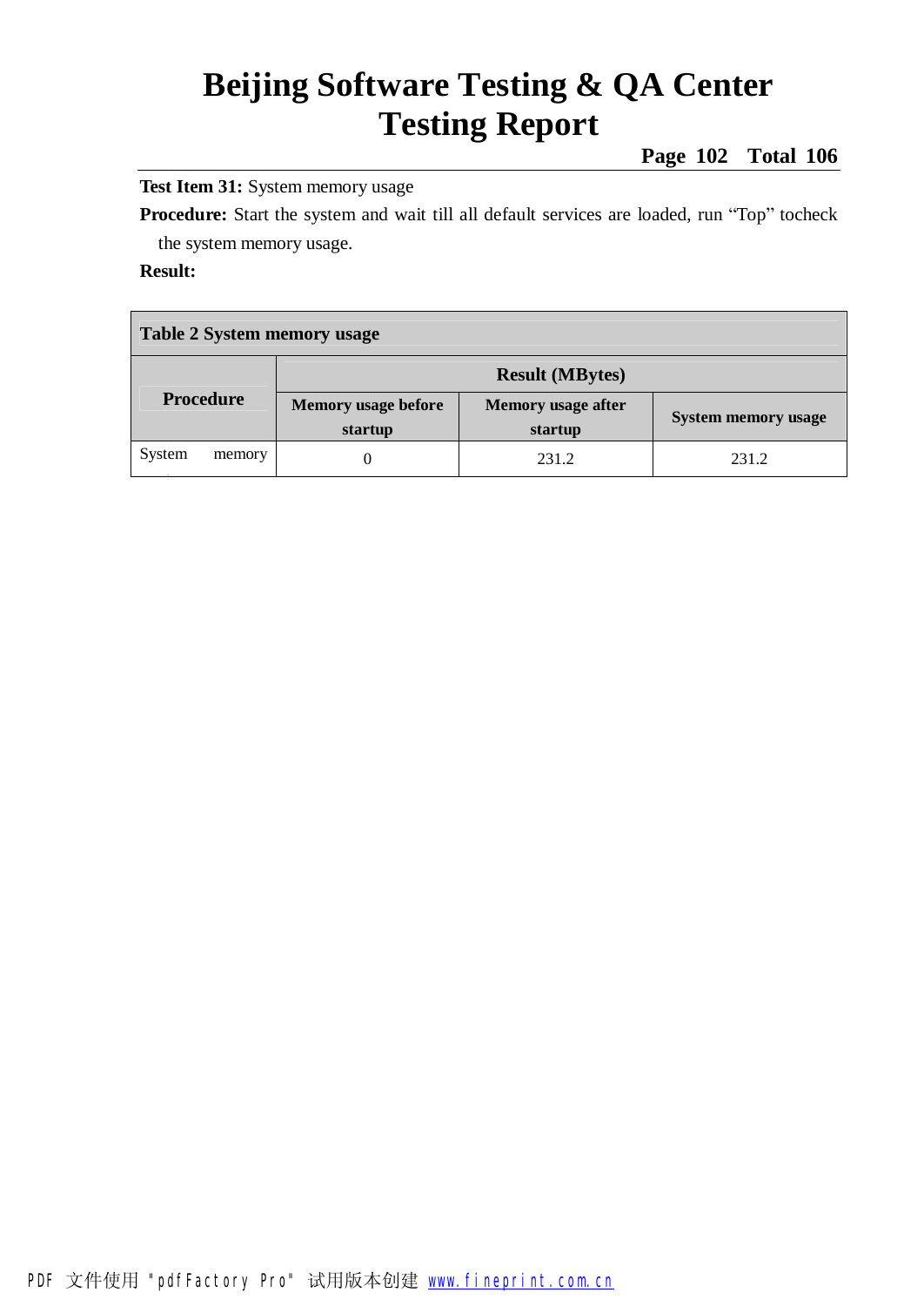**Test Item 31:** System memory usage

**Procedure:** Start the system and wait till all default services are loaded, run “Top” tocheck the system memory usage.

**Result:**

| **Table 2 System memory usage** | | | |
|---|---|---|---|
| **Procedure** | **Result (MBytes)** | | |
| | **Memory usage before startup** | **Memory usage after startup** | **System memory usage** |
| System memory | 0 | 231.2 | 231.2 |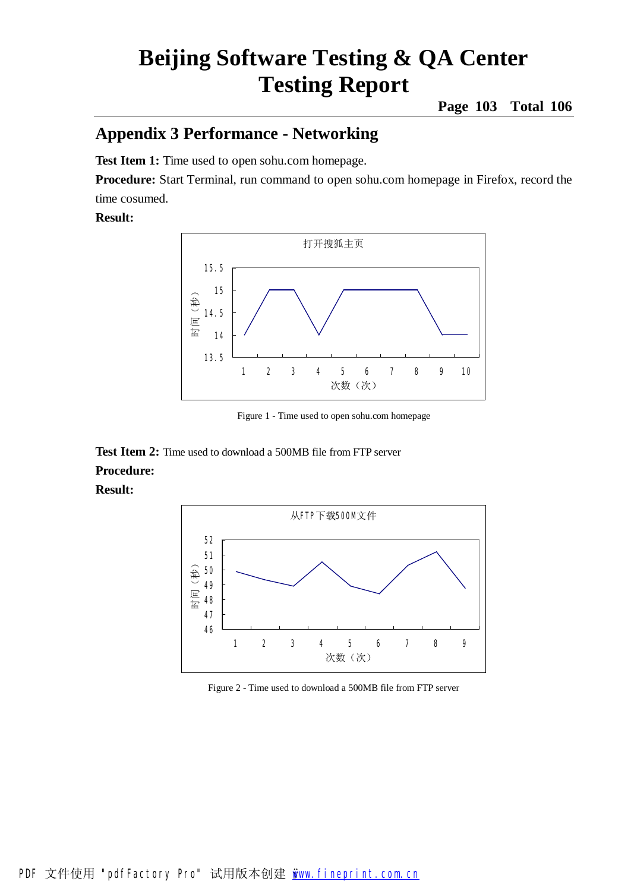## Appendix 3 Performance - Networking

**Test Item 1:** Time used to open sohu.com homepage.

**Procedure:** Start Terminal, run command to open sohu.com homepage in Firefox, record the time cosumed.

**Result:**

Figure 1 - Time used to open sohu.com homepage

**Test Item 2:** Time used to download a 500MB file from FTP server

**Procedure:**

**Result:**

Figure 2 - Time used to download a 500MB file from FTP server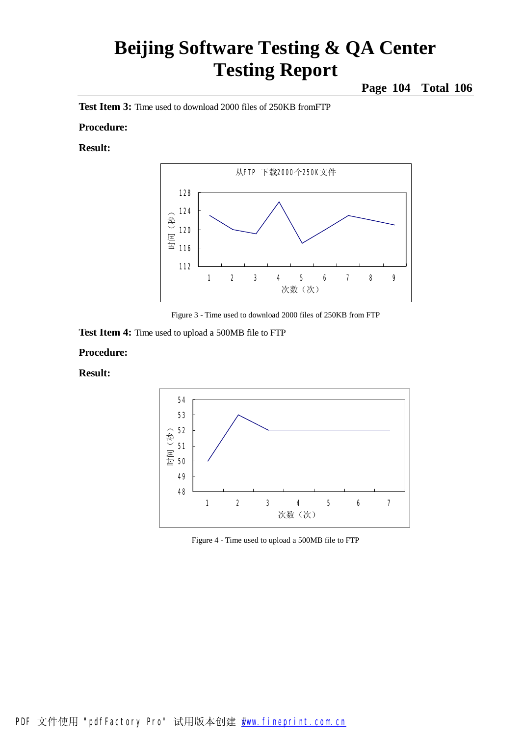**Test Item 3:** Time used to download 2000 files of 250KB fromFTP

**Procedure:**

**Result:**

Figure 3 - Time used to download 2000 files of 250KB from FTP

**Test Item 4:** Time used to upload a 500MB file to FTP

**Procedure:**

**Result:**

Figure 4 - Time used to upload a 500MB file to FTP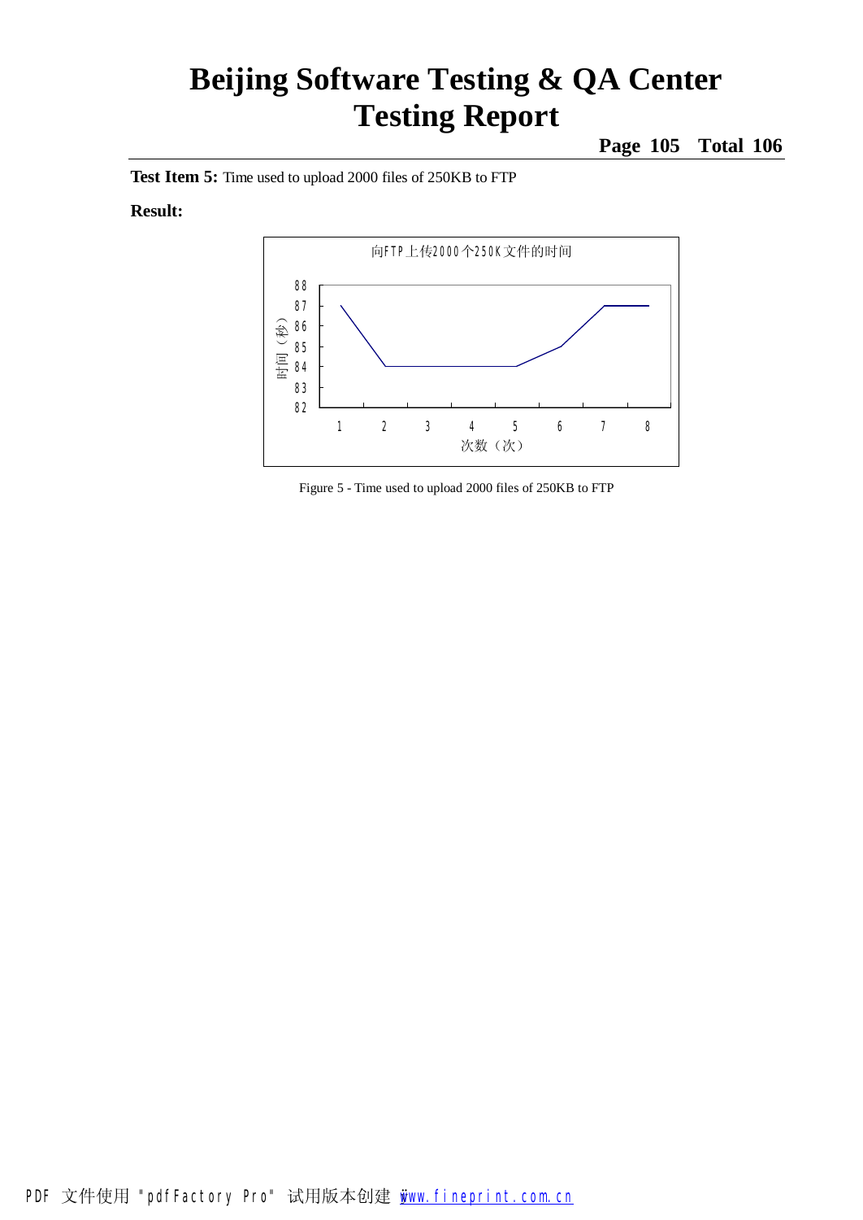**Test Item 5:** Time used to upload 2000 files of 250KB to FTP

**Result:**

向FTP上传2000个250K文件的时间

时间（秒）

88
87
86
85
84
83
82

1 2 3 4 5 6 7 8

次数（次）

Figure 5 - Time used to upload 2000 files of 250KB to FTP